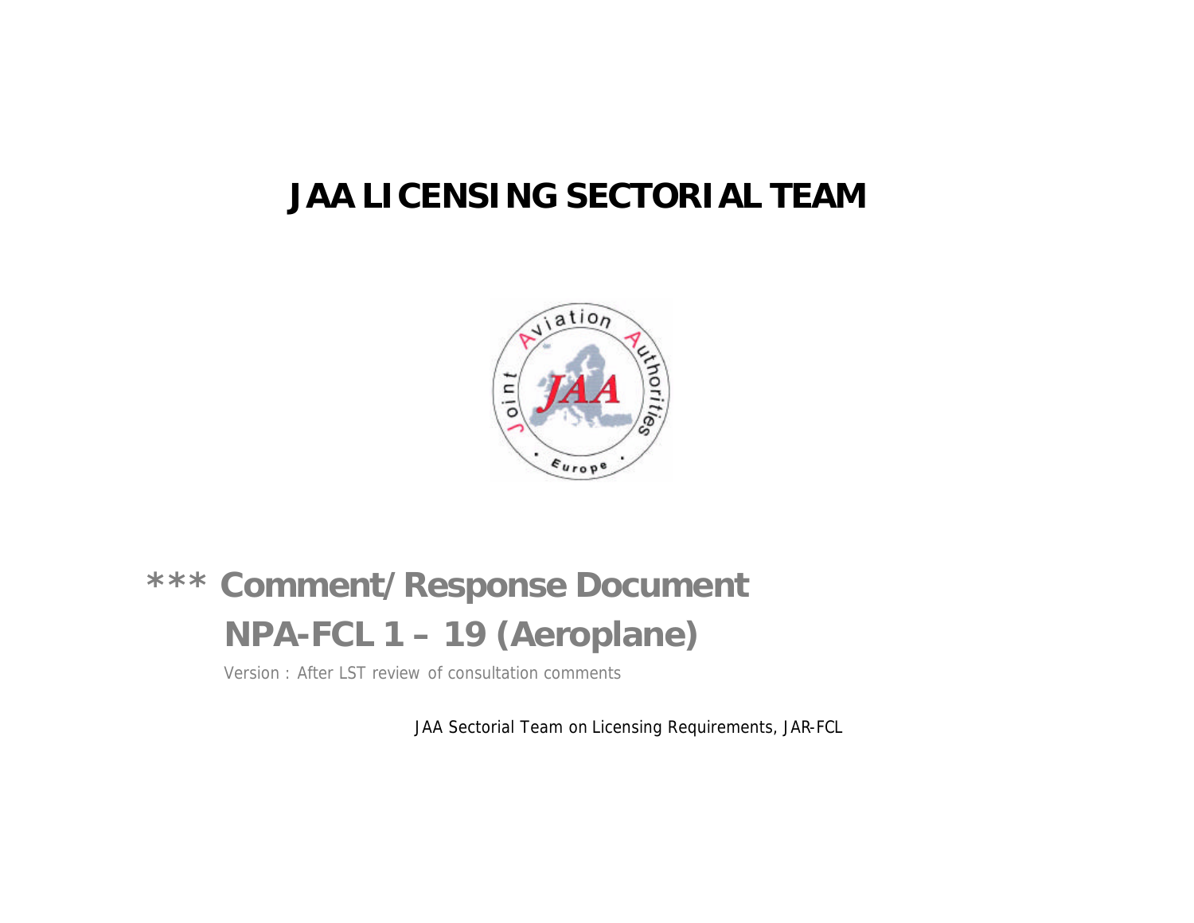# JAA LICENSING SECTORIAL TEAM

## *** Comment/Response Document

## NPA-FCL 1 – 19 (Aeroplane)

Version : After LST review of consultation comments

JAA Sectorial Team on Licensing Requirements, JAR-FCL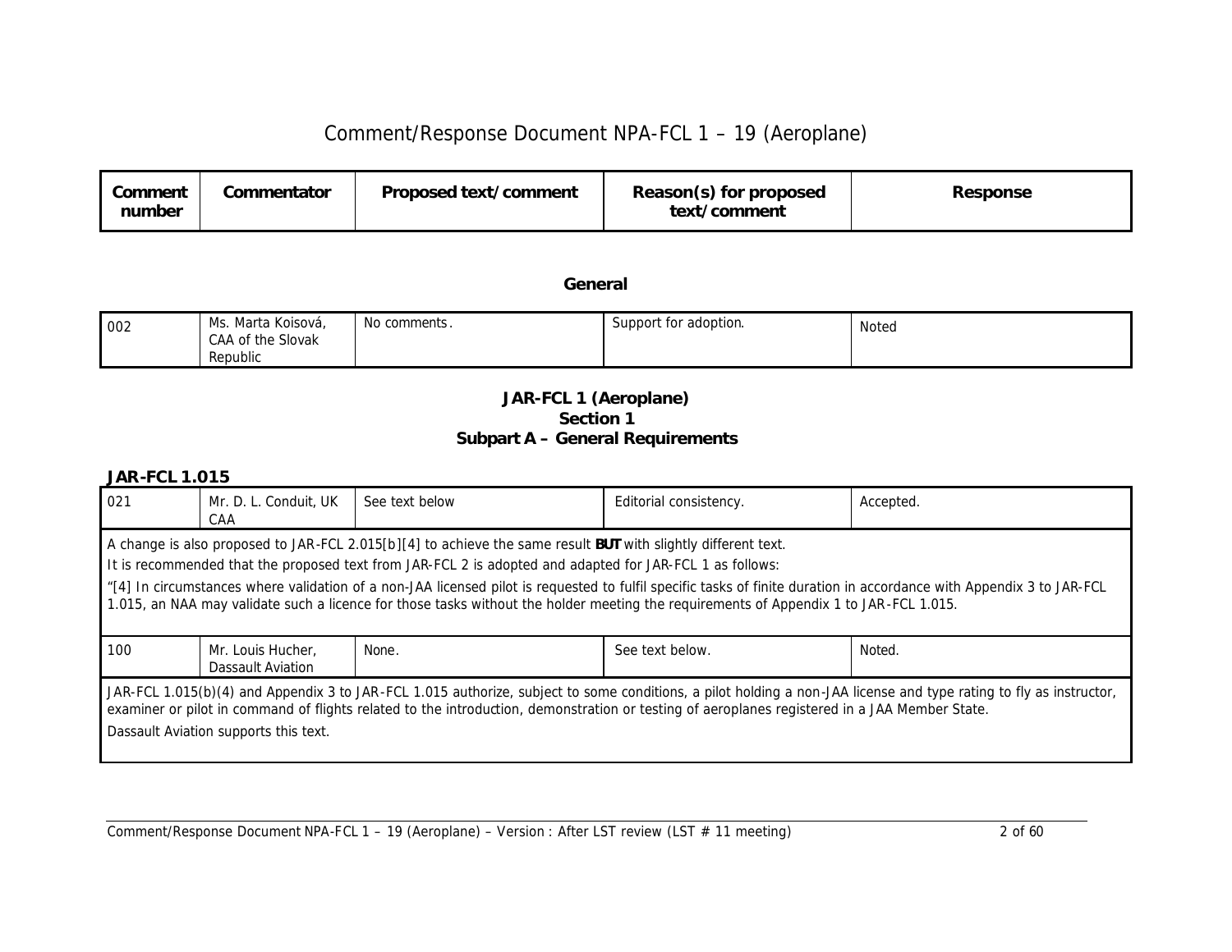# Comment/Response Document NPA-FCL 1 – 19 (Aeroplane)

| Comment number | Commentator | Proposed text/comment | Reason(s) for proposed text/comment | Response |
|---|---|---|---|---|

## General

| Comment number | Commentator | Proposed text/comment | Reason(s) for proposed text/comment | Response |
|---|---|---|---|---|
| 002 | Ms. Marta Koisová, CAA of the Slovak Republic | No comments. | Support for adoption. | Noted |

## JAR-FCL 1 (Aeroplane)
## Section 1
## Subpart A – General Requirements

### JAR-FCL 1.015

| Comment number | Commentator | Proposed text/comment | Reason(s) for proposed text/comment | Response |
|---|---|---|---|---|
| 021 | Mr. D. L. Conduit, UK CAA | See text below | Editorial consistency. | Accepted. |

A change is also proposed to JAR-FCL 2.015[b][4] to achieve the same result **BUT** with slightly different text.

It is recommended that the proposed text from JAR-FCL 2 is adopted and adapted for JAR-FCL 1 as follows:

"[4] In circumstances where validation of a non-JAA licensed pilot is requested to fulfil specific tasks of finite duration in accordance with Appendix 3 to JAR-FCL 1.015, an NAA may validate such a licence for those tasks without the holder meeting the requirements of Appendix 1 to JAR-FCL 1.015.

| Comment number | Commentator | Proposed text/comment | Reason(s) for proposed text/comment | Response |
|---|---|---|---|---|
| 100 | Mr. Louis Hucher, Dassault Aviation | None. | See text below. | Noted. |

JAR-FCL 1.015(b)(4) and Appendix 3 to JAR-FCL 1.015 authorize, subject to some conditions, a pilot holding a non-JAA license and type rating to fly as instructor, examiner or pilot in command of flights related to the introduction, demonstration or testing of aeroplanes registered in a JAA Member State.

Dassault Aviation supports this text.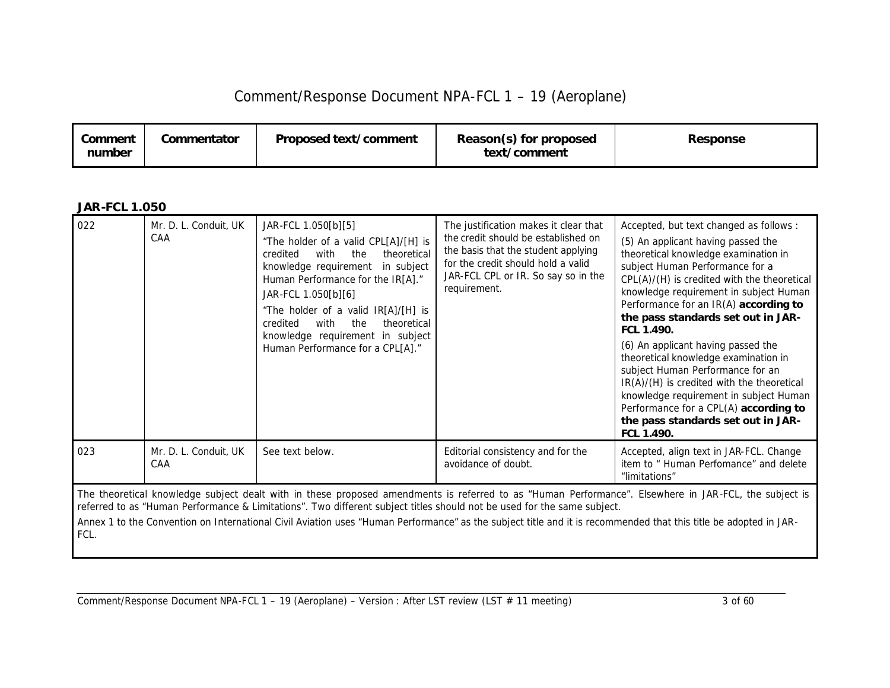| Comment number | Commentator | Proposed text/comment | Reason(s) for proposed text/comment | Response |
|---|---|---|---|---|

**JAR-FCL 1.050**

| Comment number | Commentator | Proposed text/comment | Reason(s) for proposed text/comment | Response |
|---|---|---|---|---|
| 022 | Mr. D. L. Conduit, UK CAA | JAR-FCL 1.050[b][5]<br>"The holder of a valid CPL[A]/[H] is credited with the theoretical knowledge requirement in subject Human Performance for the IR[A]."<br>JAR-FCL 1.050[b][6]<br>"The holder of a valid IR[A]/[H] is credited with the theoretical knowledge requirement in subject Human Performance for a CPL[A]." | The justification makes it clear that the credit should be established on the basis that the student applying for the credit should hold a valid JAR-FCL CPL or IR. So say so in the requirement. | Accepted, but text changed as follows :<br>(5) An applicant having passed the theoretical knowledge examination in subject Human Performance for a CPL(A)/(H) is credited with the theoretical knowledge requirement in subject Human Performance for an IR(A) **according to the pass standards set out in JAR-FCL 1.490.**<br>(6) An applicant having passed the theoretical knowledge examination in subject Human Performance for an IR(A)/(H) is credited with the theoretical knowledge requirement in subject Human Performance for a CPL(A) **according to the pass standards set out in JAR-FCL 1.490.** |
| 023 | Mr. D. L. Conduit, UK CAA | See text below. | Editorial consistency and for the avoidance of doubt. | Accepted, align text in JAR-FCL. Change item to " Human Perfomance" and delete "limitations" |

The theoretical knowledge subject dealt with in these proposed amendments is referred to as "Human Performance". Elsewhere in JAR-FCL, the subject is referred to as "Human Performance & Limitations". Two different subject titles should not be used for the same subject.

Annex 1 to the Convention on International Civil Aviation uses "Human Performance" as the subject title and it is recommended that this title be adopted in JAR-FCL.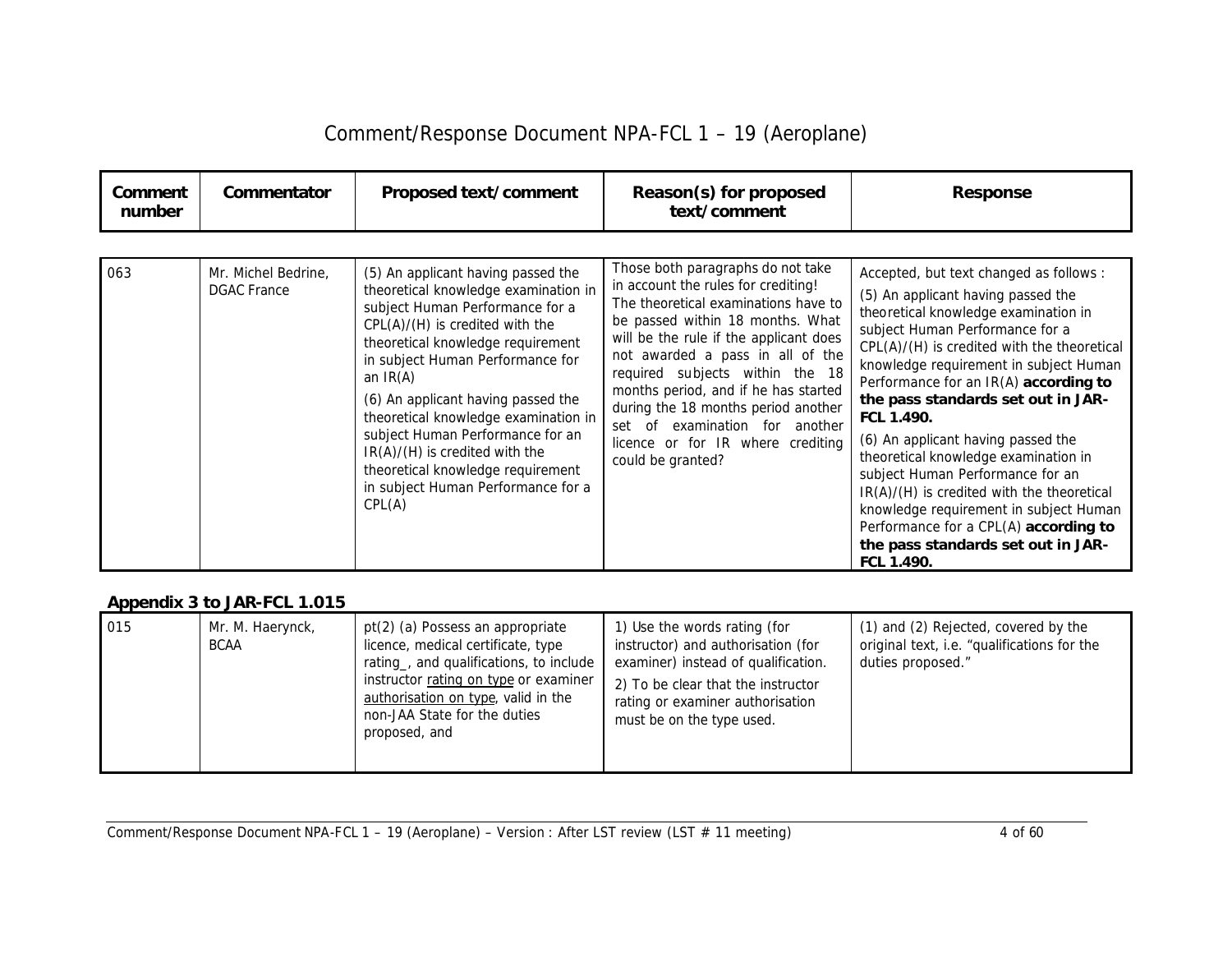# Comment/Response Document NPA-FCL 1 – 19 (Aeroplane)

| Comment number | Commentator | Proposed text/comment | Reason(s) for proposed text/comment | Response |
|---|---|---|---|---|
| 063 | Mr. Michel Bedrine, DGAC France | (5) An applicant having passed the theoretical knowledge examination in subject Human Performance for a CPL(A)/(H) is credited with the theoretical knowledge requirement in subject Human Performance for an IR(A)<br><br>(6) An applicant having passed the theoretical knowledge examination in subject Human Performance for an IR(A)/(H) is credited with the theoretical knowledge requirement in subject Human Performance for a CPL(A) | Those both paragraphs do not take in account the rules for crediting! The theoretical examinations have to be passed within 18 months. What will be the rule if the applicant does not awarded a pass in all of the required subjects within the 18 months period, and if he has started during the 18 months period another set of examination for another licence or for IR where crediting could be granted? | Accepted, but text changed as follows :<br><br>(5) An applicant having passed the theoretical knowledge examination in subject Human Performance for a CPL(A)/(H) is credited with the theoretical knowledge requirement in subject Human Performance for an IR(A) **according to the pass standards set out in JAR-FCL 1.490.**<br><br>(6) An applicant having passed the theoretical knowledge examination in subject Human Performance for an IR(A)/(H) is credited with the theoretical knowledge requirement in subject Human Performance for a CPL(A) **according to the pass standards set out in JAR-FCL 1.490.** |

**Appendix 3 to JAR-FCL 1.015**

| Comment number | Commentator | Proposed text/comment | Reason(s) for proposed text/comment | Response |
|---|---|---|---|---|
| 015 | Mr. M. Haerynck, BCAA | pt(2) (a) Possess an appropriate licence, medical certificate, type rating_, and qualifications, to include instructor <u>rating on type</u> or examiner <u>authorisation on type</u>, valid in the non-JAA State for the duties proposed, and | 1) Use the words rating (for instructor) and authorisation (for examiner) instead of qualification.<br><br>2) To be clear that the instructor rating or examiner authorisation must be on the type used. | (1) and (2) Rejected, covered by the original text, i.e. "qualifications for the duties proposed." |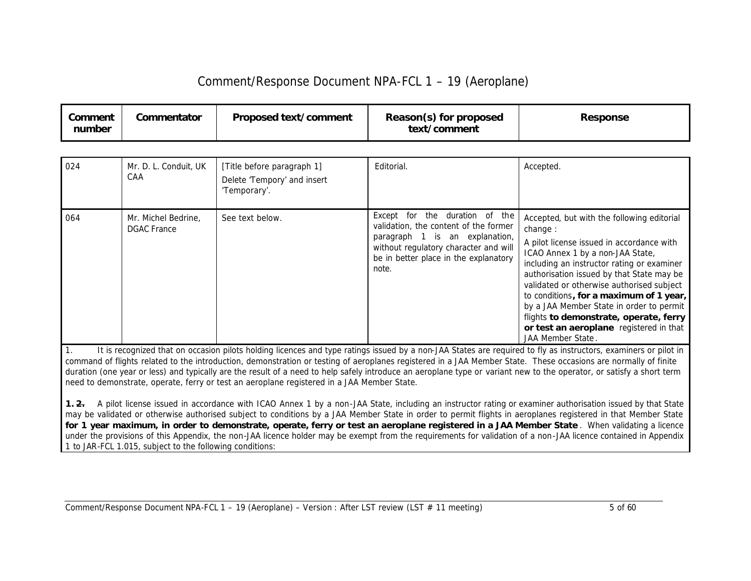# Comment/Response Document NPA-FCL 1 – 19 (Aeroplane)

| Comment number | Commentator | Proposed text/comment | Reason(s) for proposed text/comment | Response |
|---|---|---|---|---|
| 024 | Mr. D. L. Conduit, UK CAA | [Title before paragraph 1] Delete 'Tempory' and insert 'Temporary'. | Editorial. | Accepted. |
| 064 | Mr. Michel Bedrine, DGAC France | See text below. | Except for the duration of the validation, the content of the former paragraph 1 is an explanation, without regulatory character and will be in better place in the explanatory note. | Accepted, but with the following editorial change : A pilot license issued in accordance with ICAO Annex 1 by a non-JAA State, including an instructor rating or examiner authorisation issued by that State may be validated or otherwise authorised subject to conditions**, for a maximum of 1 year,** by a JAA Member State in order to permit flights **to demonstrate, operate, ferry or test an aeroplane** registered in that JAA Member State. |

1. It is recognized that on occasion pilots holding licences and type ratings issued by a non-JAA States are required to fly as instructors, examiners or pilot in command of flights related to the introduction, demonstration or testing of aeroplanes registered in a JAA Member State. These occasions are normally of finite duration (one year or less) and typically are the result of a need to help safely introduce an aeroplane type or variant new to the operator, or satisfy a short term need to demonstrate, operate, ferry or test an aeroplane registered in a JAA Member State.

**1.** ~~**2.**~~ A pilot license issued in accordance with ICAO Annex 1 by a non-JAA State, including an instructor rating or examiner authorisation issued by that State may be validated or otherwise authorised subject to conditions by a JAA Member State in order to permit flights in aeroplanes registered in that Member State **for 1 year maximum, in order to demonstrate, operate, ferry or test an aeroplane registered in a JAA Member State**. When validating a licence under the provisions of this Appendix, the non-JAA licence holder may be exempt from the requirements for validation of a non-JAA licence contained in Appendix 1 to JAR-FCL 1.015, subject to the following conditions: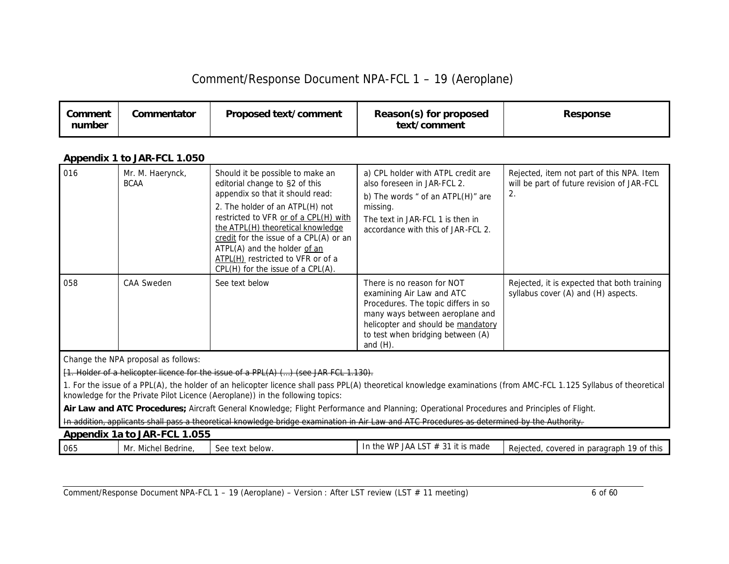# Comment/Response Document NPA-FCL 1 – 19 (Aeroplane)

| Comment number | Commentator | Proposed text/comment | Reason(s) for proposed text/comment | Response |
|---|---|---|---|---|

**Appendix 1 to JAR-FCL 1.050**

| Comment number | Commentator | Proposed text/comment | Reason(s) for proposed text/comment | Response |
|---|---|---|---|---|
| 016 | Mr. M. Haerynck, BCAA | Should it be possible to make an editorial change to §2 of this appendix so that it should read:<br>2. The holder of an ATPL(H) not restricted to VFR <u>or of a CPL(H) with the ATPL(H) theoretical knowledge credit</u> for the issue of a CPL(A) or an ATPL(A) and the holder <u>of an ATPL(H)</u> restricted to VFR or of a CPL(H) for the issue of a CPL(A). | a) CPL holder with ATPL credit are also foreseen in JAR-FCL 2.<br>b) The words " of an ATPL(H)" are missing.<br>The text in JAR-FCL 1 is then in accordance with this of JAR-FCL 2. | Rejected, item not part of this NPA. Item will be part of future revision of JAR-FCL 2. |
| 058 | CAA Sweden | See text below | There is no reason for NOT examining Air Law and ATC Procedures. The topic differs in so many ways between aeroplane and helicopter and should be <u>mandatory</u> to test when bridging between (A) and (H). | Rejected, it is expected that both training syllabus cover (A) and (H) aspects. |

Change the NPA proposal as follows:

~~[1. Holder of a helicopter licence for the issue of a PPL(A) (…) (see JAR FCL 1.130).~~

1. For the issue of a PPL(A), the holder of an helicopter licence shall pass PPL(A) theoretical knowledge examinations (from AMC-FCL 1.125 Syllabus of theoretical knowledge for the Private Pilot Licence (Aeroplane)) in the following topics:

**Air Law and ATC Procedures;** Aircraft General Knowledge; Flight Performance and Planning; Operational Procedures and Principles of Flight.

~~In addition, applicants shall pass a theoretical knowledge bridge examination in Air Law and ATC Procedures as determined by the Authority.~~

**Appendix 1a to JAR-FCL 1.055**

| Comment number | Commentator | Proposed text/comment | Reason(s) for proposed text/comment | Response |
|---|---|---|---|---|
| 065 | Mr. Michel Bedrine, | See text below. | In the WP JAA LST # 31 it is made | Rejected, covered in paragraph 19 of this |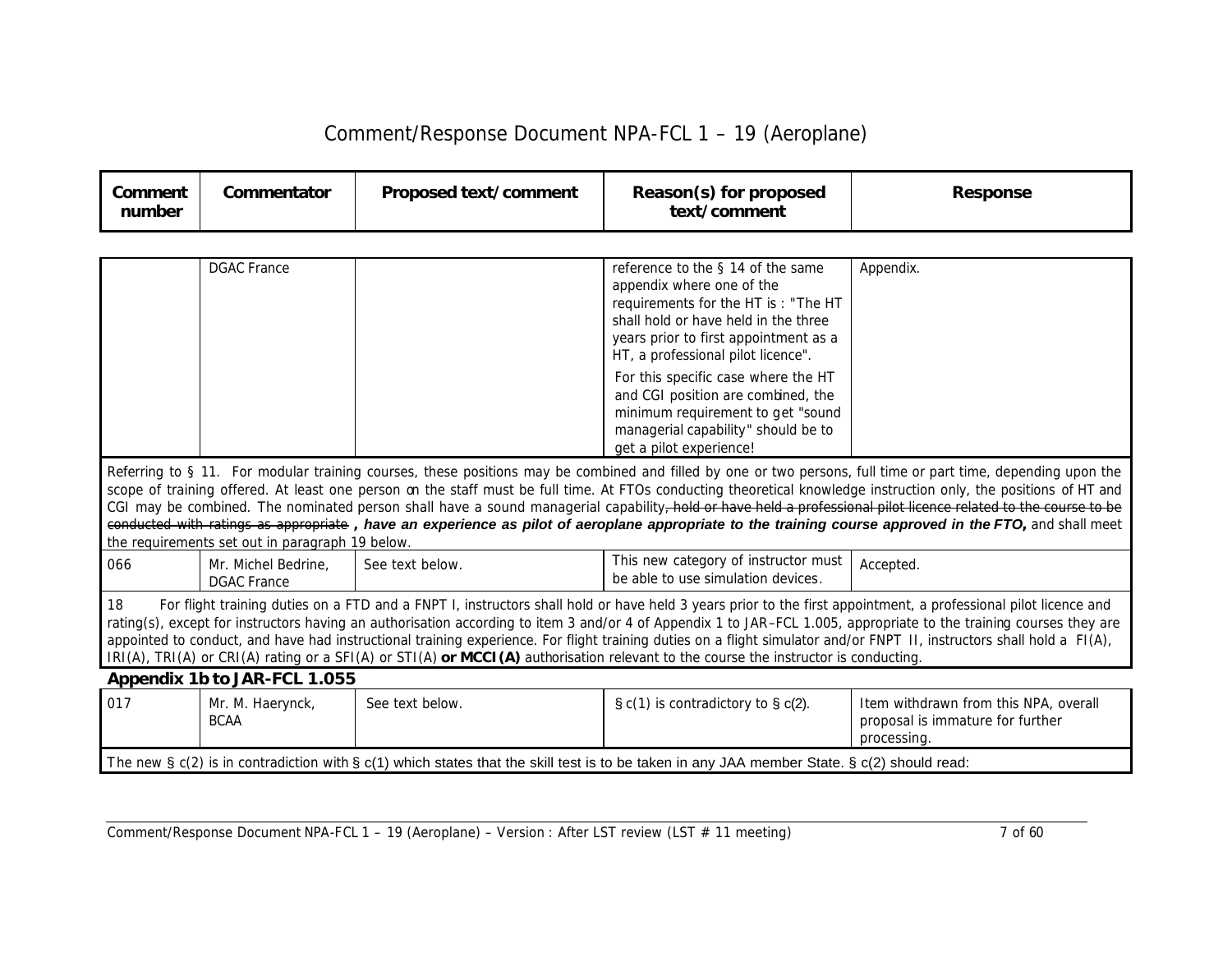| Comment number | Commentator | Proposed text/comment | Reason(s) for proposed text/comment | Response |
|---|---|---|---|---|
| | DGAC France | | reference to the § 14 of the same appendix where one of the requirements for the HT is : "The HT shall hold or have held in the three years prior to first appointment as a HT, a professional pilot licence". For this specific case where the HT and CGI position are combined, the minimum requirement to get "sound managerial capability" should be to get a pilot experience! | Appendix. |

Referring to § 11. For modular training courses, these positions may be combined and filled by one or two persons, full time or part time, depending upon the scope of training offered. At least one person on the staff must be full time. At FTOs conducting theoretical knowledge instruction only, the positions of HT and CGI may be combined. The nominated person shall have a sound managerial capability~~, hold or have held a professional pilot licence related to the course to be conducted with ratings as appropriate~~ ***, have an experience as pilot of aeroplane appropriate to the training course approved in the FTO,*** and shall meet the requirements set out in paragraph 19 below.

| Comment number | Commentator | Proposed text/comment | Reason(s) for proposed text/comment | Response |
|---|---|---|---|---|
| 066 | Mr. Michel Bedrine, DGAC France | See text below. | This new category of instructor must be able to use simulation devices. | Accepted. |

18 For flight training duties on a FTD and a FNPT I, instructors shall hold or have held 3 years prior to the first appointment, a professional pilot licence and rating(s), except for instructors having an authorisation according to item 3 and/or 4 of Appendix 1 to JAR–FCL 1.005, appropriate to the training courses they are appointed to conduct, and have had instructional training experience. For flight training duties on a flight simulator and/or FNPT II, instructors shall hold a FI(A), IRI(A), TRI(A) or CRI(A) rating or a SFI(A) or STI(A) **or MCCI(A)** authorisation relevant to the course the instructor is conducting.

### Appendix 1b to JAR-FCL 1.055

| Comment number | Commentator | Proposed text/comment | Reason(s) for proposed text/comment | Response |
|---|---|---|---|---|
| 017 | Mr. M. Haerynck, BCAA | See text below. | § c(1) is contradictory to § c(2). | Item withdrawn from this NPA, overall proposal is immature for further processing. |

The new § c(2) is in contradiction with § c(1) which states that the skill test is to be taken in any JAA member State. § c(2) should read: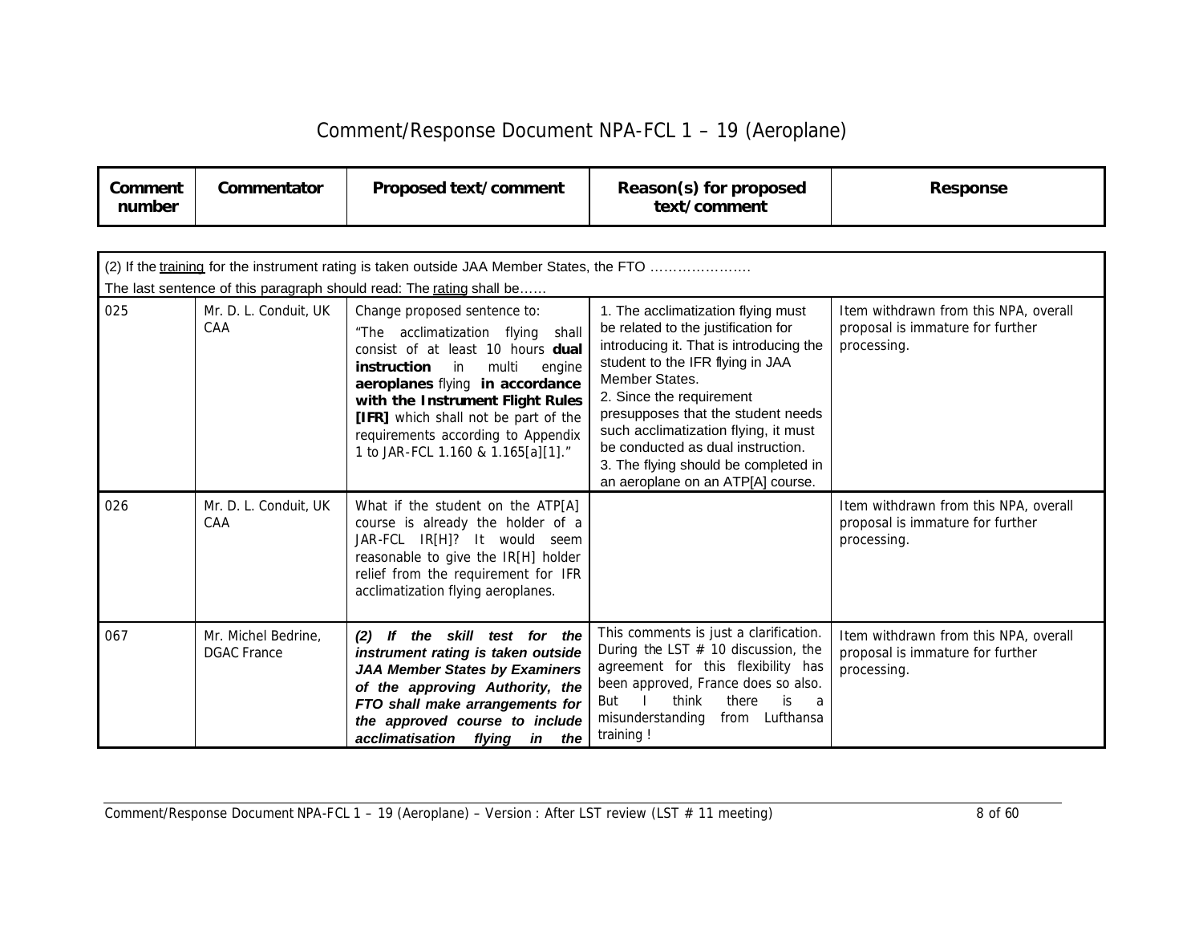# Comment/Response Document NPA-FCL 1 – 19 (Aeroplane)

| Comment number | Commentator | Proposed text/comment | Reason(s) for proposed text/comment | Response |
|---|---|---|---|---|
| (2) If the training for the instrument rating is taken outside JAA Member States, the FTO …………………. The last sentence of this paragraph should read: The rating shall be…… | | | | |
| 025 | Mr. D. L. Conduit, UK CAA | Change proposed sentence to: "The acclimatization flying shall consist of at least 10 hours **dual instruction** in multi engine **aeroplanes** flying **in accordance with the Instrument Flight Rules [IFR]** which shall not be part of the requirements according to Appendix 1 to JAR-FCL 1.160 & 1.165[a][1]." | 1. The acclimatization flying must be related to the justification for introducing it. That is introducing the student to the IFR flying in JAA Member States. 2. Since the requirement presupposes that the student needs such acclimatization flying, it must be conducted as dual instruction. 3. The flying should be completed in an aeroplane on an ATP[A] course. | Item withdrawn from this NPA, overall proposal is immature for further processing. |
| 026 | Mr. D. L. Conduit, UK CAA | What if the student on the ATP[A] course is already the holder of a JAR-FCL IR[H]? It would seem reasonable to give the IR[H] holder relief from the requirement for IFR acclimatization flying aeroplanes. | | Item withdrawn from this NPA, overall proposal is immature for further processing. |
| 067 | Mr. Michel Bedrine, DGAC France | ***(2) If the skill test for the instrument rating is taken outside JAA Member States by Examiners of the approving Authority, the FTO shall make arrangements for the approved course to include acclimatisation flying in the*** | This comments is just a clarification. During the LST # 10 discussion, the agreement for this flexibility has been approved, France does so also. But I think there is a misunderstanding from Lufthansa training ! | Item withdrawn from this NPA, overall proposal is immature for further processing. |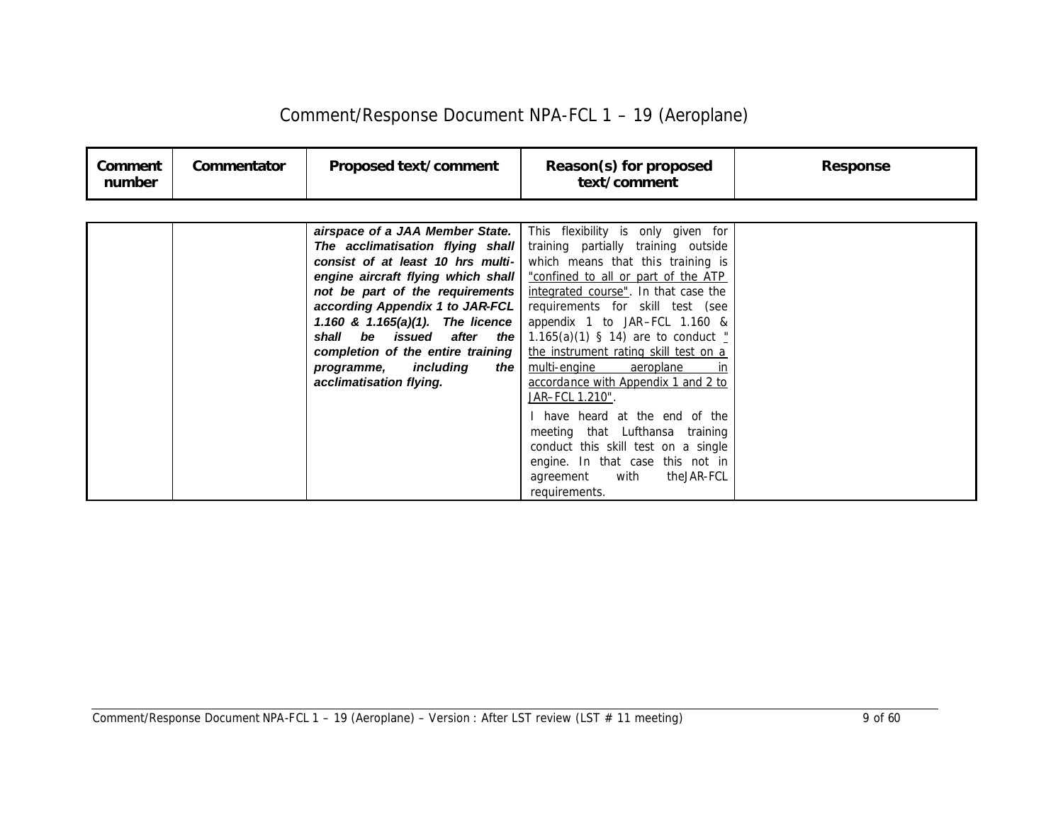# Comment/Response Document NPA-FCL 1 – 19 (Aeroplane)

| Comment number | Commentator | Proposed text/comment | Reason(s) for proposed text/comment | Response |
|---|---|---|---|---|
| | | ***airspace of a JAA Member State. The acclimatisation flying shall consist of at least 10 hrs multi-engine aircraft flying which shall not be part of the requirements according Appendix 1 to JAR-FCL 1.160 & 1.165(a)(1). The licence shall be issued after the completion of the entire training programme, including the acclimatisation flying.*** | This flexibility is only given for training partially training outside which means that this training is "confined to all or part of the ATP integrated course". In that case the requirements for skill test (see appendix 1 to JAR–FCL 1.160 & 1.165(a)(1) § 14) are to conduct " the instrument rating skill test on a multi-engine aeroplane in accordance with Appendix 1 and 2 to JAR–FCL 1.210".<br><br>I have heard at the end of the meeting that Lufthansa training conduct this skill test on a single engine. In that case this not in agreement with theJAR-FCL requirements. | |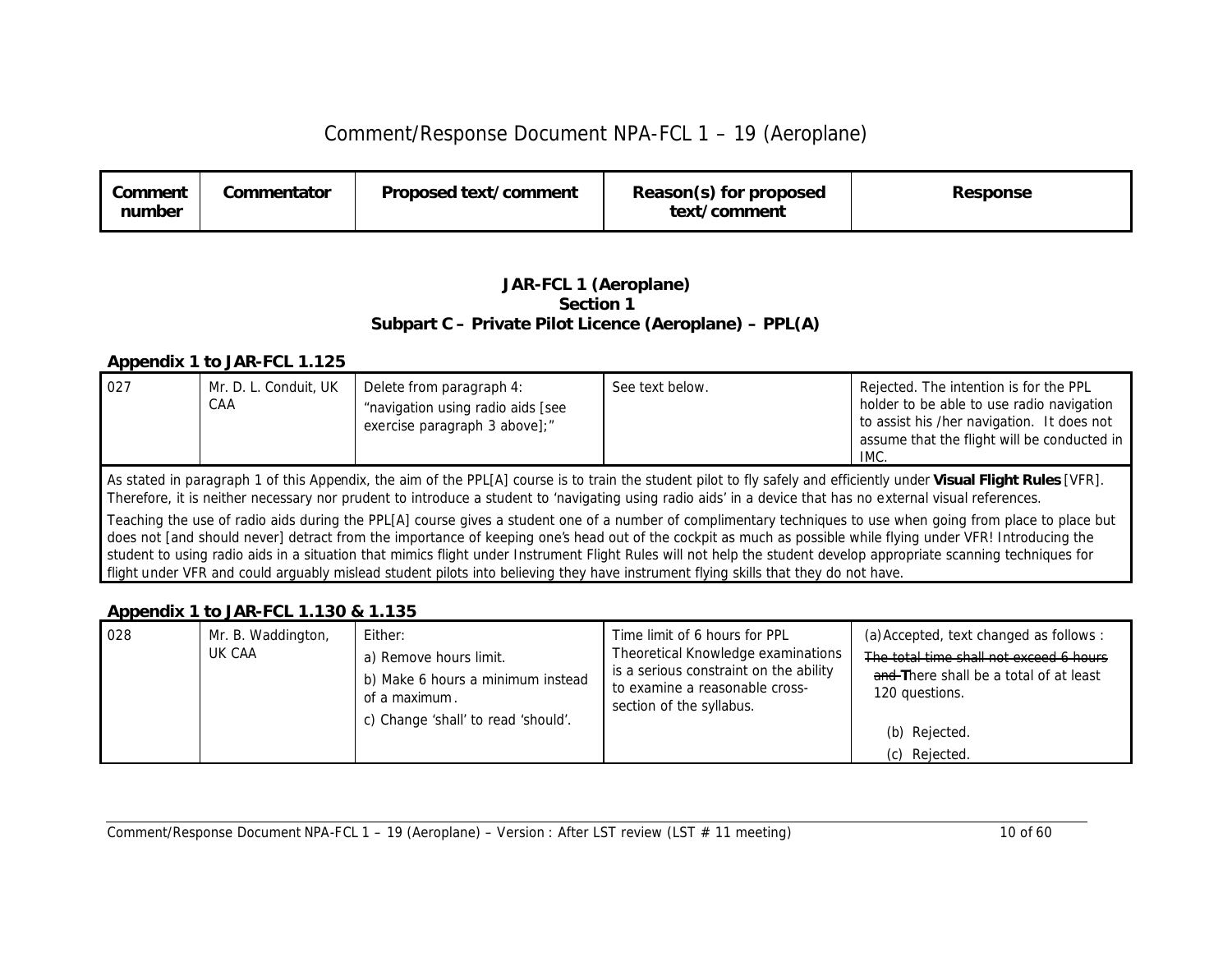| Comment number | Commentator | Proposed text/comment | Reason(s) for proposed text/comment | Response |
|---|---|---|---|---|

### JAR-FCL 1 (Aeroplane)
### Section 1
### Subpart C – Private Pilot Licence (Aeroplane) – PPL(A)

**Appendix 1 to JAR-FCL 1.125**

| Comment number | Commentator | Proposed text/comment | Reason(s) for proposed text/comment | Response |
|---|---|---|---|---|
| 027 | Mr. D. L. Conduit, UK CAA | Delete from paragraph 4: "navigation using radio aids [see exercise paragraph 3 above];" | See text below. | Rejected. The intention is for the PPL holder to be able to use radio navigation to assist his /her navigation. It does not assume that the flight will be conducted in IMC. |

As stated in paragraph 1 of this Appendix, the aim of the PPL[A] course is to train the student pilot to fly safely and efficiently under **Visual Flight Rules** [VFR]. Therefore, it is neither necessary nor prudent to introduce a student to 'navigating using radio aids' in a device that has no external visual references.

Teaching the use of radio aids during the PPL[A] course gives a student one of a number of complimentary techniques to use when going from place to place but does not [and should never] detract from the importance of keeping one's head out of the cockpit as much as possible while flying under VFR! Introducing the student to using radio aids in a situation that mimics flight under Instrument Flight Rules will not help the student develop appropriate scanning techniques for flight under VFR and could arguably mislead student pilots into believing they have instrument flying skills that they do not have.

**Appendix 1 to JAR-FCL 1.130 & 1.135**

| Comment number | Commentator | Proposed text/comment | Reason(s) for proposed text/comment | Response |
|---|---|---|---|---|
| 028 | Mr. B. Waddington, UK CAA | Either:<br>a) Remove hours limit.<br>b) Make 6 hours a minimum instead of a maximum.<br>c) Change 'shall' to read 'should'. | Time limit of 6 hours for PPL Theoretical Knowledge examinations is a serious constraint on the ability to examine a reasonable cross-section of the syllabus. | (a) Accepted, text changed as follows :<br>~~The total time shall not exceed 6 hours and T~~There shall be a total of at least 120 questions.<br>(b) Rejected.<br>(c) Rejected. |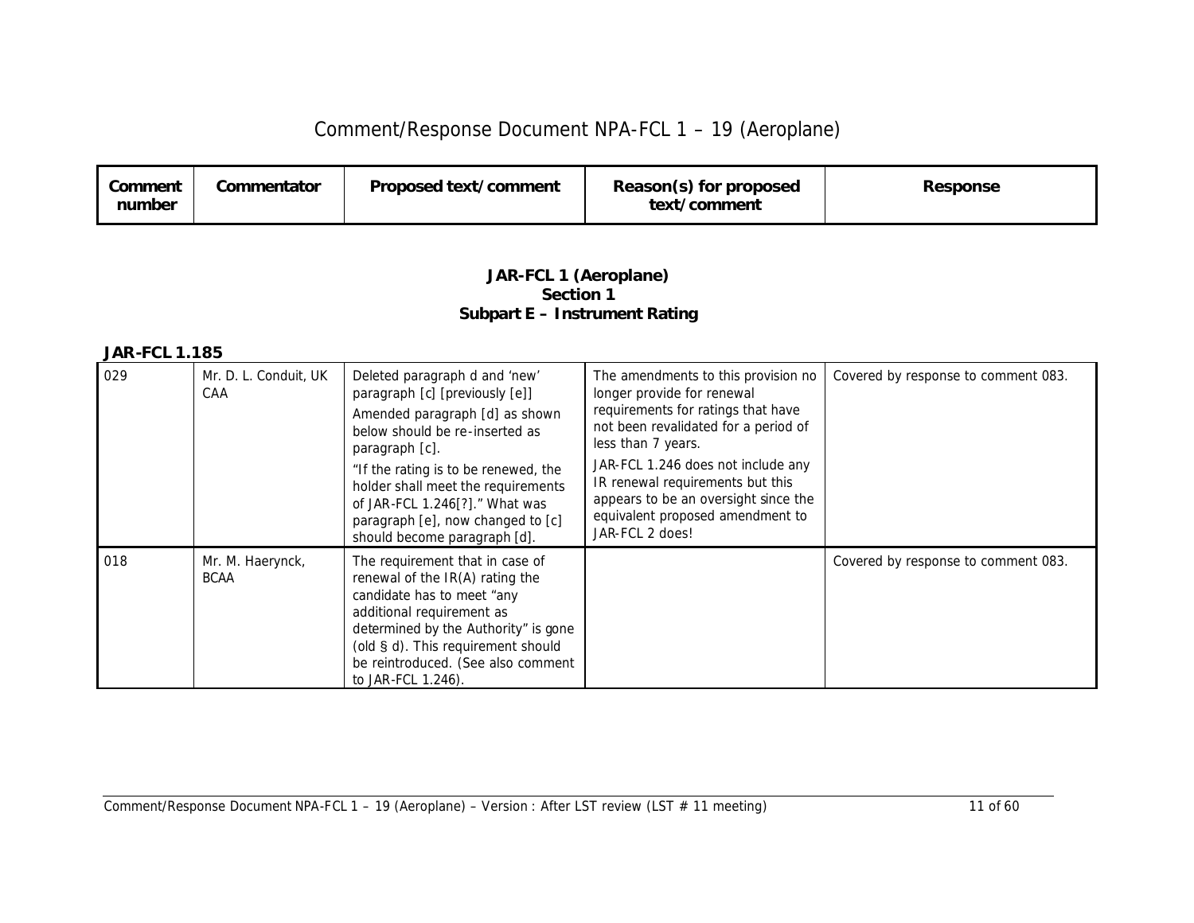# Comment/Response Document NPA-FCL 1 – 19 (Aeroplane)

### JAR-FCL 1 (Aeroplane)
### Section 1
### Subpart E – Instrument Rating

**JAR-FCL 1.185**

| Comment number | Commentator | Proposed text/comment | Reason(s) for proposed text/comment | Response |
|---|---|---|---|---|
| 029 | Mr. D. L. Conduit, UK CAA | Deleted paragraph d and 'new' paragraph [c] [previously [e]] Amended paragraph [d] as shown below should be re-inserted as paragraph [c]. "If the rating is to be renewed, the holder shall meet the requirements of JAR-FCL 1.246[?]." What was paragraph [e], now changed to [c] should become paragraph [d]. | The amendments to this provision no longer provide for renewal requirements for ratings that have not been revalidated for a period of less than 7 years. JAR-FCL 1.246 does not include any IR renewal requirements but this appears to be an oversight since the equivalent proposed amendment to JAR-FCL 2 does! | Covered by response to comment 083. |
| 018 | Mr. M. Haerynck, BCAA | The requirement that in case of renewal of the IR(A) rating the candidate has to meet "any additional requirement as determined by the Authority" is gone (old § d). This requirement should be reintroduced. (See also comment to JAR-FCL 1.246). | | Covered by response to comment 083. |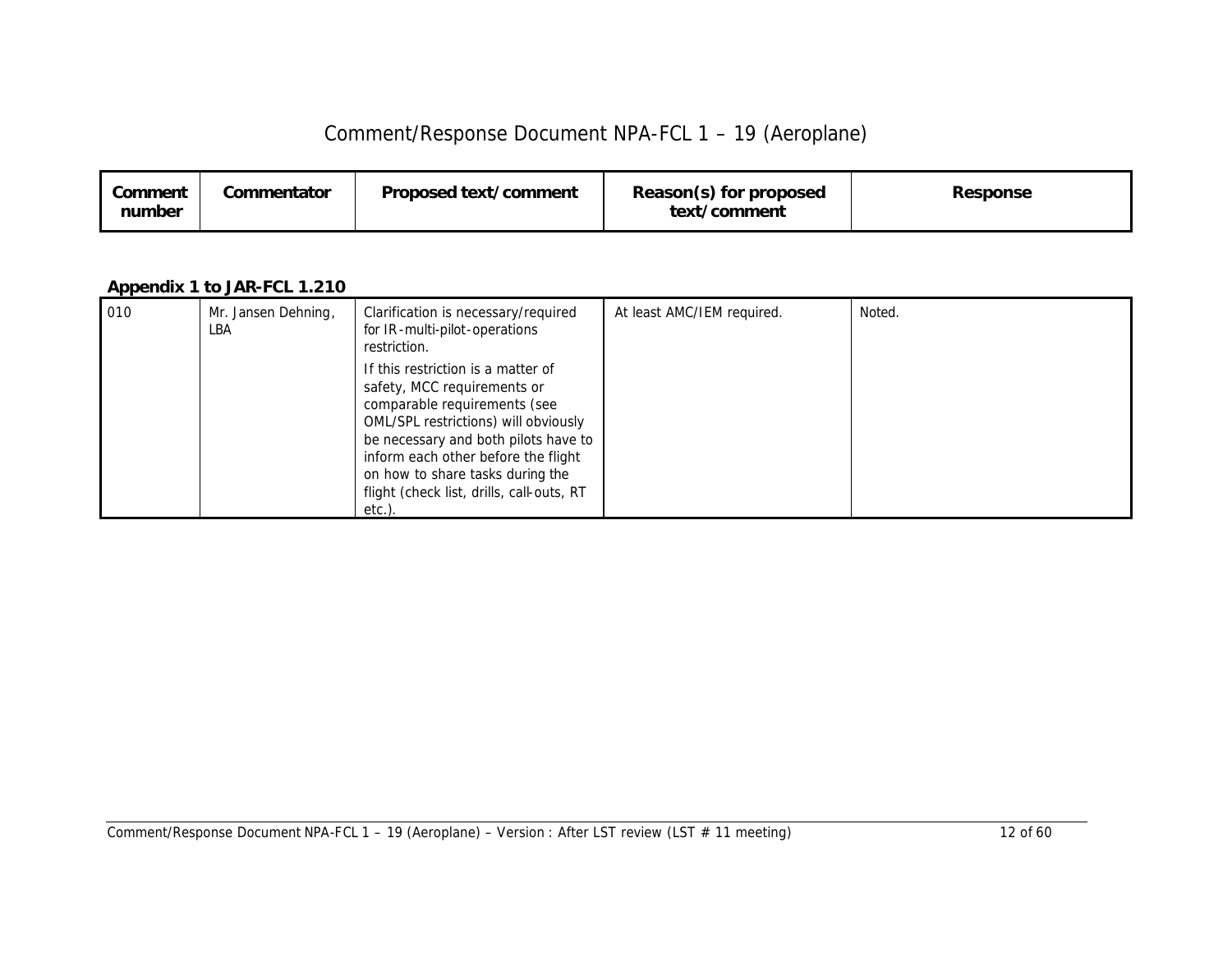| Comment number | Commentator | Proposed text/comment | Reason(s) for proposed text/comment | Response |
|---|---|---|---|---|

**Appendix 1 to JAR-FCL 1.210**

| Comment number | Commentator | Proposed text/comment | Reason(s) for proposed text/comment | Response |
|---|---|---|---|---|
| 010 | Mr. Jansen Dehning, LBA | Clarification is necessary/required for IR-multi-pilot-operations restriction.<br><br>If this restriction is a matter of safety, MCC requirements or comparable requirements (see OML/SPL restrictions) will obviously be necessary and both pilots have to inform each other before the flight on how to share tasks during the flight (check list, drills, call-outs, RT etc.). | At least AMC/IEM required. | Noted. |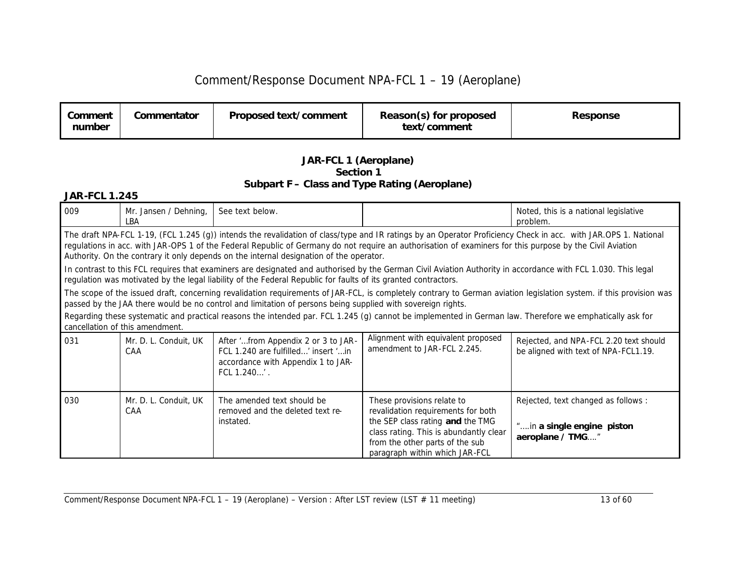# Comment/Response Document NPA-FCL 1 – 19 (Aeroplane)

| Comment number | Commentator | Proposed text/comment | Reason(s) for proposed text/comment | Response |
|---|---|---|---|---|

## JAR-FCL 1 (Aeroplane)
## Section 1
## Subpart F – Class and Type Rating (Aeroplane)

### JAR-FCL 1.245

| Comment number | Commentator | Proposed text/comment | Reason(s) for proposed text/comment | Response |
|---|---|---|---|---|
| 009 | Mr. Jansen / Dehning, LBA | See text below. | | Noted, this is a national legislative problem. |
| The draft NPA-FCL 1-19, (FCL 1.245 (g)) intends the revalidation of class/type and IR ratings by an Operator Proficiency Check in acc. with JAR.OPS 1. National regulations in acc. with JAR-OPS 1 of the Federal Republic of Germany do not require an authorisation of examiners for this purpose by the Civil Aviation Authority. On the contrary it only depends on the internal designation of the operator.<br><br>In contrast to this FCL requires that examiners are designated and authorised by the German Civil Aviation Authority in accordance with FCL 1.030. This legal regulation was motivated by the legal liability of the Federal Republic for faults of its granted contractors.<br><br>The scope of the issued draft, concerning revalidation requirements of JAR-FCL, is completely contrary to German aviation legislation system. if this provision was passed by the JAA there would be no control and limitation of persons being supplied with sovereign rights.<br><br>Regarding these systematic and practical reasons the intended par. FCL 1.245 (g) cannot be implemented in German law. Therefore we emphatically ask for cancellation of this amendment. | | | | |
| 031 | Mr. D. L. Conduit, UK CAA | After '…from Appendix 2 or 3 to JAR-FCL 1.240 are fulfilled…' insert '…in accordance with Appendix 1 to JAR-FCL 1.240…'. | Alignment with equivalent proposed amendment to JAR-FCL 2.245. | Rejected, and NPA-FCL 2.20 text should be aligned with text of NPA-FCL1.19. |
| 030 | Mr. D. L. Conduit, UK CAA | The amended text should be removed and the deleted text re-instated. | These provisions relate to revalidation requirements for both the SEP class rating **and** the TMG class rating. This is abundantly clear from the other parts of the sub paragraph within which JAR-FCL | Rejected, text changed as follows :<br><br>"….in **a single engine piston aeroplane / TMG**…." |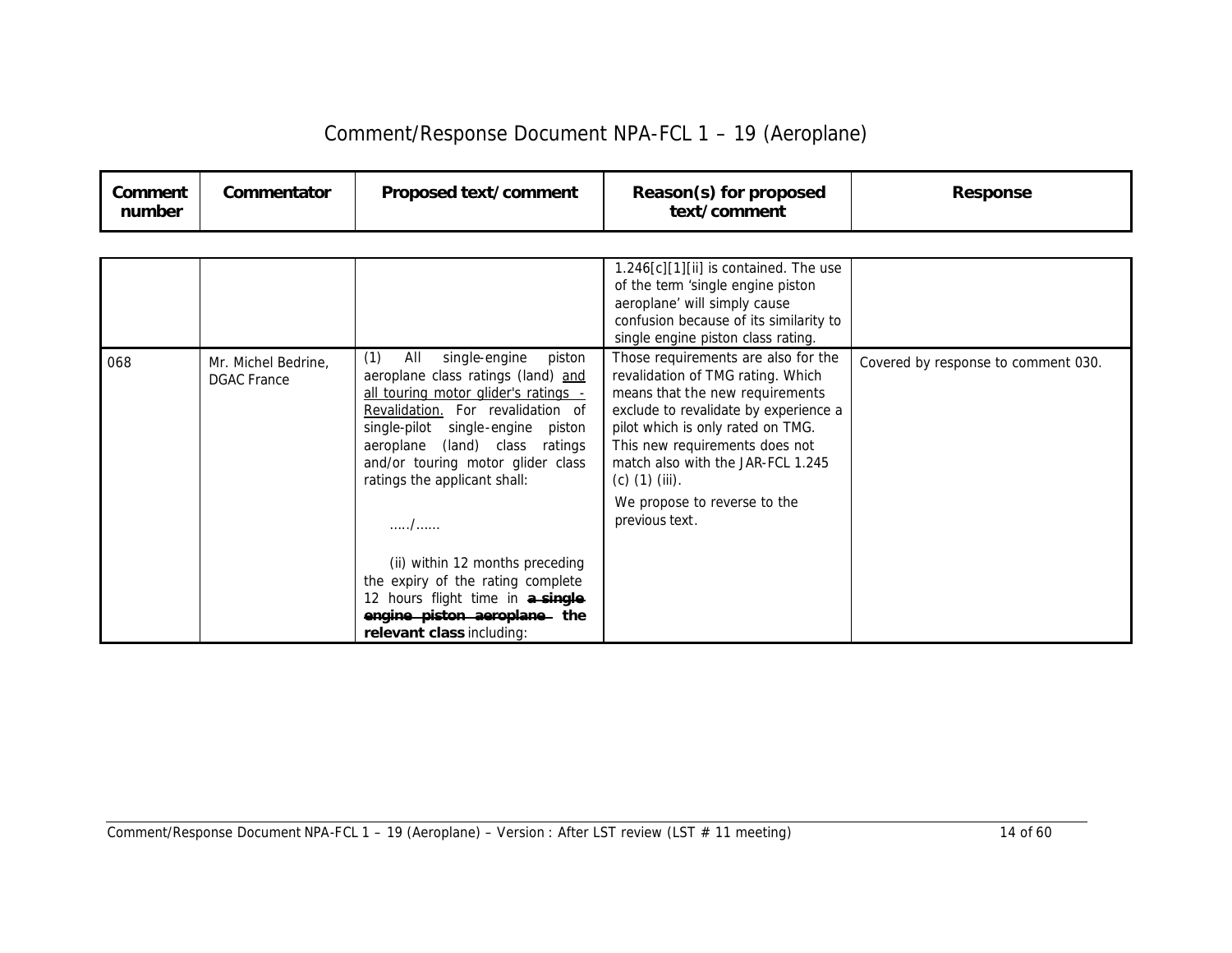| Comment number | Commentator | Proposed text/comment | Reason(s) for proposed text/comment | Response |
|---|---|---|---|---|
| | | | 1.246[c][1][ii] is contained. The use of the term 'single engine piston aeroplane' will simply cause confusion because of its similarity to single engine piston class rating. | |
| 068 | Mr. Michel Bedrine, DGAC France | (1) All single-engine piston aeroplane class ratings (land) <u>and all touring motor glider's ratings - Revalidation.</u> For revalidation of single-pilot single-engine piston aeroplane (land) class ratings and/or touring motor glider class ratings the applicant shall:<br><br>...../......<br><br>(ii) within 12 months preceding the expiry of the rating complete 12 hours flight time in ~~**a single engine piston aeroplane**~~ **the relevant class** including: | Those requirements are also for the revalidation of TMG rating. Which means that the new requirements exclude to revalidate by experience a pilot which is only rated on TMG. This new requirements does not match also with the JAR-FCL 1.245 (c) (1) (iii).<br><br>We propose to reverse to the previous text. | Covered by response to comment 030. |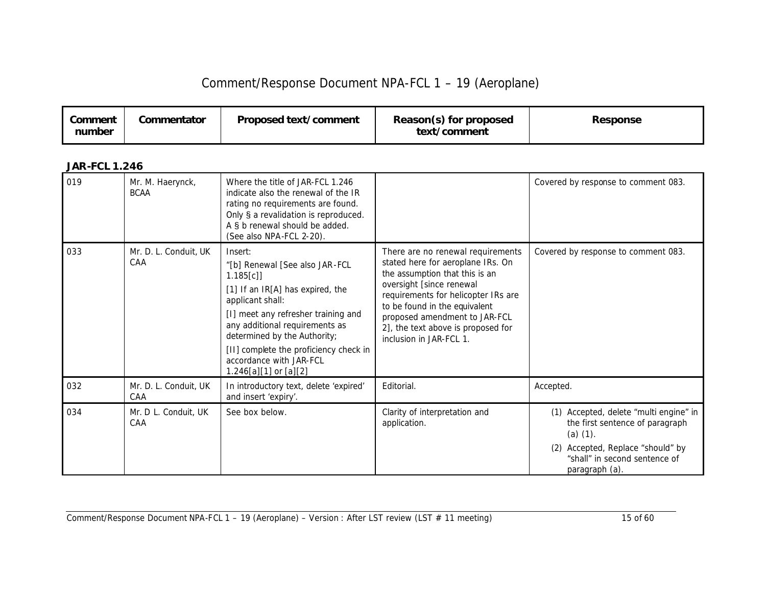# Comment/Response Document NPA-FCL 1 – 19 (Aeroplane)

| Comment number | Commentator | Proposed text/comment | Reason(s) for proposed text/comment | Response |
|---|---|---|---|---|

**JAR-FCL 1.246**

| Comment number | Commentator | Proposed text/comment | Reason(s) for proposed text/comment | Response |
|---|---|---|---|---|
| 019 | Mr. M. Haerynck, BCAA | Where the title of JAR-FCL 1.246 indicate also the renewal of the IR rating no requirements are found. Only § a revalidation is reproduced. A § b renewal should be added. (See also NPA-FCL 2-20). | | Covered by response to comment 083. |
| 033 | Mr. D. L. Conduit, UK CAA | Insert:<br>"[b] Renewal [See also JAR-FCL 1.185[c]]<br>[1] If an IR[A] has expired, the applicant shall:<br>[I] meet any refresher training and any additional requirements as determined by the Authority;<br>[II] complete the proficiency check in accordance with JAR-FCL 1.246[a][1] or [a][2] | There are no renewal requirements stated here for aeroplane IRs. On the assumption that this is an oversight [since renewal requirements for helicopter IRs are to be found in the equivalent proposed amendment to JAR-FCL 2], the text above is proposed for inclusion in JAR-FCL 1. | Covered by response to comment 083. |
| 032 | Mr. D. L. Conduit, UK CAA | In introductory text, delete 'expired' and insert 'expiry'. | Editorial. | Accepted. |
| 034 | Mr. D L. Conduit, UK CAA | See box below. | Clarity of interpretation and application. | (1) Accepted, delete "multi engine" in the first sentence of paragraph (a) (1).<br>(2) Accepted, Replace "should" by "shall" in second sentence of paragraph (a). |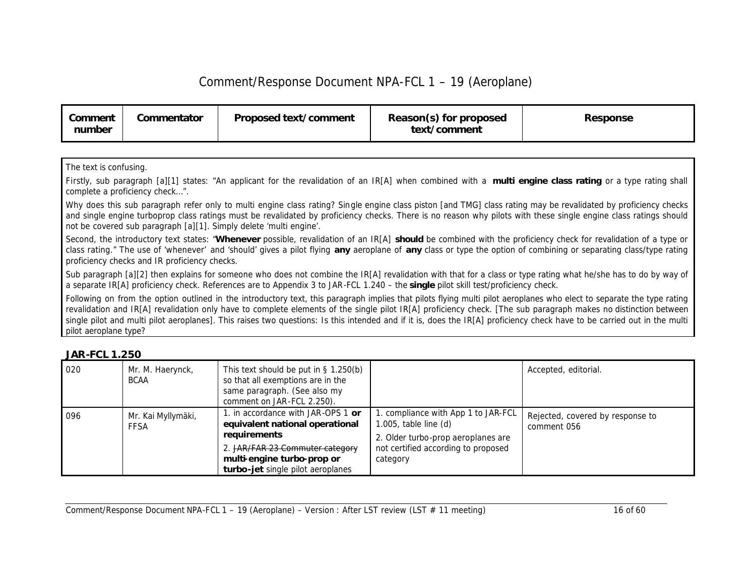# Comment/Response Document NPA-FCL 1 – 19 (Aeroplane)

| Comment number | Commentator | Proposed text/comment | Reason(s) for proposed text/comment | Response |
|---|---|---|---|---|

The text is confusing.

Firstly, sub paragraph [a][1] states: "An applicant for the revalidation of an IR[A] when combined with a **multi engine class rating** or a type rating shall complete a proficiency check...".

Why does this sub paragraph refer only to multi engine class rating? Single engine class piston [and TMG] class rating may be revalidated by proficiency checks and single engine turboprop class ratings must be revalidated by proficiency checks. There is no reason why pilots with these single engine class ratings should not be covered sub paragraph [a][1]. Simply delete 'multi engine'.

Second, the introductory text states: "**Whenever** possible, revalidation of an IR[A] **should** be combined with the proficiency check for revalidation of a type or class rating." The use of 'whenever' and 'should' gives a pilot flying **any** aeroplane of **any** class or type the option of combining or separating class/type rating proficiency checks and IR proficiency checks.

Sub paragraph [a][2] then explains for someone who does not combine the IR[A] revalidation with that for a class or type rating what he/she has to do by way of a separate IR[A] proficiency check. References are to Appendix 3 to JAR-FCL 1.240 – the **single** pilot skill test/proficiency check.

Following on from the option outlined in the introductory text, this paragraph implies that pilots flying multi pilot aeroplanes who elect to separate the type rating revalidation and IR[A] revalidation only have to complete elements of the single pilot IR[A] proficiency check. [The sub paragraph makes no distinction between single pilot and multi pilot aeroplanes]. This raises two questions: Is this intended and if it is, does the IR[A] proficiency check have to be carried out in the multi pilot aeroplane type?

## JAR-FCL 1.250

| Comment number | Commentator | Proposed text/comment | Reason(s) for proposed text/comment | Response |
|---|---|---|---|---|
| 020 | Mr. M. Haerynck, BCAA | This text should be put in § 1.250(b) so that all exemptions are in the same paragraph. (See also my comment on JAR-FCL 2.250). | | Accepted, editorial. |
| 096 | Mr. Kai Myllymäki, FFSA | 1. in accordance with JAR-OPS 1 **or equivalent national operational requirements**<br>2. ~~JAR/FAR 23 Commuter category~~ **multi-engine turbo-prop or turbo-jet** single pilot aeroplanes | 1. compliance with App 1 to JAR-FCL 1.005, table line (d)<br>2. Older turbo-prop aeroplanes are not certified according to proposed category | Rejected, covered by response to comment 056 |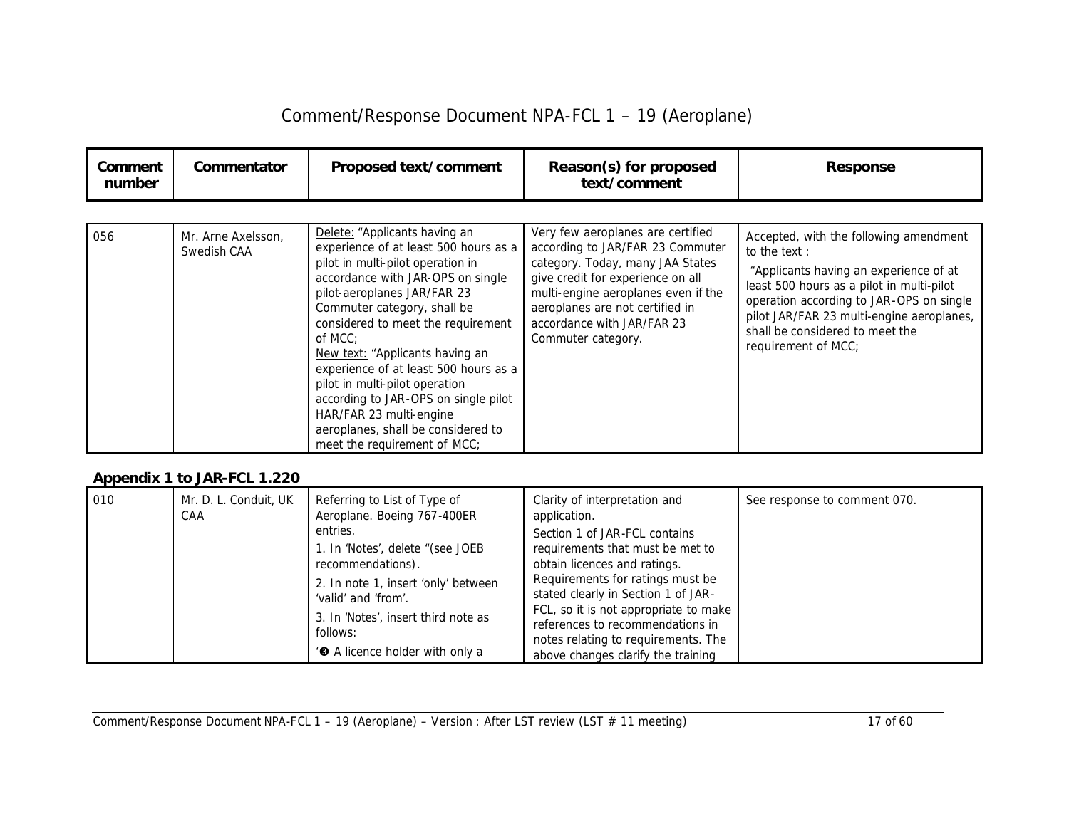# Comment/Response Document NPA-FCL 1 – 19 (Aeroplane)

| Comment number | Commentator | Proposed text/comment | Reason(s) for proposed text/comment | Response |
|---|---|---|---|---|
| 056 | Mr. Arne Axelsson, Swedish CAA | Delete: "Applicants having an experience of at least 500 hours as a pilot in multi-pilot operation in accordance with JAR-OPS on single pilot-aeroplanes JAR/FAR 23 Commuter category, shall be considered to meet the requirement of MCC;<br>New text: "Applicants having an experience of at least 500 hours as a pilot in multi-pilot operation according to JAR-OPS on single pilot HAR/FAR 23 multi-engine aeroplanes, shall be considered to meet the requirement of MCC; | Very few aeroplanes are certified according to JAR/FAR 23 Commuter category. Today, many JAA States give credit for experience on all multi-engine aeroplanes even if the aeroplanes are not certified in accordance with JAR/FAR 23 Commuter category. | Accepted, with the following amendment to the text :<br>"Applicants having an experience of at least 500 hours as a pilot in multi-pilot operation according to JAR-OPS on single pilot JAR/FAR 23 multi-engine aeroplanes, shall be considered to meet the requirement of MCC; |

**Appendix 1 to JAR-FCL 1.220**

| Comment number | Commentator | Proposed text/comment | Reason(s) for proposed text/comment | Response |
|---|---|---|---|---|
| 010 | Mr. D. L. Conduit, UK CAA | Referring to List of Type of Aeroplane. Boeing 767-400ER entries.<br>1. In 'Notes', delete "(see JOEB recommendations).<br>2. In note 1, insert 'only' between 'valid' and 'from'.<br>3. In 'Notes', insert third note as follows:<br>'❸ A licence holder with only a | Clarity of interpretation and application.<br>Section 1 of JAR-FCL contains requirements that must be met to obtain licences and ratings. Requirements for ratings must be stated clearly in Section 1 of JAR-FCL, so it is not appropriate to make references to recommendations in notes relating to requirements. The above changes clarify the training | See response to comment 070. |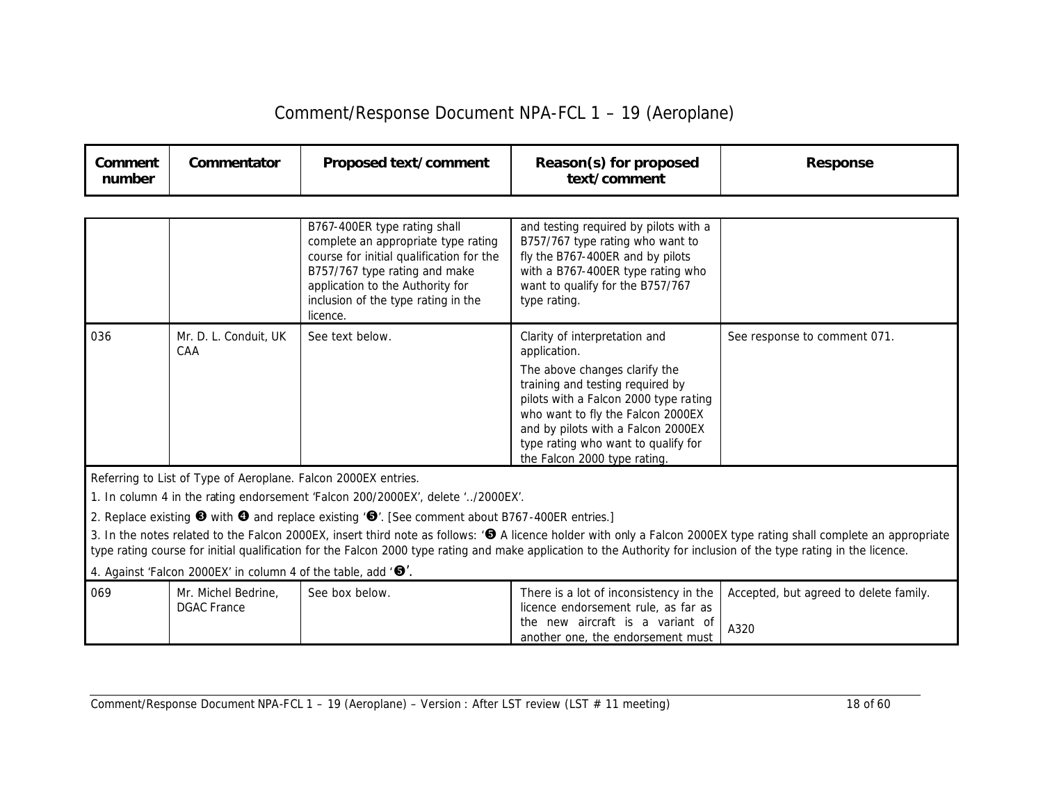| Comment number | Commentator | Proposed text/comment | Reason(s) for proposed text/comment | Response |
|---|---|---|---|---|
| | | B767-400ER type rating shall complete an appropriate type rating course for initial qualification for the B757/767 type rating and make application to the Authority for inclusion of the type rating in the licence. | and testing required by pilots with a B757/767 type rating who want to fly the B767-400ER and by pilots with a B767-400ER type rating who want to qualify for the B757/767 type rating. | |
| 036 | Mr. D. L. Conduit, UK CAA | See text below. | Clarity of interpretation and application.<br><br>The above changes clarify the training and testing required by pilots with a Falcon 2000 type rating who want to fly the Falcon 2000EX and by pilots with a Falcon 2000EX type rating who want to qualify for the Falcon 2000 type rating. | See response to comment 071. |

Referring to List of Type of Aeroplane. Falcon 2000EX entries.

1. In column 4 in the rating endorsement 'Falcon 200/2000EX', delete '../2000EX'.

2. Replace existing ❸ with ❹ and replace existing '❺'. [See comment about B767-400ER entries.]

3. In the notes related to the Falcon 2000EX, insert third note as follows: '❺ A licence holder with only a Falcon 2000EX type rating shall complete an appropriate type rating course for initial qualification for the Falcon 2000 type rating and make application to the Authority for inclusion of the type rating in the licence.

4. Against 'Falcon 2000EX' in column 4 of the table, add '❺'.

| Comment number | Commentator | Proposed text/comment | Reason(s) for proposed text/comment | Response |
|---|---|---|---|---|
| 069 | Mr. Michel Bedrine, DGAC France | See box below. | There is a lot of inconsistency in the licence endorsement rule, as far as the new aircraft is a variant of another one, the endorsement must | Accepted, but agreed to delete family.<br><br>A320 |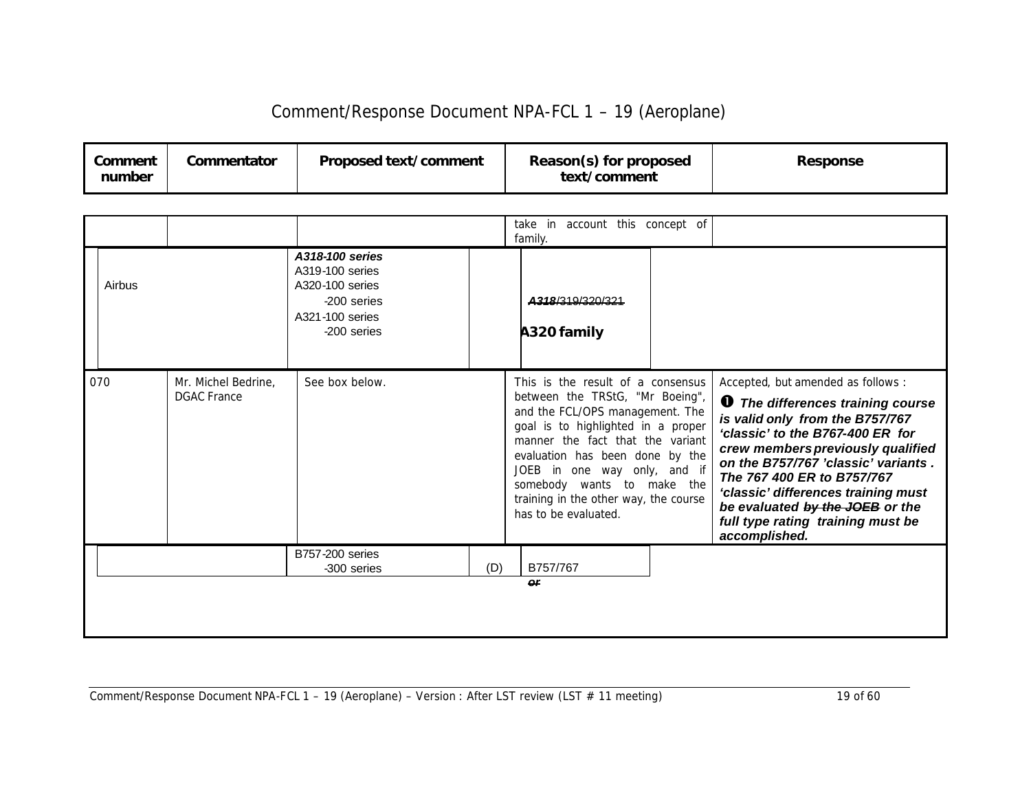| Comment number | Commentator | Proposed text/comment | Reason(s) for proposed text/comment | Response |
|---|---|---|---|---|
| | | | take in account this concept of family. | |
| Airbus | | *A318-100 series*<br>A319-100 series<br>A320-100 series<br>-200 series<br>A321-100 series<br>-200 series | ~~*A318*/319/320/321~~<br>**A320 family** | |
| 070 | Mr. Michel Bedrine, DGAC France | See box below. | This is the result of a consensus between the TRStG, "Mr Boeing", and the FCL/OPS management. The goal is to highlighted in a proper manner the fact that the variant evaluation has been done by the JOEB in one way only, and if somebody wants to make the training in the other way, the course has to be evaluated. | Accepted, but amended as follows :<br>➊ ***The differences training course is valid only from the B757/767 'classic' to the B767-400 ER for crew members previously qualified on the B757/767 'classic' variants . The 767 400 ER to B757/767 'classic' differences training must be evaluated ~~by the JOEB~~ or the full type rating training must be accomplished.*** |
| | | B757-200 series<br>-300 series (D) | B757/767<br>~~*or*~~ | |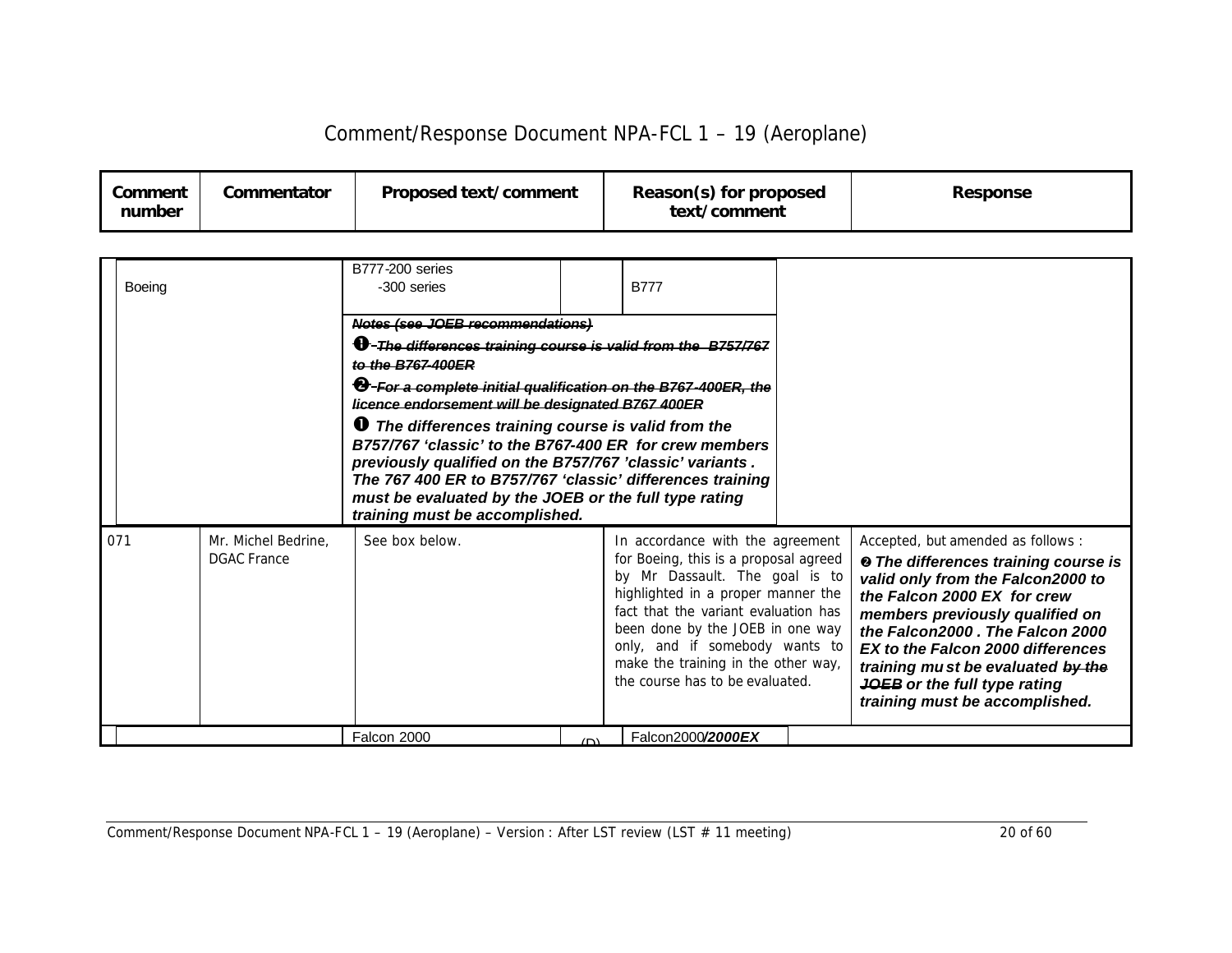# Comment/Response Document NPA-FCL 1 – 19 (Aeroplane)

| Comment number | Commentator | Proposed text/comment | Reason(s) for proposed text/comment | Response |
|---|---|---|---|---|

| Boeing | B777-200 series<br>-300 series | | B777 |
|---|---|---|---|
| | ~~***Notes (see JOEB recommendations)***~~<br>~~***❶ The differences training course is valid from the B757/767 to the B767-400ER***~~<br>~~***❷ For a complete initial qualification on the B767-400ER, the licence endorsement will be designated B767 400ER***~~<br>***❶ The differences training course is valid from the B757/767 'classic' to the B767-400 ER for crew members previously qualified on the B757/767 'classic' variants . The 767 400 ER to B757/767 'classic' differences training must be evaluated by the JOEB or the full type rating training must be accomplished.*** | | |

| Comment number | Commentator | Proposed text/comment | Reason(s) for proposed text/comment | Response |
|---|---|---|---|---|
| 071 | Mr. Michel Bedrine, DGAC France | See box below. | In accordance with the agreement for Boeing, this is a proposal agreed by Mr Dassault. The goal is to highlighted in a proper manner the fact that the variant evaluation has been done by the JOEB in one way only, and if somebody wants to make the training in the other way, the course has to be evaluated. | Accepted, but amended as follows :<br>***❷ The differences training course is valid only from the Falcon2000 to the Falcon 2000 EX for crew members previously qualified on the Falcon2000 . The Falcon 2000 EX to the Falcon 2000 differences training must be evaluated ~~by the JOEB~~ or the full type rating training must be accomplished.*** |

| | Falcon 2000 | (D) | Falcon2000***/2000EX*** |
|---|---|---|---|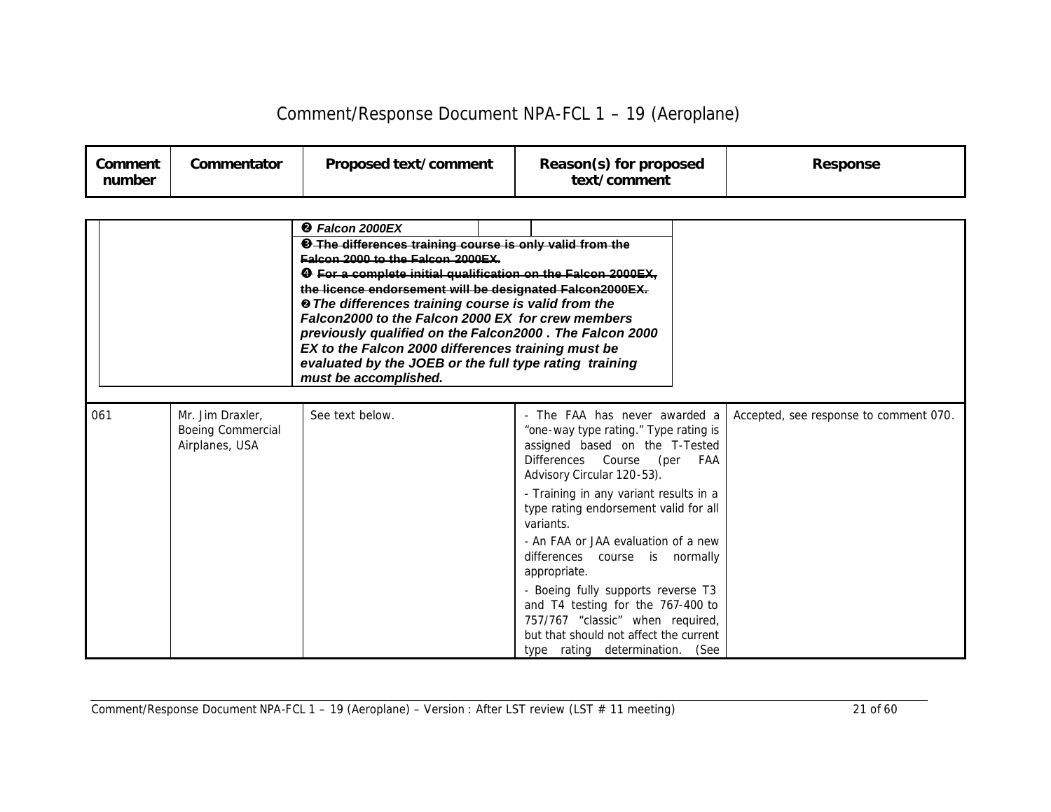# Comment/Response Document NPA-FCL 1 – 19 (Aeroplane)

| Comment number | Commentator | Proposed text/comment | Reason(s) for proposed text/comment | Response |
|---|---|---|---|---|
| | | ❷ ***Falcon 2000EX*** <br> ❸ ~~**The differences training course is only valid from the Falcon 2000 to the Falcon 2000EX.**~~ <br> ❹ ~~**For a complete initial qualification on the Falcon 2000EX, the licence endorsement will be designated Falcon2000EX.**~~ <br> ❷ ***The differences training course is valid from the Falcon2000 to the Falcon 2000 EX for crew members previously qualified on the Falcon2000 . The Falcon 2000 EX to the Falcon 2000 differences training must be evaluated by the JOEB or the full type rating training must be accomplished.*** | | |
| 061 | Mr. Jim Draxler, Boeing Commercial Airplanes, USA | See text below. | - The FAA has never awarded a "one-way type rating." Type rating is assigned based on the T-Tested Differences Course (per FAA Advisory Circular 120-53). <br> - Training in any variant results in a type rating endorsement valid for all variants. <br> - An FAA or JAA evaluation of a new differences course is normally appropriate. <br> - Boeing fully supports reverse T3 and T4 testing for the 767-400 to 757/767 "classic" when required, but that should not affect the current type rating determination. (See | Accepted, see response to comment 070. |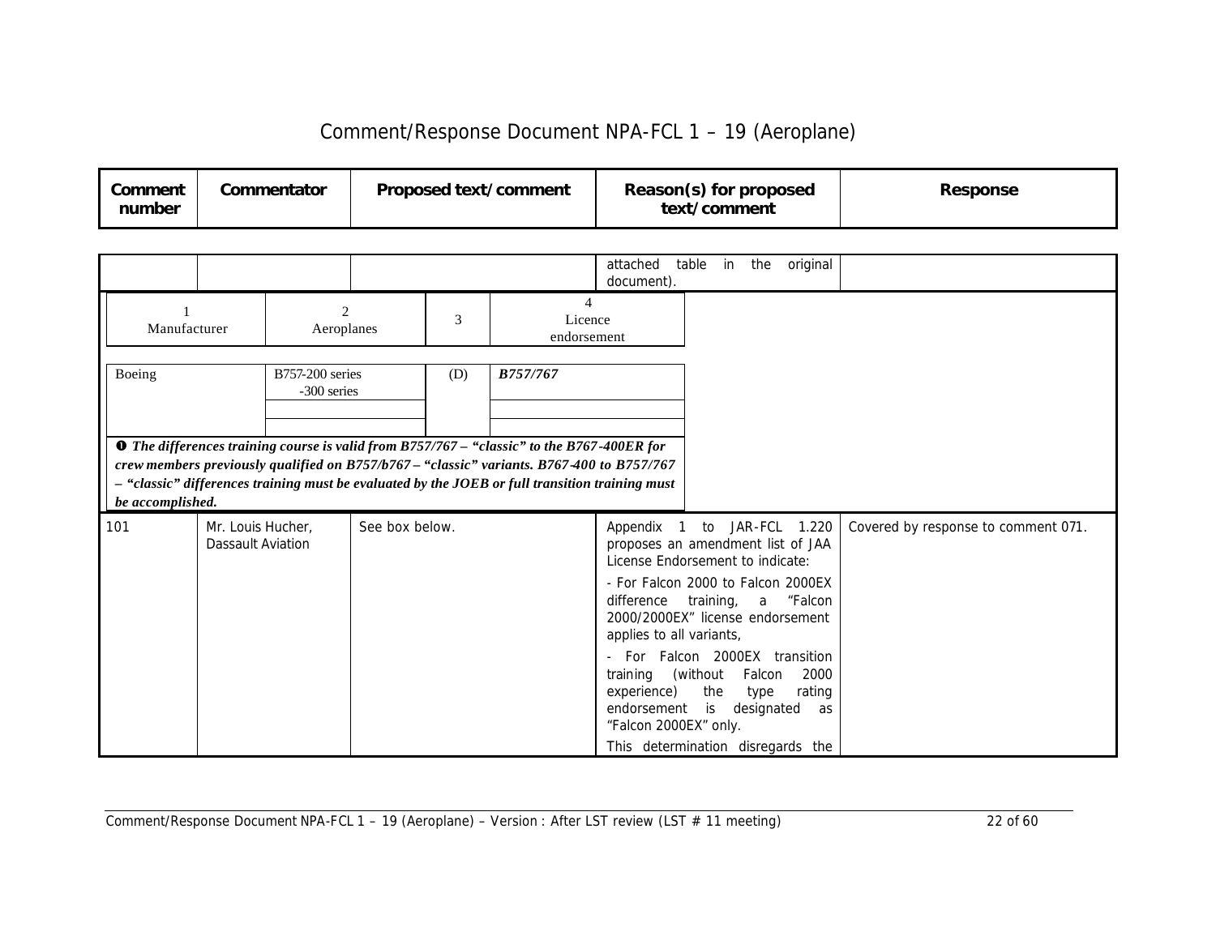# Comment/Response Document NPA-FCL 1 – 19 (Aeroplane)

| Comment number | Commentator | Proposed text/comment | Reason(s) for proposed text/comment | Response |
|---|---|---|---|---|
| | | | attached table in the original document). | |

| 1 Manufacturer | 2 Aeroplanes | 3 | 4 Licence endorsement |
|---|---|---|---|
| Boeing | B757-200 series<br>-300 series | (D) | ***B757/767*** |

➊ ***The differences training course is valid from B757/767 – "classic" to the B767-400ER for crew members previously qualified on B757/b767 – "classic" variants. B767-400 to B757/767 – "classic" differences training must be evaluated by the JOEB or full transition training must be accomplished.***

| Comment number | Commentator | Proposed text/comment | Reason(s) for proposed text/comment | Response |
|---|---|---|---|---|
| 101 | Mr. Louis Hucher, Dassault Aviation | See box below. | Appendix 1 to JAR-FCL 1.220 proposes an amendment list of JAA License Endorsement to indicate:<br><br>- For Falcon 2000 to Falcon 2000EX difference training, a "Falcon 2000/2000EX" license endorsement applies to all variants,<br><br>- For Falcon 2000EX transition training (without Falcon 2000 experience) the type rating endorsement is designated as "Falcon 2000EX" only.<br><br>This determination disregards the | Covered by response to comment 071. |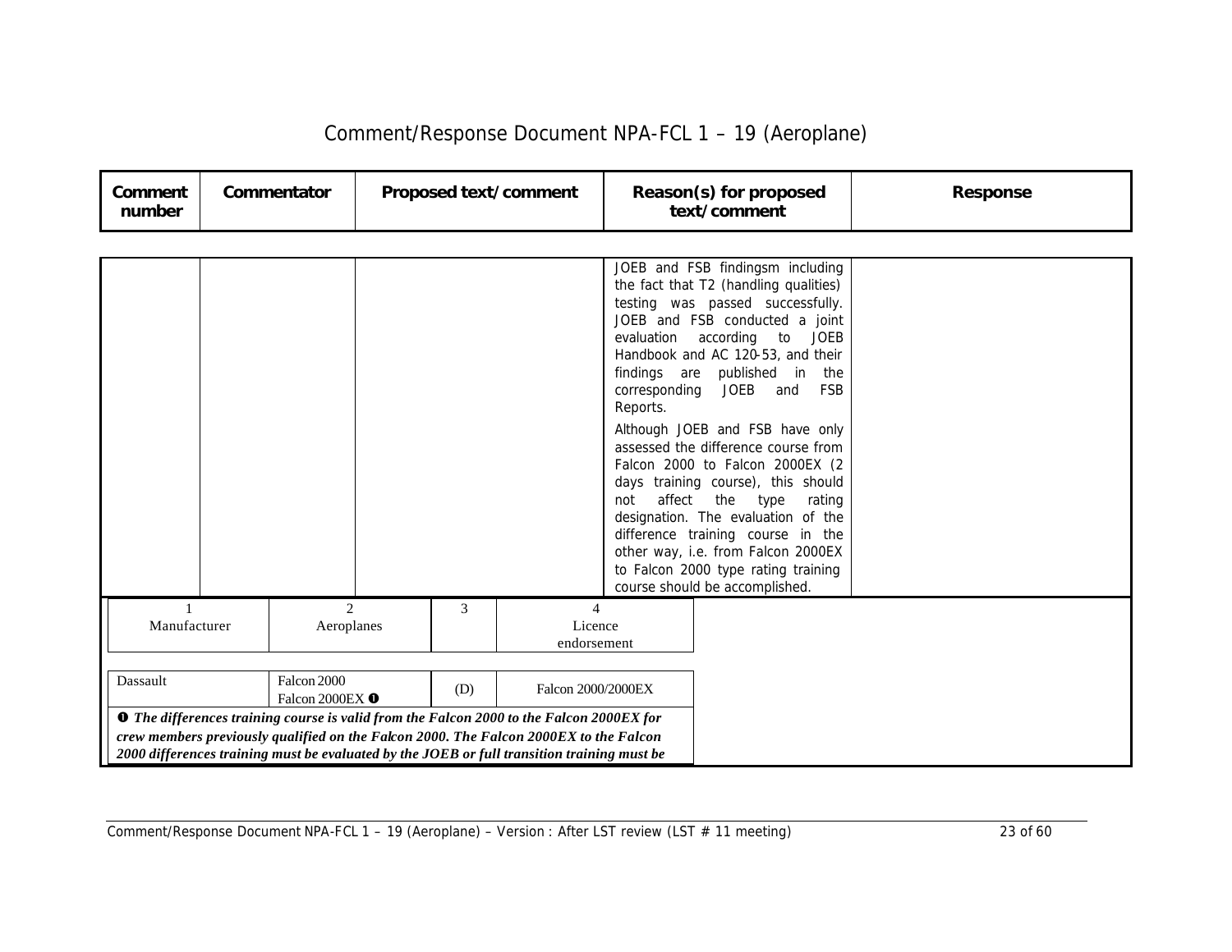# Comment/Response Document NPA-FCL 1 – 19 (Aeroplane)

| Comment number | Commentator | Proposed text/comment | Reason(s) for proposed text/comment | Response |
|---|---|---|---|---|
| | | | JOEB and FSB findingsm including the fact that T2 (handling qualities) testing was passed successfully. JOEB and FSB conducted a joint evaluation according to JOEB Handbook and AC 120-53, and their findings are published in the corresponding JOEB and FSB Reports.<br><br>Although JOEB and FSB have only assessed the difference course from Falcon 2000 to Falcon 2000EX (2 days training course), this should not affect the type rating designation. The evaluation of the difference training course in the other way, i.e. from Falcon 2000EX to Falcon 2000 type rating training course should be accomplished. | |

| 1<br>Manufacturer | 2<br>Aeroplanes | 3 | 4<br>Licence endorsement |
|---|---|---|---|
| Dassault | Falcon 2000<br>Falcon 2000EX ❶ | (D) | Falcon 2000/2000EX |

***❶ The differences training course is valid from the Falcon 2000 to the Falcon 2000EX for crew members previously qualified on the Falcon 2000. The Falcon 2000EX to the Falcon 2000 differences training must be evaluated by the JOEB or full transition training must be***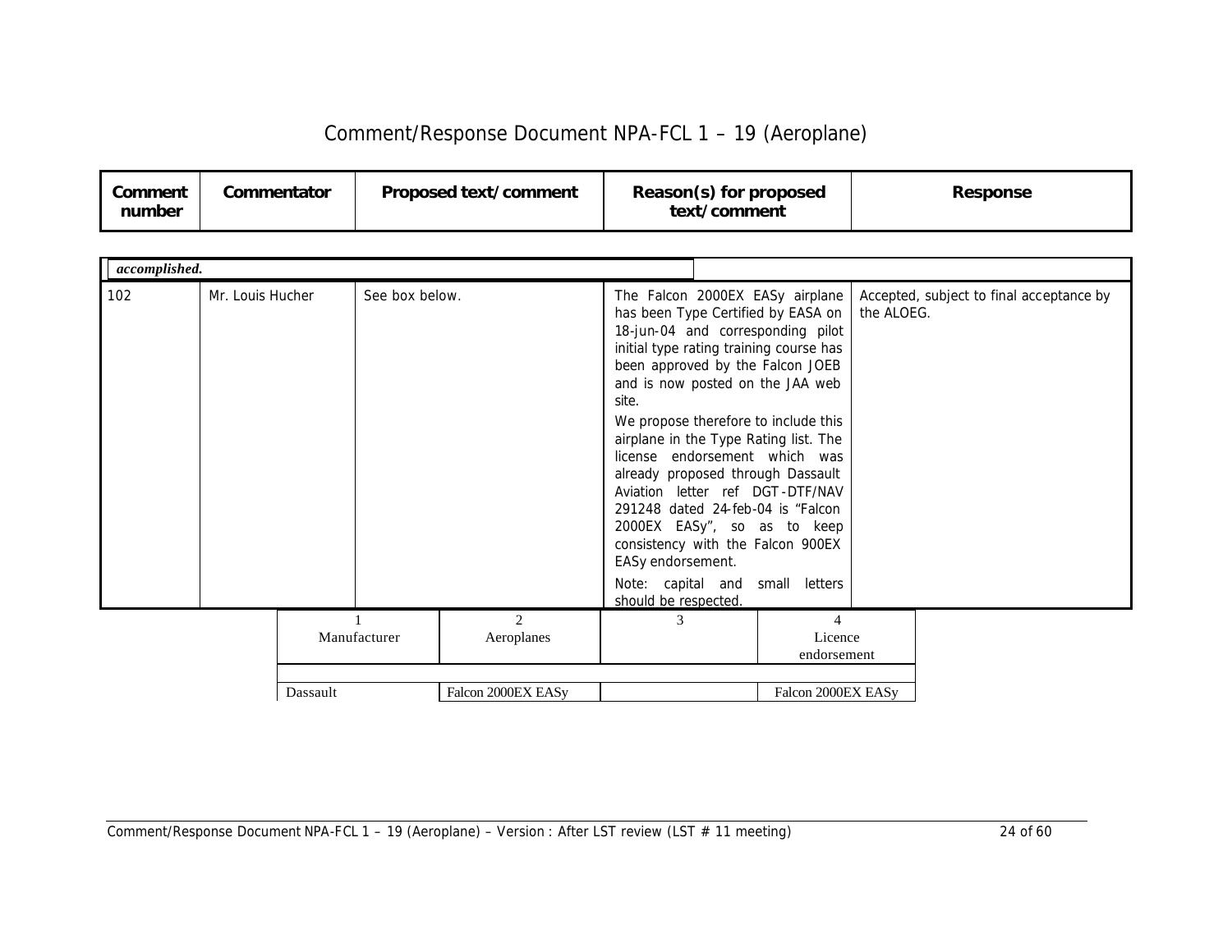| Comment number | Commentator | Proposed text/comment | Reason(s) for proposed text/comment | Response |
|---|---|---|---|---|
| ***accomplished.*** | | | | |
| 102 | Mr. Louis Hucher | See box below. | The Falcon 2000EX EASy airplane has been Type Certified by EASA on 18-jun-04 and corresponding pilot initial type rating training course has been approved by the Falcon JOEB and is now posted on the JAA web site.<br><br>We propose therefore to include this airplane in the Type Rating list. The license endorsement which was already proposed through Dassault Aviation letter ref DGT-DTF/NAV 291248 dated 24-feb-04 is "Falcon 2000EX EASy", so as to keep consistency with the Falcon 900EX EASy endorsement.<br><br>Note: capital and small letters should be respected. | Accepted, subject to final acceptance by the ALOEG. |

| 1<br>Manufacturer | 2<br>Aeroplanes | 3 | 4<br>Licence endorsement |
|---|---|---|---|
| | | | |
| Dassault | Falcon 2000EX EASy | | Falcon 2000EX EASy |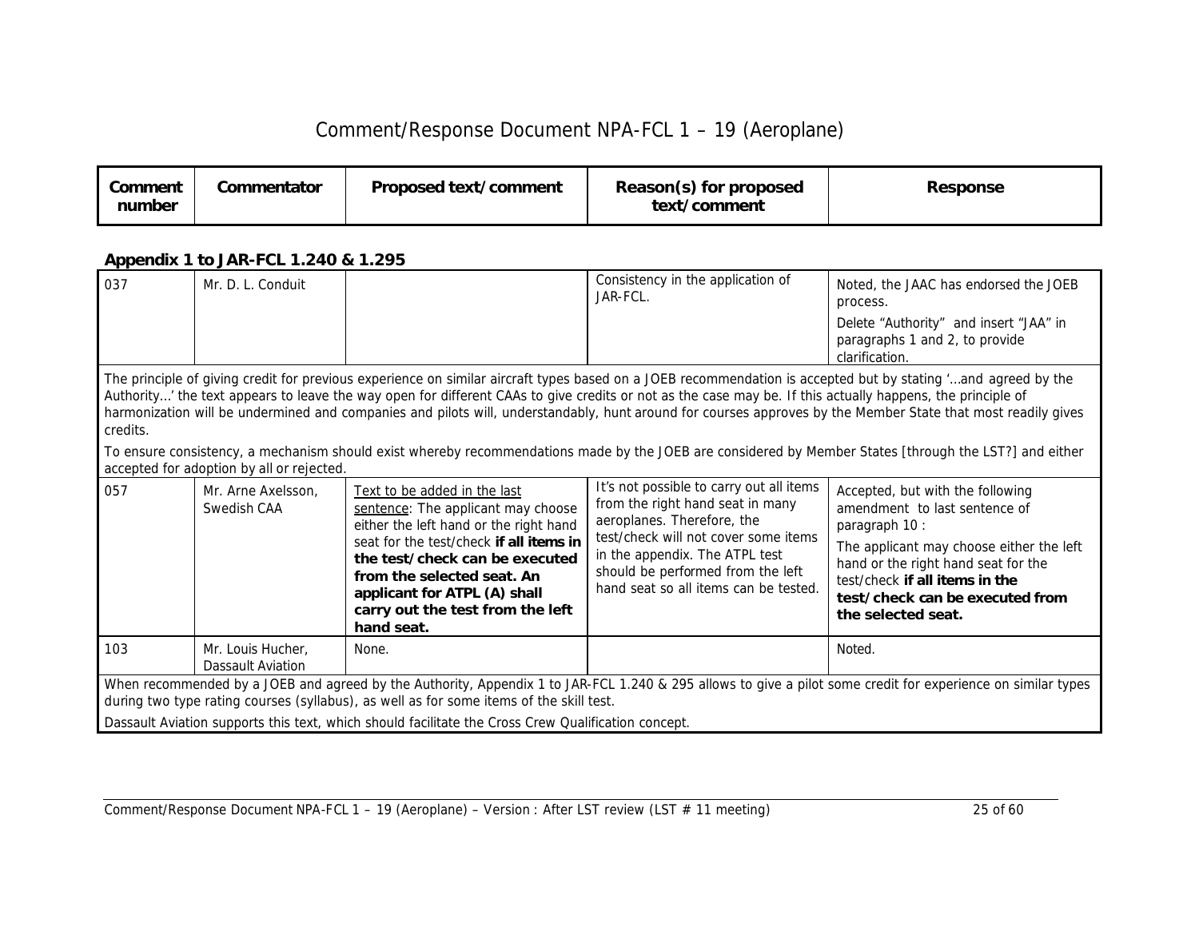# Comment/Response Document NPA-FCL 1 – 19 (Aeroplane)

| Comment number | Commentator | Proposed text/comment | Reason(s) for proposed text/comment | Response |
|---|---|---|---|---|

**Appendix 1 to JAR-FCL 1.240 & 1.295**

| Comment number | Commentator | Proposed text/comment | Reason(s) for proposed text/comment | Response |
|---|---|---|---|---|
| 037 | Mr. D. L. Conduit | | Consistency in the application of JAR-FCL. | Noted, the JAAC has endorsed the JOEB process. Delete "Authority" and insert "JAA" in paragraphs 1 and 2, to provide clarification. |
| The principle of giving credit for previous experience on similar aircraft types based on a JOEB recommendation is accepted but by stating '...and agreed by the Authority...' the text appears to leave the way open for different CAAs to give credits or not as the case may be. If this actually happens, the principle of harmonization will be undermined and companies and pilots will, understandably, hunt around for courses approves by the Member State that most readily gives credits. To ensure consistency, a mechanism should exist whereby recommendations made by the JOEB are considered by Member States [through the LST?] and either accepted for adoption by all or rejected. | | | | |
| 057 | Mr. Arne Axelsson, Swedish CAA | <u>Text to be added in the last sentence</u>: The applicant may choose either the left hand or the right hand seat for the test/check **if all items in the test/check can be executed from the selected seat. An applicant for ATPL (A) shall carry out the test from the left hand seat.** | It's not possible to carry out all items from the right hand seat in many aeroplanes. Therefore, the test/check will not cover some items in the appendix. The ATPL test should be performed from the left hand seat so all items can be tested. | Accepted, but with the following amendment to last sentence of paragraph 10 : The applicant may choose either the left hand or the right hand seat for the test/check **if all items in the test/check can be executed from the selected seat.** |
| 103 | Mr. Louis Hucher, Dassault Aviation | None. | | Noted. |
| When recommended by a JOEB and agreed by the Authority, Appendix 1 to JAR-FCL 1.240 & 295 allows to give a pilot some credit for experience on similar types during two type rating courses (syllabus), as well as for some items of the skill test. Dassault Aviation supports this text, which should facilitate the Cross Crew Qualification concept. | | | | |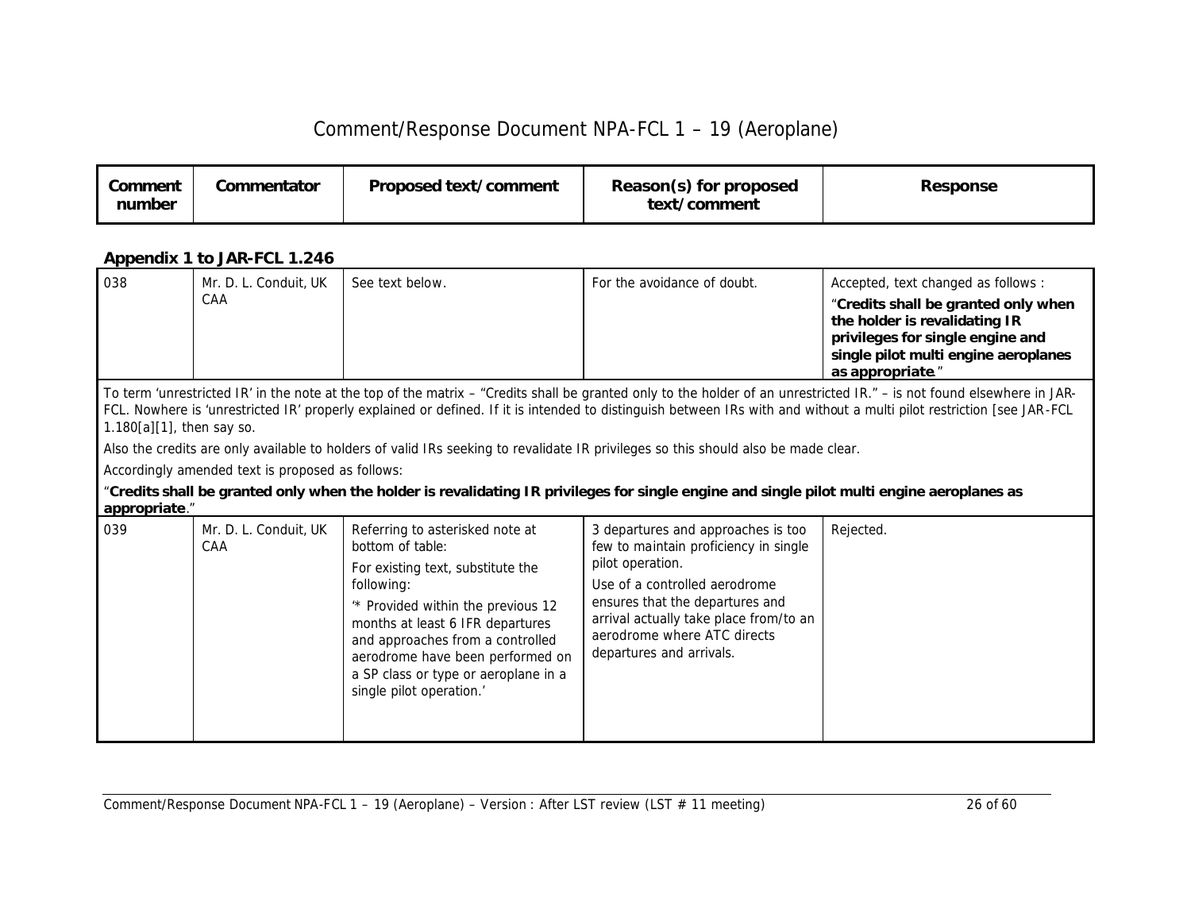| Comment number | Commentator | Proposed text/comment | Reason(s) for proposed text/comment | Response |
|---|---|---|---|---|

### Appendix 1 to JAR-FCL 1.246

| Comment number | Commentator | Proposed text/comment | Reason(s) for proposed text/comment | Response |
|---|---|---|---|---|
| 038 | Mr. D. L. Conduit, UK CAA | See text below. | For the avoidance of doubt. | Accepted, text changed as follows : "**Credits shall be granted only when the holder is revalidating IR privileges for single engine and single pilot multi engine aeroplanes as appropriate**." |
| To term 'unrestricted IR' in the note at the top of the matrix – "Credits shall be granted only to the holder of an unrestricted IR." – is not found elsewhere in JAR-FCL. Nowhere is 'unrestricted IR' properly explained or defined. If it is intended to distinguish between IRs with and without a multi pilot restriction [see JAR-FCL 1.180[a][1], then say so. Also the credits are only available to holders of valid IRs seeking to revalidate IR privileges so this should also be made clear. Accordingly amended text is proposed as follows: "**Credits shall be granted only when the holder is revalidating IR privileges for single engine and single pilot multi engine aeroplanes as appropriate**." | | | | |
| 039 | Mr. D. L. Conduit, UK CAA | Referring to asterisked note at bottom of table: For existing text, substitute the following: '* Provided within the previous 12 months at least 6 IFR departures and approaches from a controlled aerodrome have been performed on a SP class or type or aeroplane in a single pilot operation.' | 3 departures and approaches is too few to maintain proficiency in single pilot operation. Use of a controlled aerodrome ensures that the departures and arrival actually take place from/to an aerodrome where ATC directs departures and arrivals. | Rejected. |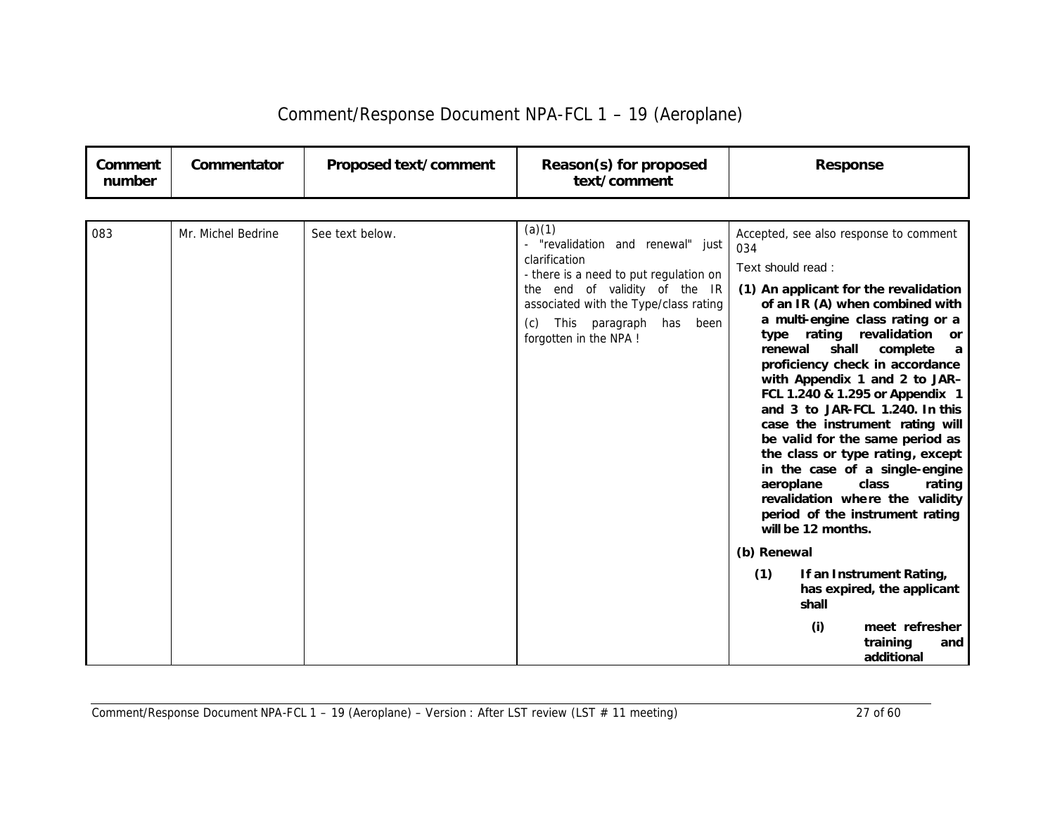# Comment/Response Document NPA-FCL 1 – 19 (Aeroplane)

| Comment number | Commentator | Proposed text/comment | Reason(s) for proposed text/comment | Response |
|---|---|---|---|---|
| 083 | Mr. Michel Bedrine | See text below. | (a)(1)<br>- "revalidation and renewal" just clarification<br>- there is a need to put regulation on the end of validity of the IR associated with the Type/class rating<br>(c) This paragraph has been forgotten in the NPA ! | Accepted, see also response to comment 034<br>Text should read :<br>**(1) An applicant for the revalidation of an IR (A) when combined with a multi-engine class rating or a type rating revalidation or renewal shall complete a proficiency check in accordance with Appendix 1 and 2 to JAR–FCL 1.240 & 1.295 or Appendix 1 and 3 to JAR-FCL 1.240. In this case the instrument rating will be valid for the same period as the class or type rating, except in the case of a single-engine aeroplane class rating revalidation where the validity period of the instrument rating will be 12 months.**<br>**(b) Renewal**<br>**(1) If an Instrument Rating, has expired, the applicant shall**<br>**(i) meet refresher training and additional** |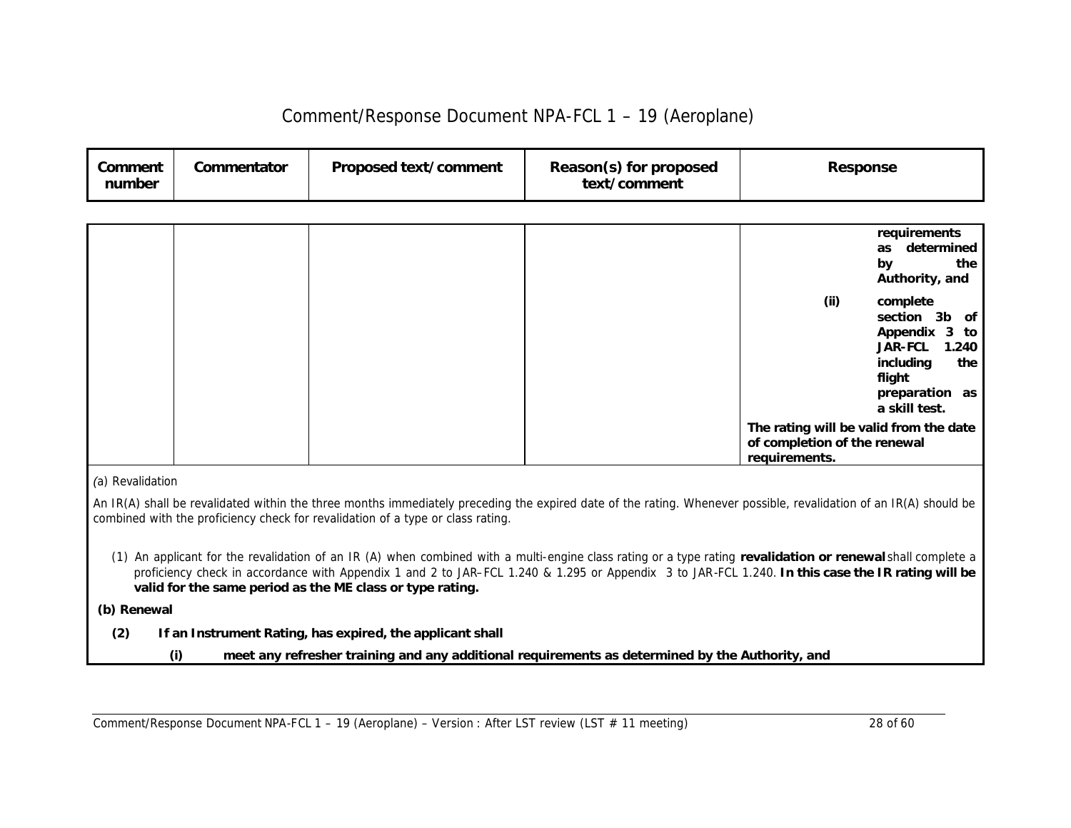# Comment/Response Document NPA-FCL 1 – 19 (Aeroplane)

| Comment number | Commentator | Proposed text/comment | Reason(s) for proposed text/comment | Response |
|---|---|---|---|---|
| | | | | **requirements as determined by the Authority, and**<br><br>**(ii) complete section 3b of Appendix 3 to JAR-FCL 1.240 including the flight preparation as a skill test.**<br><br>**The rating will be valid from the date of completion of the renewal requirements.** |

*(a)* Revalidation

An IR(A) shall be revalidated within the three months immediately preceding the expired date of the rating. Whenever possible, revalidation of an IR(A) should be combined with the proficiency check for revalidation of a type or class rating.

(1) An applicant for the revalidation of an IR (A) when combined with a multi-engine class rating or a type rating **revalidation or renewal** shall complete a proficiency check in accordance with Appendix 1 and 2 to JAR–FCL 1.240 & 1.295 or Appendix 3 to JAR-FCL 1.240. **In this case the IR rating will be valid for the same period as the ME class or type rating.**

**(b) Renewal**

**(2) If an Instrument Rating, has expired, the applicant shall**

**(i) meet any refresher training and any additional requirements as determined by the Authority, and**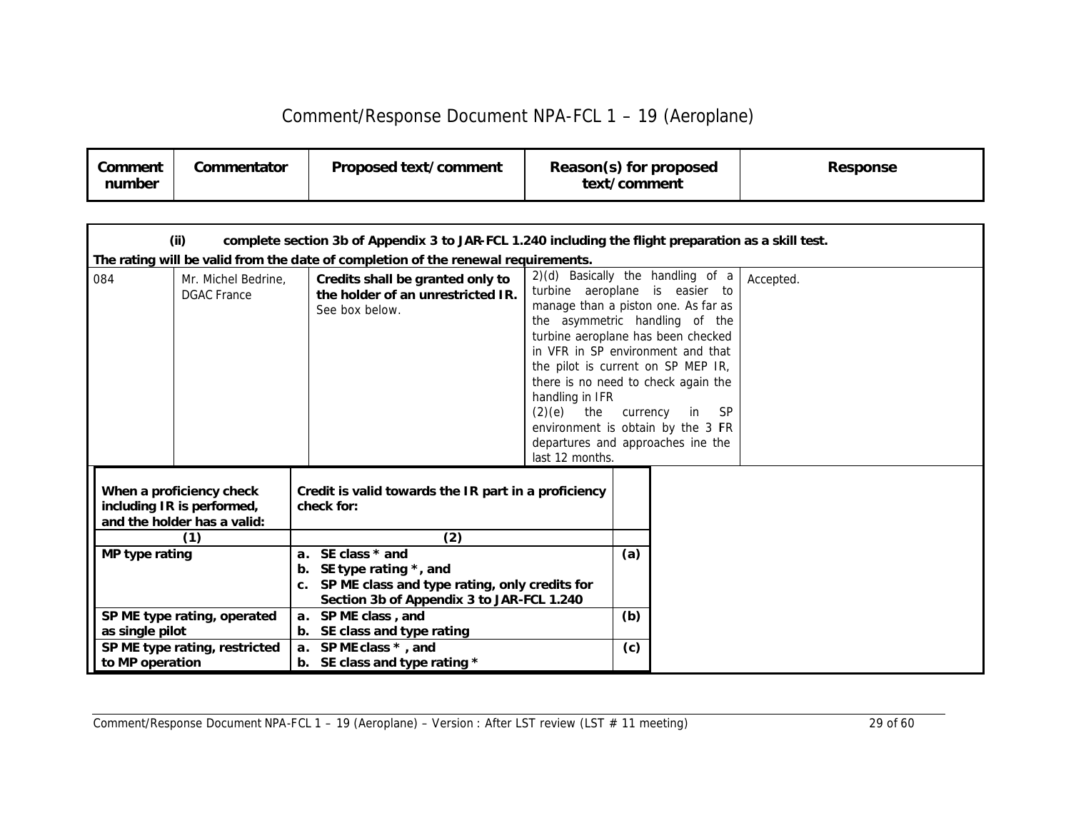| Comment number | Commentator | Proposed text/comment | Reason(s) for proposed text/comment | Response |
|---|---|---|---|---|

**(ii) complete section 3b of Appendix 3 to JAR-FCL 1.240 including the flight preparation as a skill test.**

**The rating will be valid from the date of completion of the renewal requirements.**

| Comment number | Commentator | Proposed text/comment | Reason(s) for proposed text/comment | Response |
|---|---|---|---|---|
| 084 | Mr. Michel Bedrine, DGAC France | **Credits shall be granted only to the holder of an unrestricted IR.** See box below. | 2)(d) Basically the handling of a turbine aeroplane is easier to manage than a piston one. As far as the asymmetric handling of the turbine aeroplane has been checked in VFR in SP environment and that the pilot is current on SP MEP IR, there is no need to check again the handling in IFR<br>(2)(e) the currency in SP environment is obtain by the 3 FR departures and approaches ine the last 12 months. | Accepted. |

| When a proficiency check including IR is performed, and the holder has a valid: | Credit is valid towards the IR part in a proficiency check for: | |
|---|---|---|
| **(1)** | **(2)** | |
| **MP type rating** | **a. SE class * and**<br>**b. SE type rating *, and**<br>**c. SP ME class and type rating, only credits for Section 3b of Appendix 3 to JAR-FCL 1.240** | **(a)** |
| **SP ME type rating, operated as single pilot** | **a. SP ME class , and**<br>**b. SE class and type rating** | **(b)** |
| **SP ME type rating, restricted to MP operation** | **a. SP ME class * , and**<br>**b. SE class and type rating *** | **(c)** |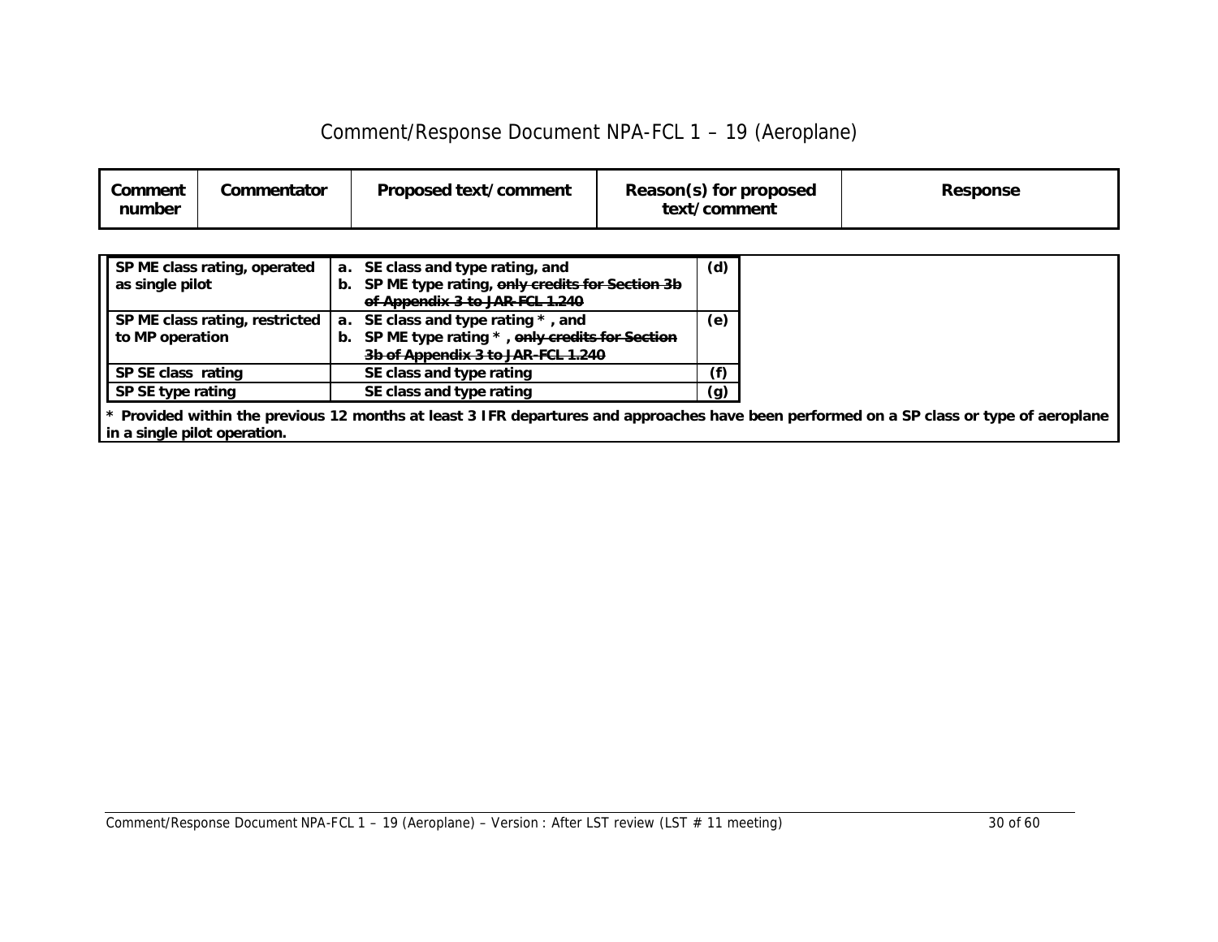| Comment number | Commentator | Proposed text/comment | Reason(s) for proposed text/comment | Response |
|---|---|---|---|---|

| | | |
|---|---|---|
| **SP ME class rating, operated as single pilot** | **a. SE class and type rating, and**<br>**b. SP ME type rating, ~~only credits for Section 3b of Appendix 3 to JAR-FCL 1.240~~** | **(d)** |
| **SP ME class rating, restricted to MP operation** | **a. SE class and type rating * , and**<br>**b. SP ME type rating * , ~~only credits for Section 3b of Appendix 3 to JAR-FCL 1.240~~** | **(e)** |
| **SP SE class rating** | **SE class and type rating** | **(f)** |
| **SP SE type rating** | **SE class and type rating** | **(g)** |

*** Provided within the previous 12 months at least 3 IFR departures and approaches have been performed on a SP class or type of aeroplane in a single pilot operation.**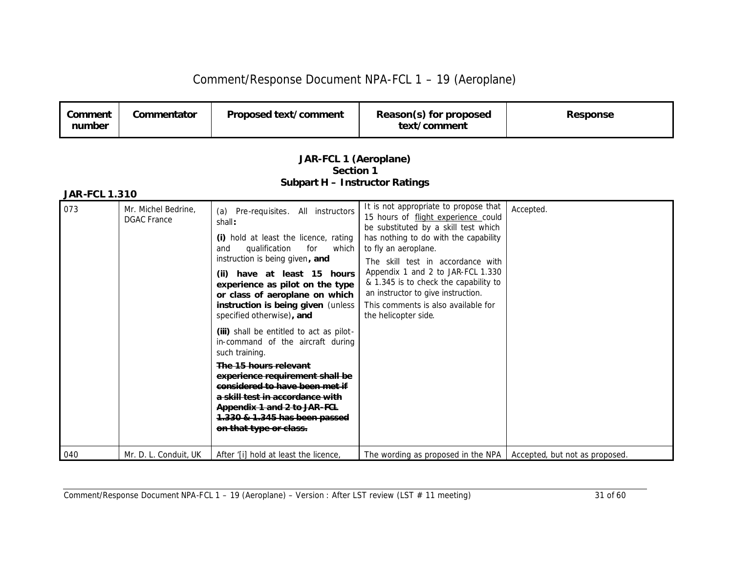| Comment number | Commentator | Proposed text/comment | Reason(s) for proposed text/comment | Response |
|---|---|---|---|---|

## JAR-FCL 1 (Aeroplane)
## Section 1
## Subpart H – Instructor Ratings

### JAR-FCL 1.310

| Comment number | Commentator | Proposed text/comment | Reason(s) for proposed text/comment | Response |
|---|---|---|---|---|
| 073 | Mr. Michel Bedrine, DGAC France | (a) Pre-requisites. All instructors shall**:**<br><br>**(i)** hold at least the licence, rating and qualification for which instruction is being given**, and**<br><br>**(ii) have at least 15 hours experience as pilot on the type or class of aeroplane on which instruction is being given** (unless specified otherwise)**, and**<br><br>**(iii)** shall be entitled to act as pilot-in-command of the aircraft during such training.<br><br>~~**The 15 hours relevant experience requirement shall be considered to have been met if a skill test in accordance with Appendix 1 and 2 to JAR-FCL 1.330 & 1.345 has been passed on that type or class.**~~ | It is not appropriate to propose that 15 hours of flight experience could be substituted by a skill test which has nothing to do with the capability to fly an aeroplane.<br><br>The skill test in accordance with Appendix 1 and 2 to JAR-FCL 1.330 & 1.345 is to check the capability to an instructor to give instruction.<br><br>This comments is also available for the helicopter side. | Accepted. |
| 040 | Mr. D. L. Conduit, UK | After '[i] hold at least the licence, | The wording as proposed in the NPA | Accepted, but not as proposed. |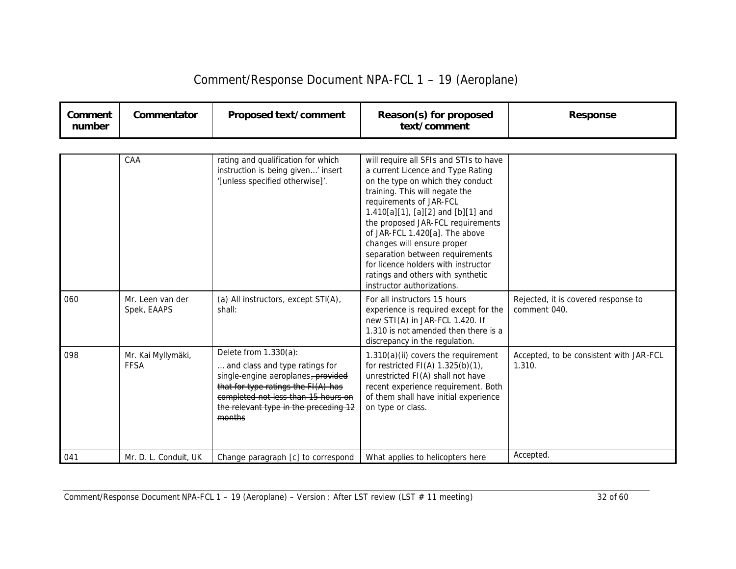# Comment/Response Document NPA-FCL 1 – 19 (Aeroplane)

| Comment number | Commentator | Proposed text/comment | Reason(s) for proposed text/comment | Response |
|---|---|---|---|---|
| | CAA | rating and qualification for which instruction is being given…' insert '[unless specified otherwise]'. | will require all SFIs and STIs to have a current Licence and Type Rating on the type on which they conduct training. This will negate the requirements of JAR-FCL 1.410[a][1], [a][2] and [b][1] and the proposed JAR-FCL requirements of JAR-FCL 1.420[a]. The above changes will ensure proper separation between requirements for licence holders with instructor ratings and others with synthetic instructor authorizations. | |
| 060 | Mr. Leen van der Spek, EAAPS | (a) All instructors, except STI(A), shall: | For all instructors 15 hours experience is required except for the new STI(A) in JAR-FCL 1.420. If 1.310 is not amended then there is a discrepancy in the regulation. | Rejected, it is covered response to comment 040. |
| 098 | Mr. Kai Myllymäki, FFSA | Delete from 1.330(a): … and class and type ratings for single-engine aeroplanes~~, provided that for type ratings the FI(A) has completed not less than 15 hours on the relevant type in the preceding 12 months~~ | 1.310(a)(ii) covers the requirement for restricted FI(A) 1.325(b)(1), unrestricted FI(A) shall not have recent experience requirement. Both of them shall have initial experience on type or class. | Accepted, to be consistent with JAR-FCL 1.310. |
| 041 | Mr. D. L. Conduit, UK | Change paragraph [c] to correspond | What applies to helicopters here | Accepted. |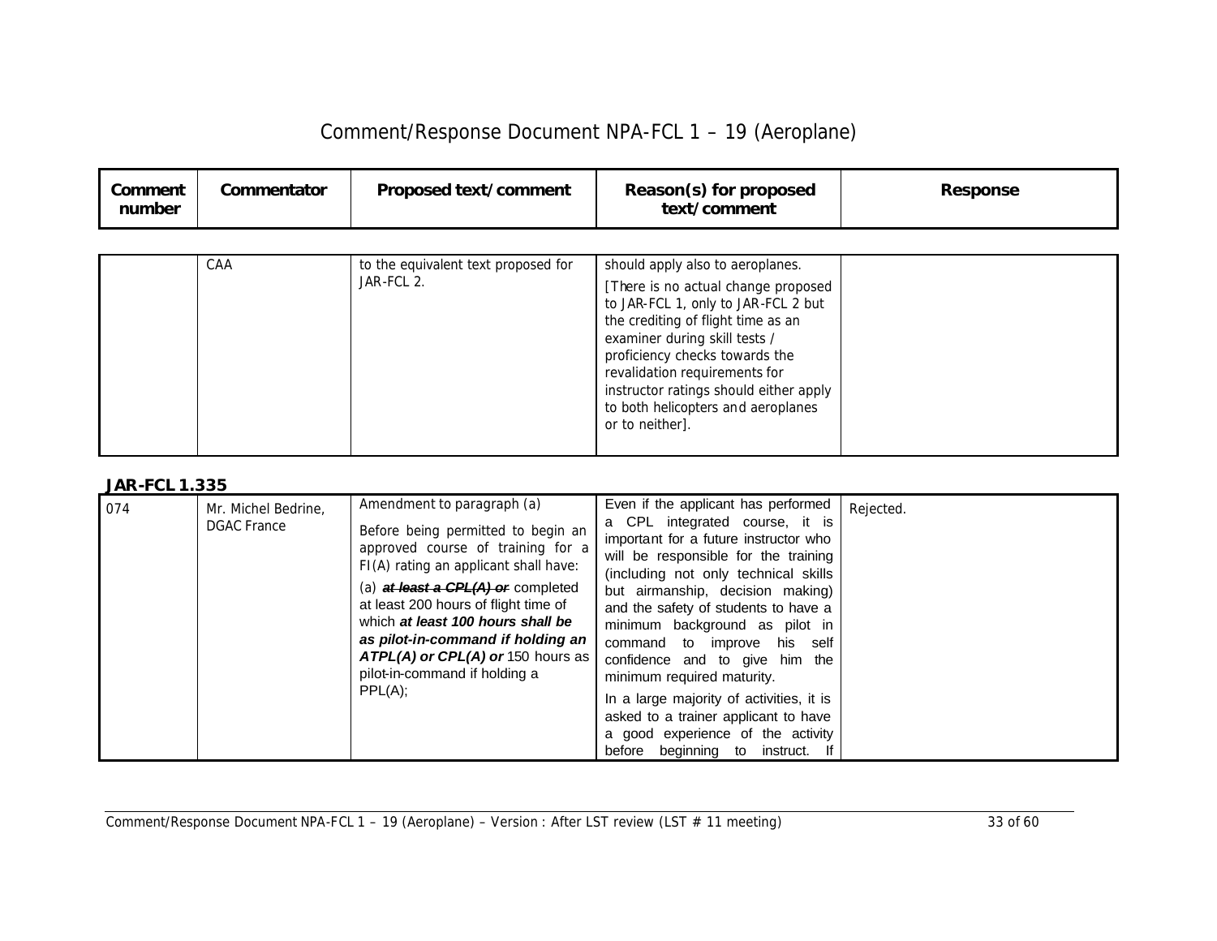| Comment number | Commentator | Proposed text/comment | Reason(s) for proposed text/comment | Response |
|---|---|---|---|---|
| | CAA | to the equivalent text proposed for JAR-FCL 2. | should apply also to aeroplanes.<br>[There is no actual change proposed to JAR-FCL 1, only to JAR-FCL 2 but the crediting of flight time as an examiner during skill tests / proficiency checks towards the revalidation requirements for instructor ratings should either apply to both helicopters and aeroplanes or to neither]. | |

**JAR-FCL 1.335**

| Comment number | Commentator | Proposed text/comment | Reason(s) for proposed text/comment | Response |
|---|---|---|---|---|
| 074 | Mr. Michel Bedrine, DGAC France | Amendment to paragraph (a)<br>Before being permitted to begin an approved course of training for a FI(A) rating an applicant shall have:<br>(a) ~~***at least a CPL(A) or***~~ completed at least 200 hours of flight time of which ***at least 100 hours shall be as pilot-in-command if holding an ATPL(A) or CPL(A) or*** 150 hours as pilot-in-command if holding a PPL(A); | Even if the applicant has performed a CPL integrated course, it is important for a future instructor who will be responsible for the training (including not only technical skills but airmanship, decision making) and the safety of students to have a minimum background as pilot in command to improve his self confidence and to give him the minimum required maturity.<br>In a large majority of activities, it is asked to a trainer applicant to have a good experience of the activity before beginning to instruct. If | Rejected. |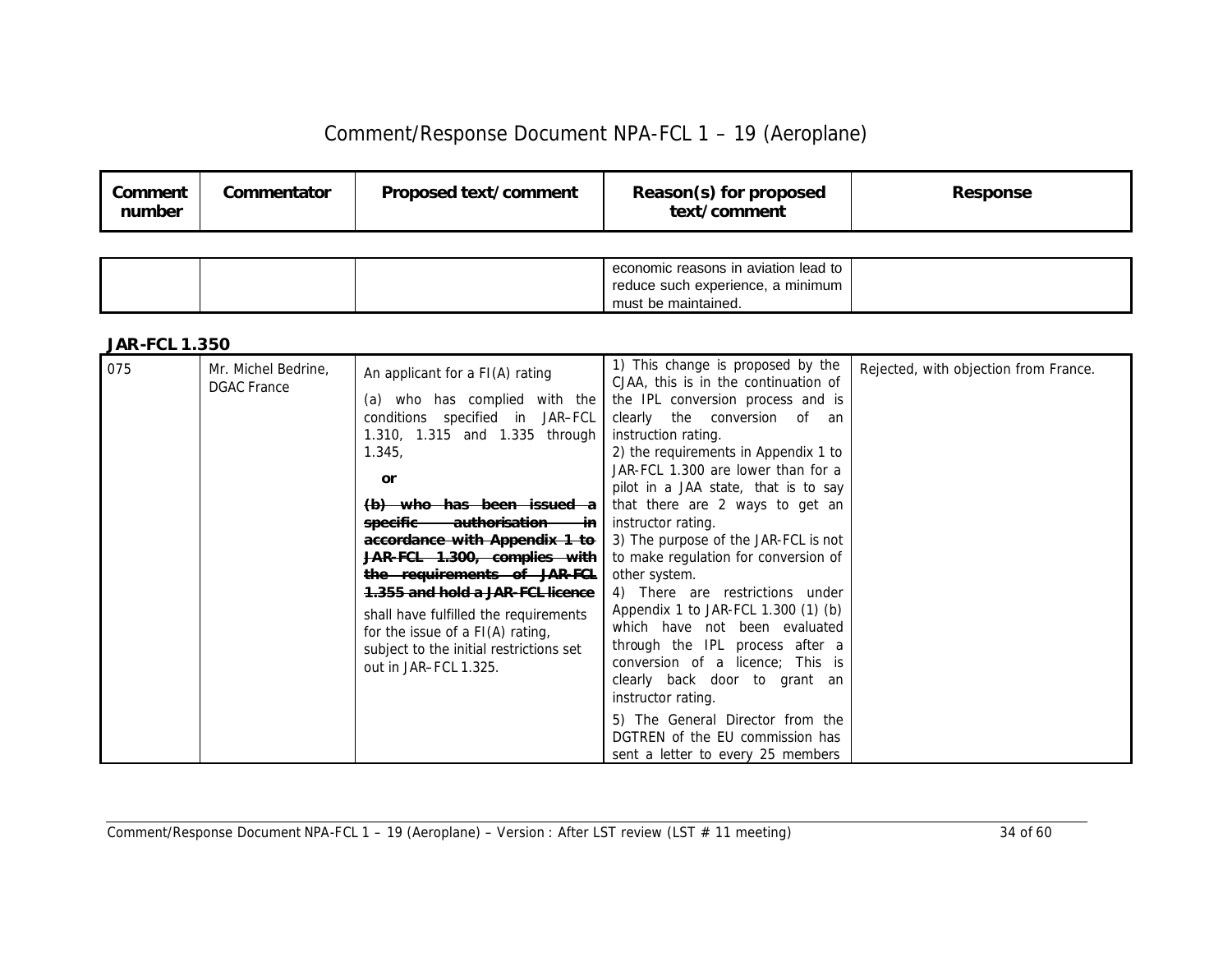| Comment number | Commentator | Proposed text/comment | Reason(s) for proposed text/comment | Response |
|---|---|---|---|---|
| | | | economic reasons in aviation lead to reduce such experience, a minimum must be maintained. | |

**JAR-FCL 1.350**

| Comment number | Commentator | Proposed text/comment | Reason(s) for proposed text/comment | Response |
|---|---|---|---|---|
| 075 | Mr. Michel Bedrine, DGAC France | An applicant for a FI(A) rating<br><br>(a) who has complied with the conditions specified in JAR–FCL 1.310, 1.315 and 1.335 through 1.345,<br><br>**or**<br><br>~~**(b) who has been issued a specific authorisation in accordance with Appendix 1 to JAR-FCL 1.300, complies with the requirements of JAR-FCL 1.355 and hold a JAR-FCL licence**~~<br><br>shall have fulfilled the requirements for the issue of a FI(A) rating, subject to the initial restrictions set out in JAR–FCL 1.325. | 1) This change is proposed by the CJAA, this is in the continuation of the IPL conversion process and is clearly the conversion of an instruction rating.<br>2) the requirements in Appendix 1 to JAR-FCL 1.300 are lower than for a pilot in a JAA state, that is to say that there are 2 ways to get an instructor rating.<br>3) The purpose of the JAR-FCL is not to make regulation for conversion of other system.<br>4) There are restrictions under Appendix 1 to JAR-FCL 1.300 (1) (b) which have not been evaluated through the IPL process after a conversion of a licence; This is clearly back door to grant an instructor rating.<br><br>5) The General Director from the DGTREN of the EU commission has sent a letter to every 25 members | Rejected, with objection from France. |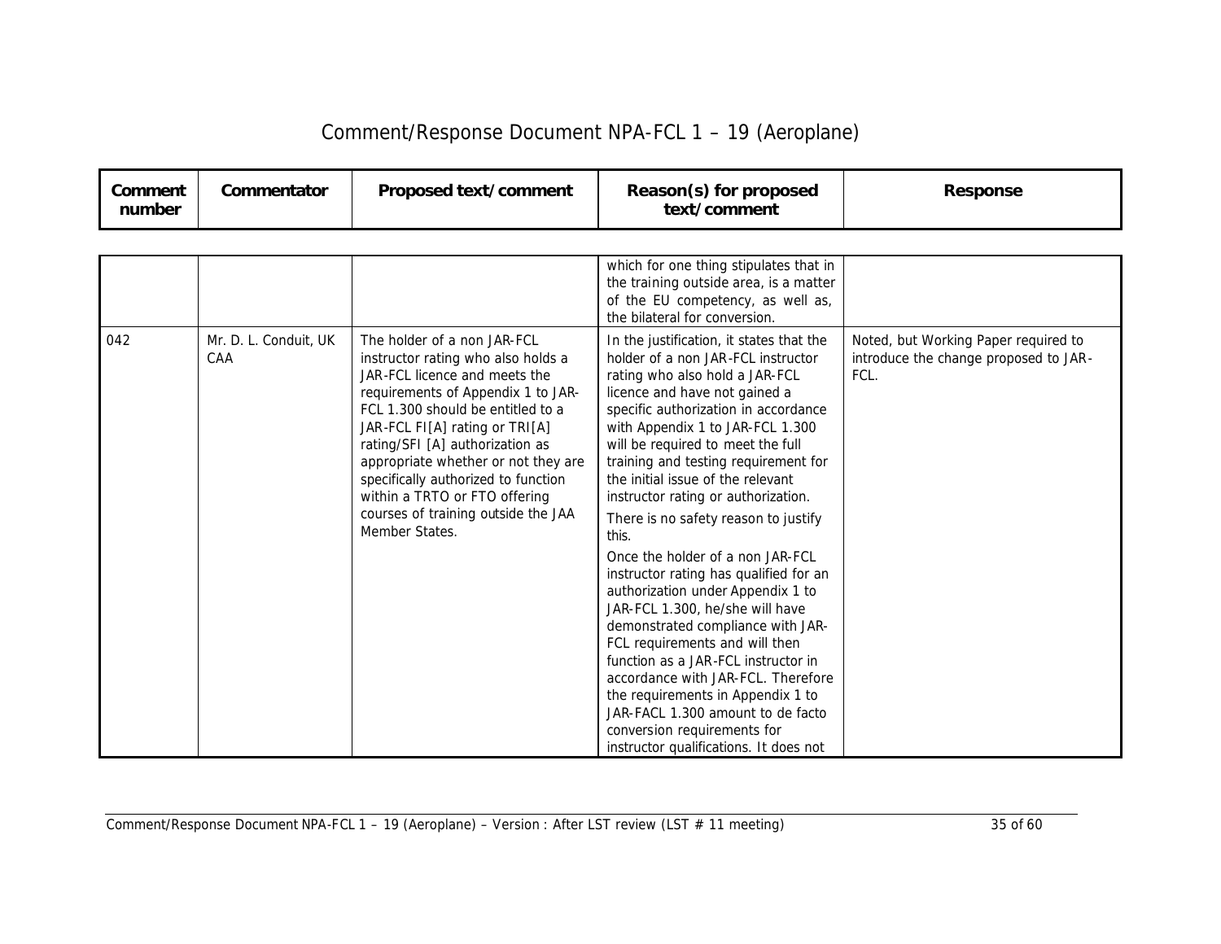| Comment number | Commentator | Proposed text/comment | Reason(s) for proposed text/comment | Response |
|---|---|---|---|---|
| | | | which for one thing stipulates that in the training outside area, is a matter of the EU competency, as well as, the bilateral for conversion. | |
| 042 | Mr. D. L. Conduit, UK CAA | The holder of a non JAR-FCL instructor rating who also holds a JAR-FCL licence and meets the requirements of Appendix 1 to JAR-FCL 1.300 should be entitled to a JAR-FCL FI[A] rating or TRI[A] rating/SFI [A] authorization as appropriate whether or not they are specifically authorized to function within a TRTO or FTO offering courses of training outside the JAA Member States. | In the justification, it states that the holder of a non JAR-FCL instructor rating who also hold a JAR-FCL licence and have not gained a specific authorization in accordance with Appendix 1 to JAR-FCL 1.300 will be required to meet the full training and testing requirement for the initial issue of the relevant instructor rating or authorization.<br><br>There is no safety reason to justify this.<br><br>Once the holder of a non JAR-FCL instructor rating has qualified for an authorization under Appendix 1 to JAR-FCL 1.300, he/she will have demonstrated compliance with JAR-FCL requirements and will then function as a JAR-FCL instructor in accordance with JAR-FCL. Therefore the requirements in Appendix 1 to JAR-FACL 1.300 amount to de facto conversion requirements for instructor qualifications. It does not | Noted, but Working Paper required to introduce the change proposed to JAR-FCL. |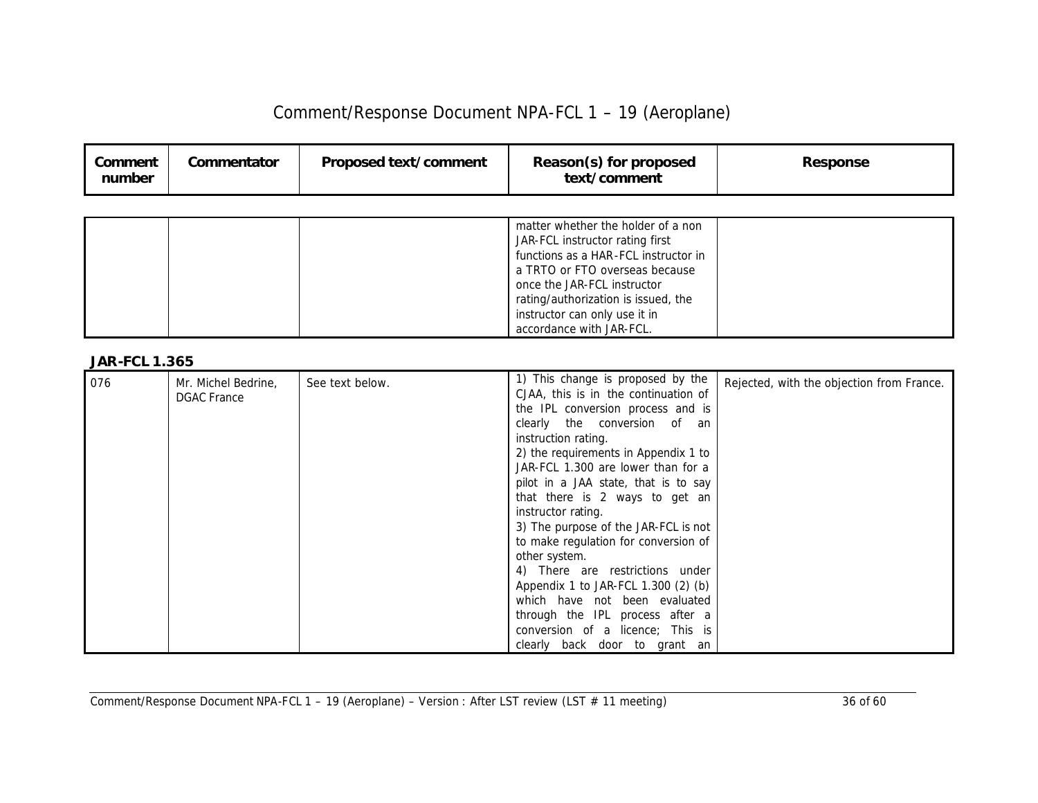# Comment/Response Document NPA-FCL 1 – 19 (Aeroplane)

| Comment number | Commentator | Proposed text/comment | Reason(s) for proposed text/comment | Response |
|---|---|---|---|---|
| | | | matter whether the holder of a non JAR-FCL instructor rating first functions as a HAR-FCL instructor in a TRTO or FTO overseas because once the JAR-FCL instructor rating/authorization is issued, the instructor can only use it in accordance with JAR-FCL. | |

**JAR-FCL 1.365**

| Comment number | Commentator | Proposed text/comment | Reason(s) for proposed text/comment | Response |
|---|---|---|---|---|
| 076 | Mr. Michel Bedrine, DGAC France | See text below. | 1) This change is proposed by the CJAA, this is in the continuation of the IPL conversion process and is clearly the conversion of an instruction rating.<br>2) the requirements in Appendix 1 to JAR-FCL 1.300 are lower than for a pilot in a JAA state, that is to say that there is 2 ways to get an instructor rating.<br>3) The purpose of the JAR-FCL is not to make regulation for conversion of other system.<br>4) There are restrictions under Appendix 1 to JAR-FCL 1.300 (2) (b) which have not been evaluated through the IPL process after a conversion of a licence; This is clearly back door to grant an | Rejected, with the objection from France. |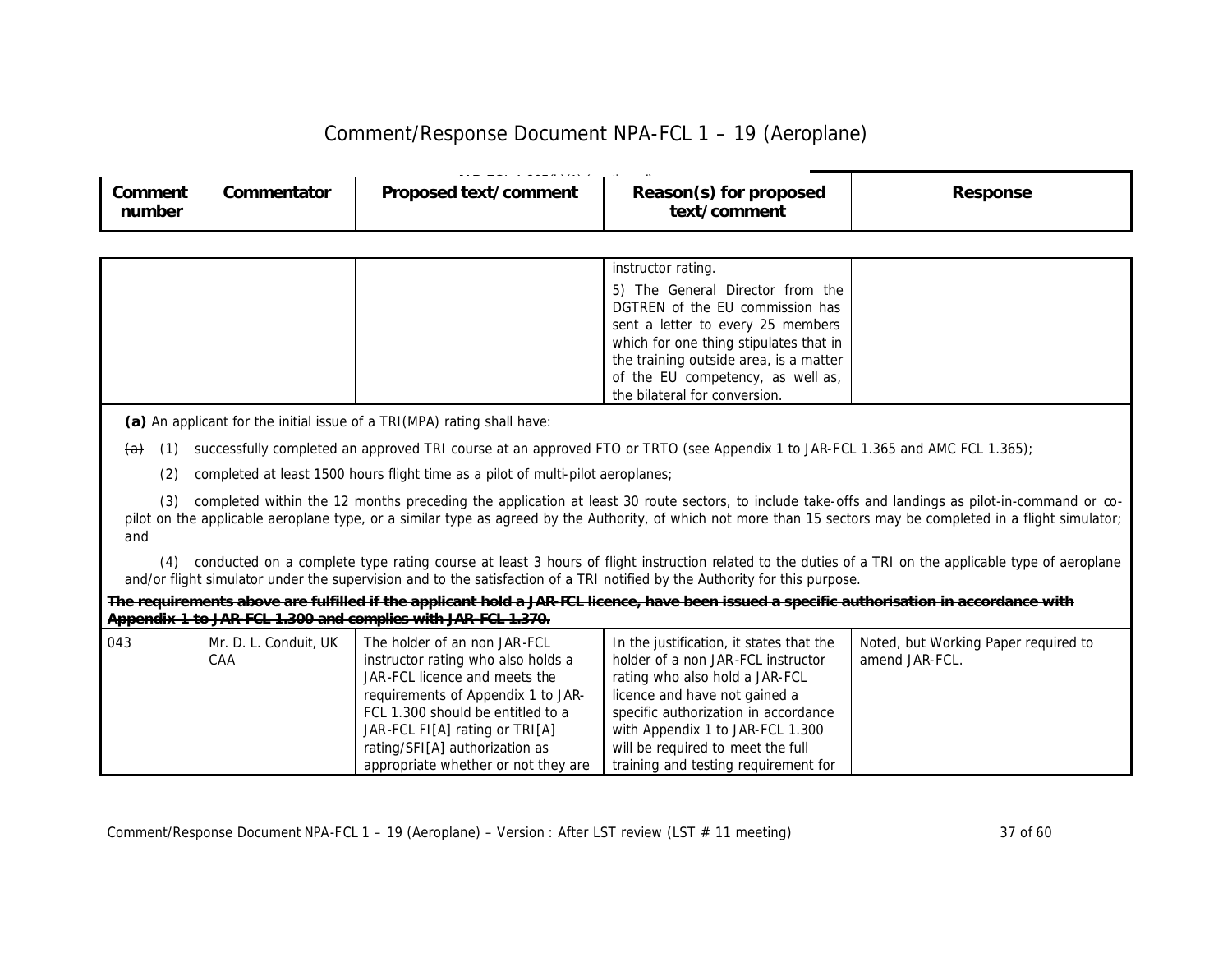# Comment/Response Document NPA-FCL 1 – 19 (Aeroplane)

| Comment number | Commentator | Proposed text/comment | Reason(s) for proposed text/comment | Response |
|---|---|---|---|---|
| | | | instructor rating.<br>5) The General Director from the DGTREN of the EU commission has sent a letter to every 25 members which for one thing stipulates that in the training outside area, is a matter of the EU competency, as well as, the bilateral for conversion. | |

**(a)** An applicant for the initial issue of a TRI(MPA) rating shall have:

~~(a)~~ (1) successfully completed an approved TRI course at an approved FTO or TRTO (see Appendix 1 to JAR-FCL 1.365 and AMC FCL 1.365);

(2) completed at least 1500 hours flight time as a pilot of multi-pilot aeroplanes;

(3) completed within the 12 months preceding the application at least 30 route sectors, to include take-offs and landings as pilot-in-command or co-pilot on the applicable aeroplane type, or a similar type as agreed by the Authority, of which not more than 15 sectors may be completed in a flight simulator; and

(4) conducted on a complete type rating course at least 3 hours of flight instruction related to the duties of a TRI on the applicable type of aeroplane and/or flight simulator under the supervision and to the satisfaction of a TRI notified by the Authority for this purpose.

~~**The requirements above are fulfilled if the applicant hold a JAR-FCL licence, have been issued a specific authorisation in accordance with Appendix 1 to JAR-FCL 1.300 and complies with JAR-FCL 1.370.**~~

| Comment number | Commentator | Proposed text/comment | Reason(s) for proposed text/comment | Response |
|---|---|---|---|---|
| 043 | Mr. D. L. Conduit, UK CAA | The holder of an non JAR-FCL instructor rating who also holds a JAR-FCL licence and meets the requirements of Appendix 1 to JAR-FCL 1.300 should be entitled to a JAR-FCL FI[A] rating or TRI[A] rating/SFI[A] authorization as appropriate whether or not they are | In the justification, it states that the holder of a non JAR-FCL instructor rating who also hold a JAR-FCL licence and have not gained a specific authorization in accordance with Appendix 1 to JAR-FCL 1.300 will be required to meet the full training and testing requirement for | Noted, but Working Paper required to amend JAR-FCL. |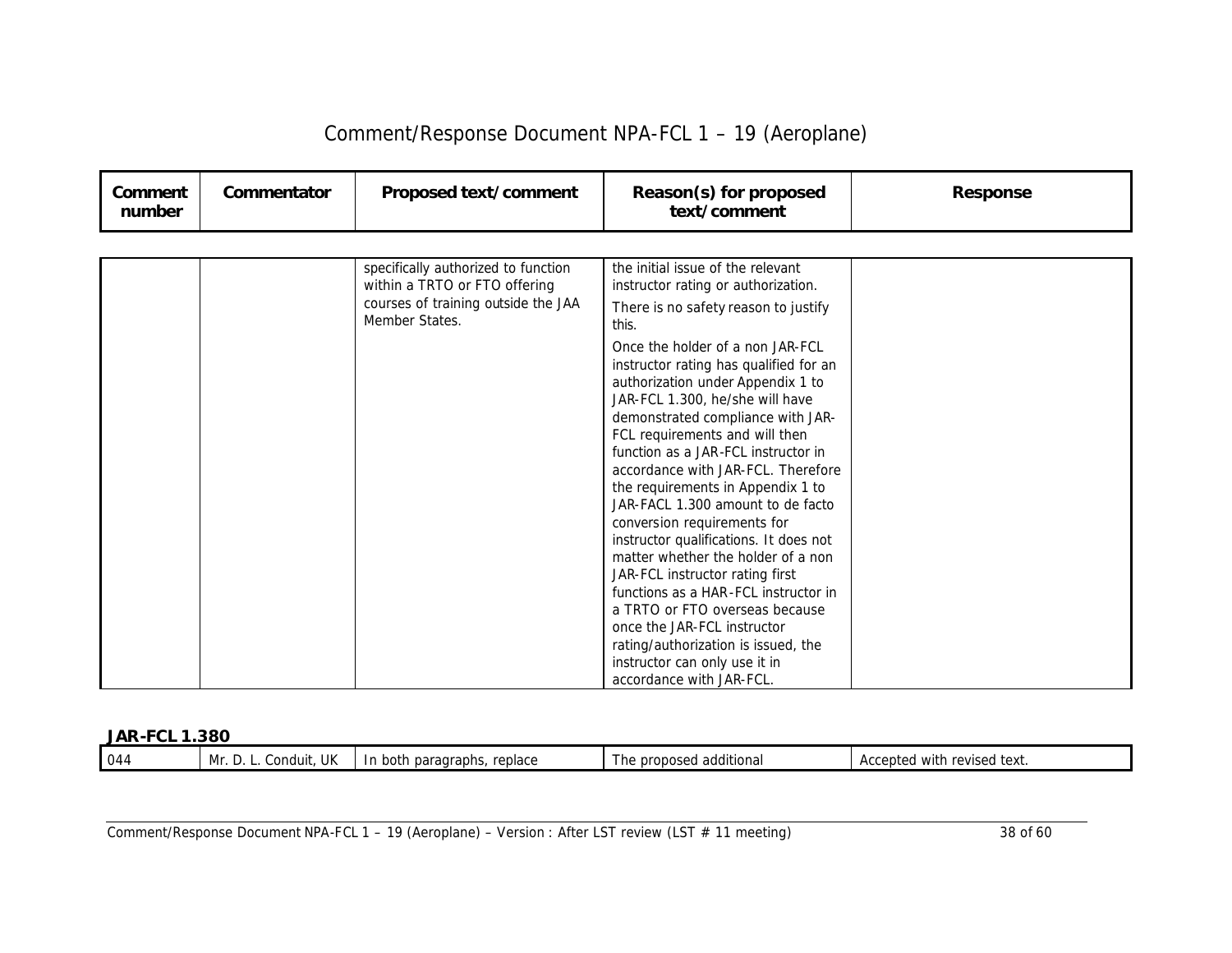| Comment number | Commentator | Proposed text/comment | Reason(s) for proposed text/comment | Response |
|---|---|---|---|---|
| | | specifically authorized to function within a TRTO or FTO offering courses of training outside the JAA Member States. | the initial issue of the relevant instructor rating or authorization.<br><br>There is no safety reason to justify this.<br><br>Once the holder of a non JAR-FCL instructor rating has qualified for an authorization under Appendix 1 to JAR-FCL 1.300, he/she will have demonstrated compliance with JAR-FCL requirements and will then function as a JAR-FCL instructor in accordance with JAR-FCL. Therefore the requirements in Appendix 1 to JAR-FACL 1.300 amount to de facto conversion requirements for instructor qualifications. It does not matter whether the holder of a non JAR-FCL instructor rating first functions as a HAR-FCL instructor in a TRTO or FTO overseas because once the JAR-FCL instructor rating/authorization is issued, the instructor can only use it in accordance with JAR-FCL. | |

**JAR-FCL 1.380**

| Comment number | Commentator | Proposed text/comment | Reason(s) for proposed text/comment | Response |
|---|---|---|---|---|
| 044 | Mr. D. L. Conduit, UK | In both paragraphs, replace | The proposed additional | Accepted with revised text. |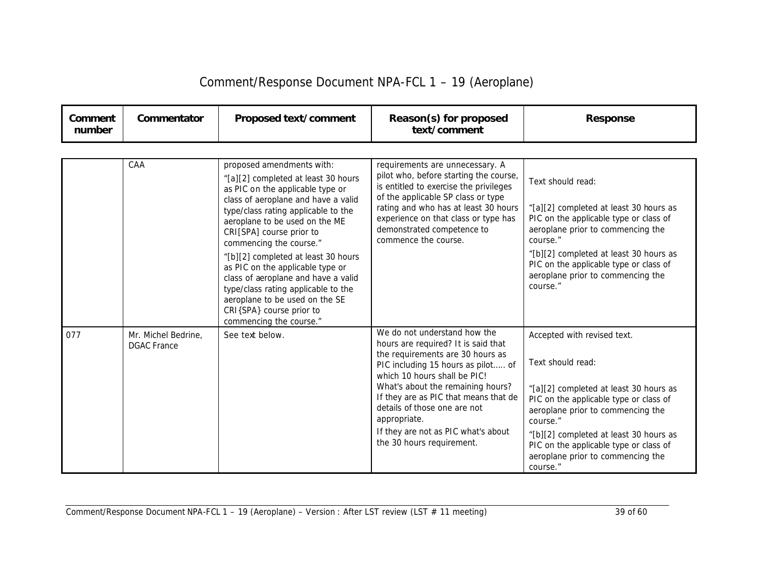# Comment/Response Document NPA-FCL 1 – 19 (Aeroplane)

| Comment number | Commentator | Proposed text/comment | Reason(s) for proposed text/comment | Response |
|---|---|---|---|---|
| | CAA | proposed amendments with:<br>"[a][2] completed at least 30 hours as PIC on the applicable type or class of aeroplane and have a valid type/class rating applicable to the aeroplane to be used on the ME CRI[SPA] course prior to commencing the course."<br>"[b][2] completed at least 30 hours as PIC on the applicable type or class of aeroplane and have a valid type/class rating applicable to the aeroplane to be used on the SE CRI{SPA} course prior to commencing the course." | requirements are unnecessary. A pilot who, before starting the course, is entitled to exercise the privileges of the applicable SP class or type rating and who has at least 30 hours experience on that class or type has demonstrated competence to commence the course. | Text should read:<br>"[a][2] completed at least 30 hours as PIC on the applicable type or class of aeroplane prior to commencing the course."<br>"[b][2] completed at least 30 hours as PIC on the applicable type or class of aeroplane prior to commencing the course." |
| 077 | Mr. Michel Bedrine, DGAC France | See text below. | We do not understand how the hours are required? It is said that the requirements are 30 hours as PIC including 15 hours as pilot..... of which 10 hours shall be PIC! What's about the remaining hours? If they are as PIC that means that de details of those one are not appropriate.<br>If they are not as PIC what's about the 30 hours requirement. | Accepted with revised text.<br>Text should read:<br>"[a][2] completed at least 30 hours as PIC on the applicable type or class of aeroplane prior to commencing the course."<br>"[b][2] completed at least 30 hours as PIC on the applicable type or class of aeroplane prior to commencing the course." |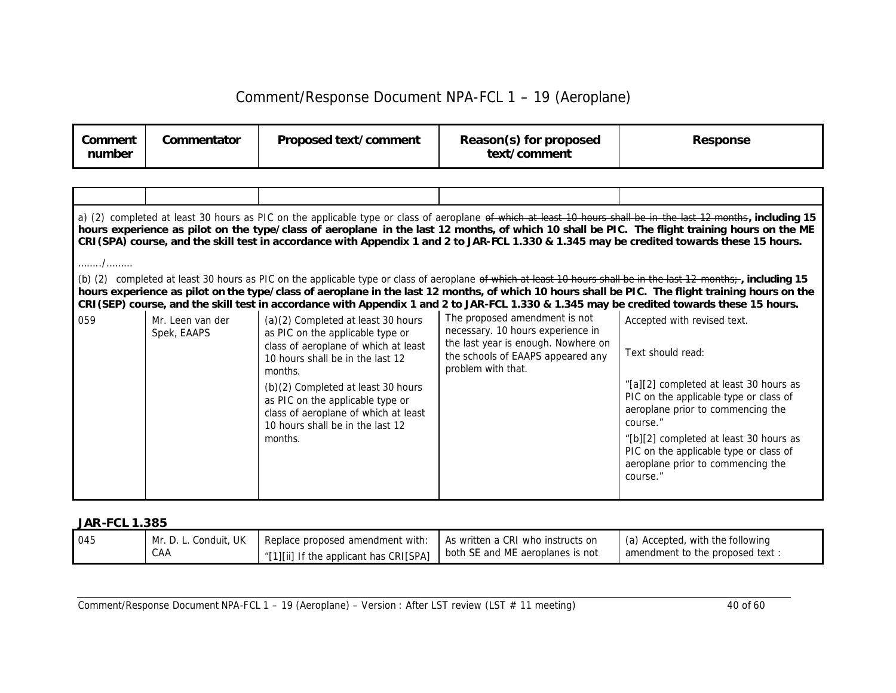| Comment number | Commentator | Proposed text/comment | Reason(s) for proposed text/comment | Response |
|---|---|---|---|---|
| | | | | |
| a) (2) completed at least 30 hours as PIC on the applicable type or class of aeroplane ~~of which at least 10 hours shall be in the last 12 months~~**, including 15 hours experience as pilot on the type/class of aeroplane in the last 12 months, of which 10 shall be PIC. The flight training hours on the ME CRI(SPA) course, and the skill test in accordance with Appendix 1 and 2 to JAR-FCL 1.330 & 1.345 may be credited towards these 15 hours.**<br><br>……../………<br><br>(b) (2) completed at least 30 hours as PIC on the applicable type or class of aeroplane ~~of which at least 10 hours shall be in the last 12 months;~~**, including 15 hours experience as pilot on the type/class of aeroplane in the last 12 months, of which 10 hours shall be PIC. The flight training hours on the CRI(SEP) course, and the skill test in accordance with Appendix 1 and 2 to JAR-FCL 1.330 & 1.345 may be credited towards these 15 hours.** | | | | |
| 059 | Mr. Leen van der Spek, EAAPS | (a)(2) Completed at least 30 hours as PIC on the applicable type or class of aeroplane of which at least 10 hours shall be in the last 12 months.<br><br>(b)(2) Completed at least 30 hours as PIC on the applicable type or class of aeroplane of which at least 10 hours shall be in the last 12 months. | The proposed amendment is not necessary. 10 hours experience in the last year is enough. Nowhere on the schools of EAAPS appeared any problem with that. | Accepted with revised text.<br><br>Text should read:<br><br>"[a][2] completed at least 30 hours as PIC on the applicable type or class of aeroplane prior to commencing the course."<br><br>"[b][2] completed at least 30 hours as PIC on the applicable type or class of aeroplane prior to commencing the course." |

**JAR-FCL 1.385**

| | | | | |
|---|---|---|---|---|
| 045 | Mr. D. L. Conduit, UK CAA | Replace proposed amendment with:<br>"[1][ii] If the applicant has CRI[SPA] | As written a CRI who instructs on both SE and ME aeroplanes is not | (a) Accepted, with the following amendment to the proposed text : |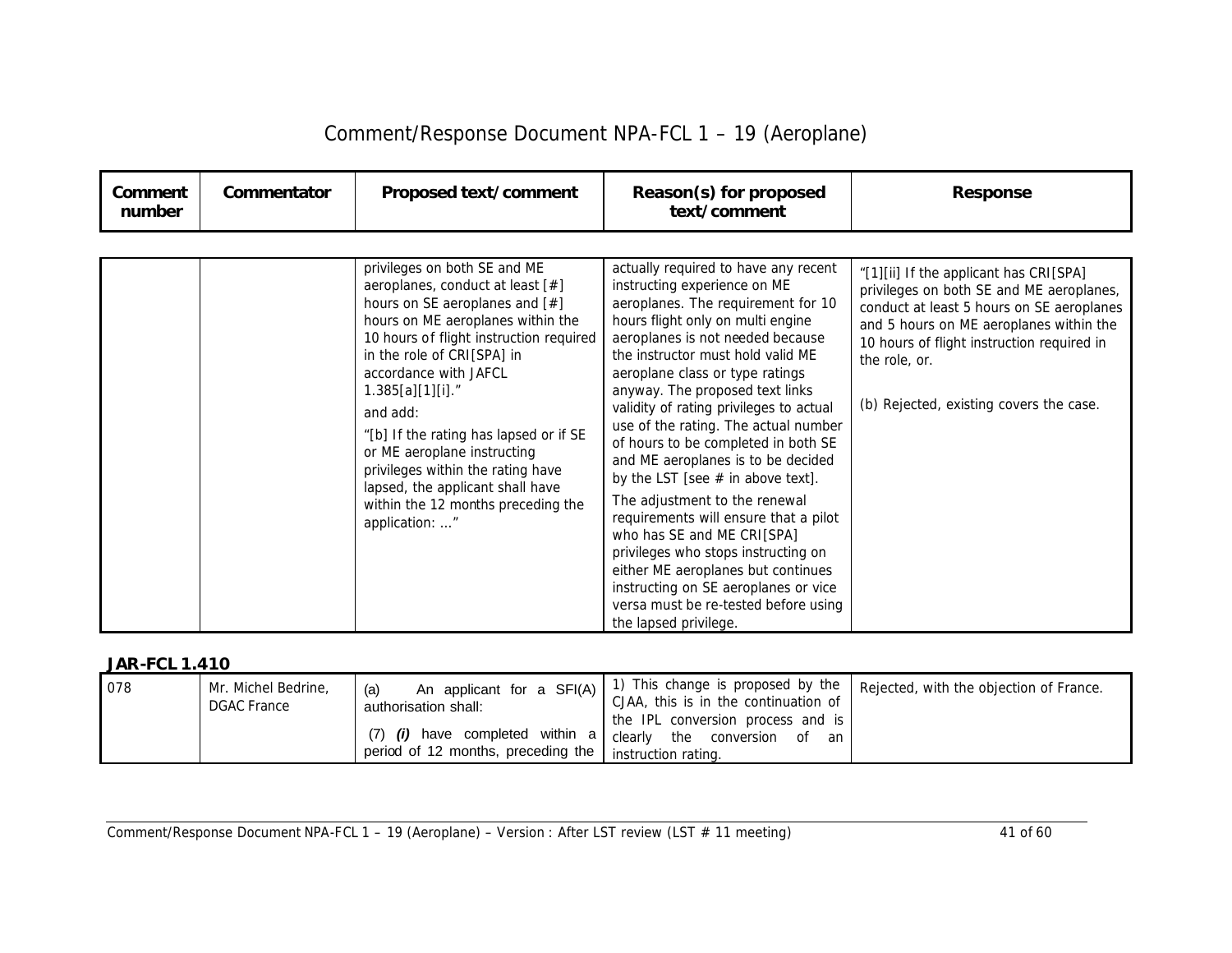# Comment/Response Document NPA-FCL 1 – 19 (Aeroplane)

| Comment number | Commentator | Proposed text/comment | Reason(s) for proposed text/comment | Response |
|---|---|---|---|---|
| | | privileges on both SE and ME aeroplanes, conduct at least [#] hours on SE aeroplanes and [#] hours on ME aeroplanes within the 10 hours of flight instruction required in the role of CRI[SPA] in accordance with JAFCL 1.385[a][1][i]." <br><br> and add: <br><br> "[b] If the rating has lapsed or if SE or ME aeroplane instructing privileges within the rating have lapsed, the applicant shall have within the 12 months preceding the application: …" | actually required to have any recent instructing experience on ME aeroplanes. The requirement for 10 hours flight only on multi engine aeroplanes is not needed because the instructor must hold valid ME aeroplane class or type ratings anyway. The proposed text links validity of rating privileges to actual use of the rating. The actual number of hours to be completed in both SE and ME aeroplanes is to be decided by the LST [see # in above text]. <br><br> The adjustment to the renewal requirements will ensure that a pilot who has SE and ME CRI[SPA] privileges who stops instructing on either ME aeroplanes but continues instructing on SE aeroplanes or vice versa must be re-tested before using the lapsed privilege. | "[1][ii] If the applicant has CRI[SPA] privileges on both SE and ME aeroplanes, conduct at least 5 hours on SE aeroplanes and 5 hours on ME aeroplanes within the 10 hours of flight instruction required in the role, or. <br><br> (b) Rejected, existing covers the case. |

**JAR-FCL 1.410**

| Comment number | Commentator | Proposed text/comment | Reason(s) for proposed text/comment | Response |
|---|---|---|---|---|
| 078 | Mr. Michel Bedrine, DGAC France | (a) An applicant for a SFI(A) authorisation shall: <br><br> (7) ***(i)*** have completed within a period of 12 months, preceding the | 1) This change is proposed by the CJAA, this is in the continuation of the IPL conversion process and is clearly the conversion of an instruction rating. | Rejected, with the objection of France. |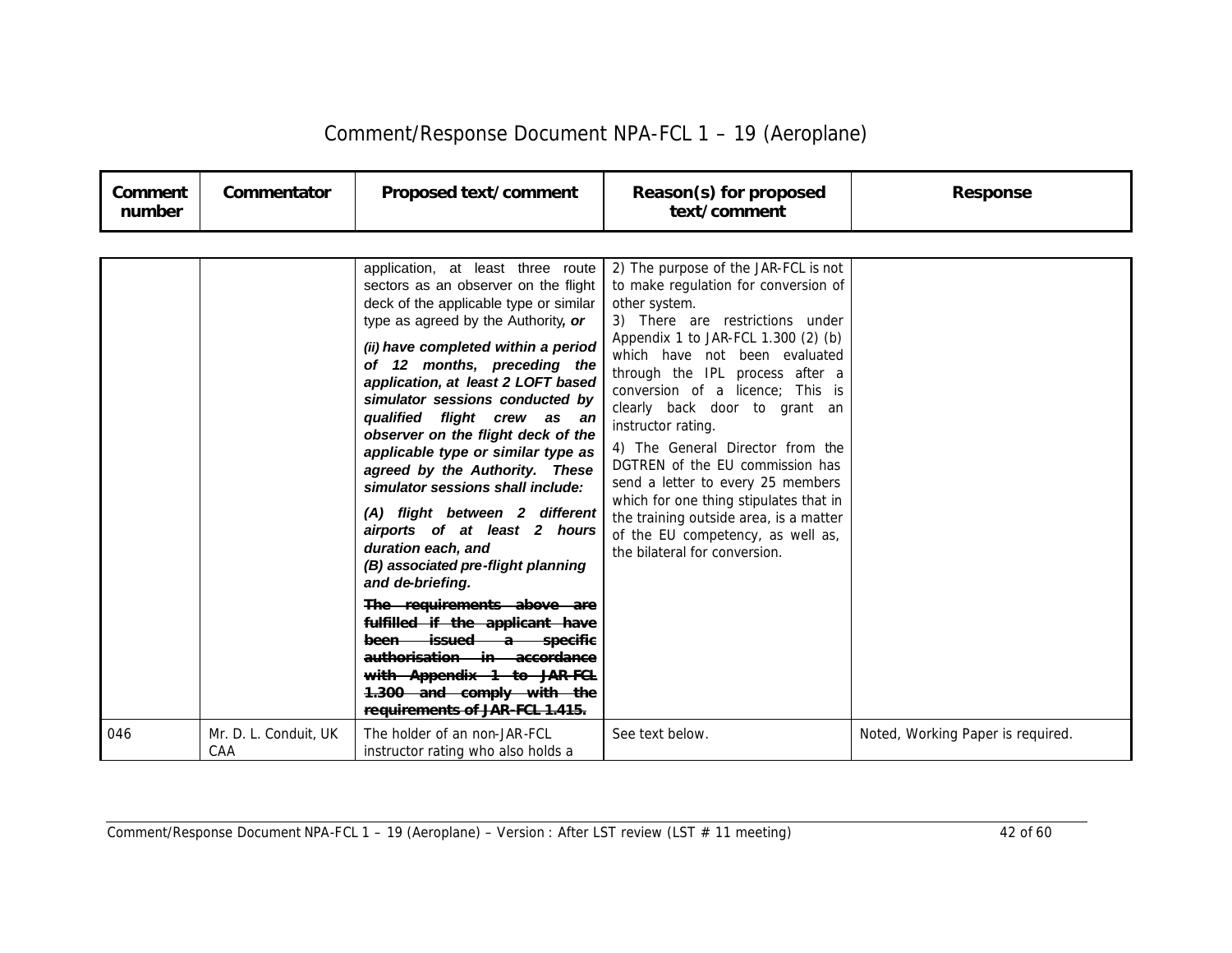# Comment/Response Document NPA-FCL 1 – 19 (Aeroplane)

| Comment number | Commentator | Proposed text/comment | Reason(s) for proposed text/comment | Response |
|---|---|---|---|---|
| | | application, at least three route sectors as an observer on the flight deck of the applicable type or similar type as agreed by the Authority***, or***<br><br>***(ii) have completed within a period of 12 months, preceding the application, at least 2 LOFT based simulator sessions conducted by qualified flight crew as an observer on the flight deck of the applicable type or similar type as agreed by the Authority. These simulator sessions shall include:***<br><br>***(A) flight between 2 different airports of at least 2 hours duration each, and***<br>***(B) associated pre-flight planning and de-briefing.***<br><br>~~**The requirements above are fulfilled if the applicant have been issued a specific authorisation in accordance with Appendix 1 to JAR-FCL 1.300 and comply with the requirements of JAR-FCL 1.415.**~~ | 2) The purpose of the JAR-FCL is not to make regulation for conversion of other system.<br>3) There are restrictions under Appendix 1 to JAR-FCL 1.300 (2) (b) which have not been evaluated through the IPL process after a conversion of a licence; This is clearly back door to grant an instructor rating.<br><br>4) The General Director from the DGTREN of the EU commission has send a letter to every 25 members which for one thing stipulates that in the training outside area, is a matter of the EU competency, as well as, the bilateral for conversion. | |
| 046 | Mr. D. L. Conduit, UK CAA | The holder of an non-JAR-FCL instructor rating who also holds a | See text below. | Noted, Working Paper is required. |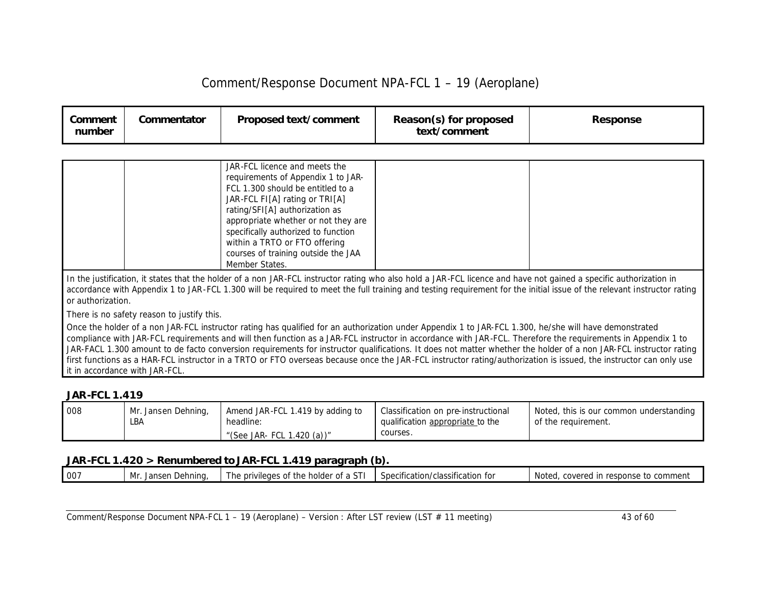| Comment number | Commentator | Proposed text/comment | Reason(s) for proposed text/comment | Response |
|---|---|---|---|---|
| | | JAR-FCL licence and meets the requirements of Appendix 1 to JAR-FCL 1.300 should be entitled to a JAR-FCL FI[A] rating or TRI[A] rating/SFI[A] authorization as appropriate whether or not they are specifically authorized to function within a TRTO or FTO offering courses of training outside the JAA Member States. | | |

In the justification, it states that the holder of a non JAR-FCL instructor rating who also hold a JAR-FCL licence and have not gained a specific authorization in accordance with Appendix 1 to JAR-FCL 1.300 will be required to meet the full training and testing requirement for the initial issue of the relevant instructor rating or authorization.

There is no safety reason to justify this.

Once the holder of a non JAR-FCL instructor rating has qualified for an authorization under Appendix 1 to JAR-FCL 1.300, he/she will have demonstrated compliance with JAR-FCL requirements and will then function as a JAR-FCL instructor in accordance with JAR-FCL. Therefore the requirements in Appendix 1 to JAR-FACL 1.300 amount to de facto conversion requirements for instructor qualifications. It does not matter whether the holder of a non JAR-FCL instructor rating first functions as a HAR-FCL instructor in a TRTO or FTO overseas because once the JAR-FCL instructor rating/authorization is issued, the instructor can only use it in accordance with JAR-FCL.

**JAR-FCL 1.419**

| Comment number | Commentator | Proposed text/comment | Reason(s) for proposed text/comment | Response |
|---|---|---|---|---|
| 008 | Mr. Jansen Dehning, LBA | Amend JAR-FCL 1.419 by adding to headline: "(See JAR- FCL 1.420 (a))" | Classification on pre-instructional qualification appropriate to the courses. | Noted, this is our common understanding of the requirement. |

**JAR-FCL 1.420 > Renumbered to JAR-FCL 1.419 paragraph (b).**

| Comment number | Commentator | Proposed text/comment | Reason(s) for proposed text/comment | Response |
|---|---|---|---|---|
| 007 | Mr. Jansen Dehning, | The privileges of the holder of a STI | Specification/classification for | Noted, covered in response to comment |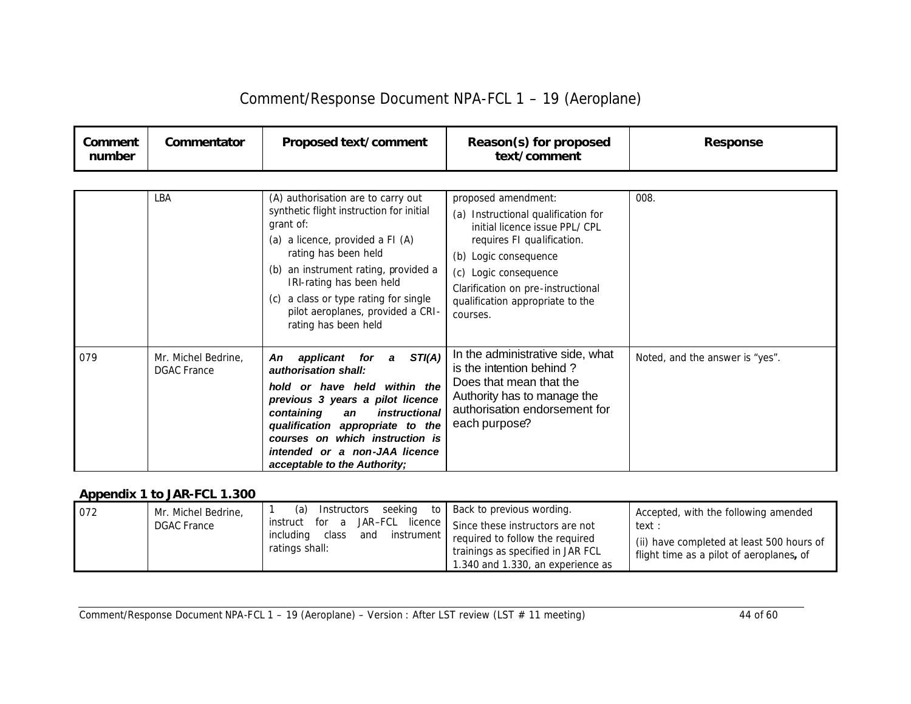# Comment/Response Document NPA-FCL 1 – 19 (Aeroplane)

| Comment number | Commentator | Proposed text/comment | Reason(s) for proposed text/comment | Response |
|---|---|---|---|---|
| | LBA | (A) authorisation are to carry out synthetic flight instruction for initial grant of:<br>(a) a licence, provided a FI (A) rating has been held<br>(b) an instrument rating, provided a IRI-rating has been held<br>(c) a class or type rating for single pilot aeroplanes, provided a CRI-rating has been held | proposed amendment:<br>(a) Instructional qualification for initial licence issue PPL/ CPL requires FI qualification.<br>(b) Logic consequence<br>(c) Logic consequence<br>Clarification on pre-instructional qualification appropriate to the courses. | 008. |
| 079 | Mr. Michel Bedrine, DGAC France | ***An applicant for a STI(A) authorisation shall:***<br>***hold or have held within the previous 3 years a pilot licence containing an instructional qualification appropriate to the courses on which instruction is intended or a non-JAA licence acceptable to the Authority;*** | In the administrative side, what is the intention behind ?<br>Does that mean that the Authority has to manage the authorisation endorsement for each purpose? | Noted, and the answer is "yes". |

**Appendix 1 to JAR-FCL 1.300**

| Comment number | Commentator | Proposed text/comment | Reason(s) for proposed text/comment | Response |
|---|---|---|---|---|
| 072 | Mr. Michel Bedrine, DGAC France | 1 (a) Instructors seeking to instruct for a JAR–FCL licence including class and instrument ratings shall: | Back to previous wording.<br>Since these instructors are not required to follow the required trainings as specified in JAR FCL 1.340 and 1.330, an experience as | Accepted, with the following amended text :<br>(ii) have completed at least 500 hours of flight time as a pilot of aeroplanes**,** of |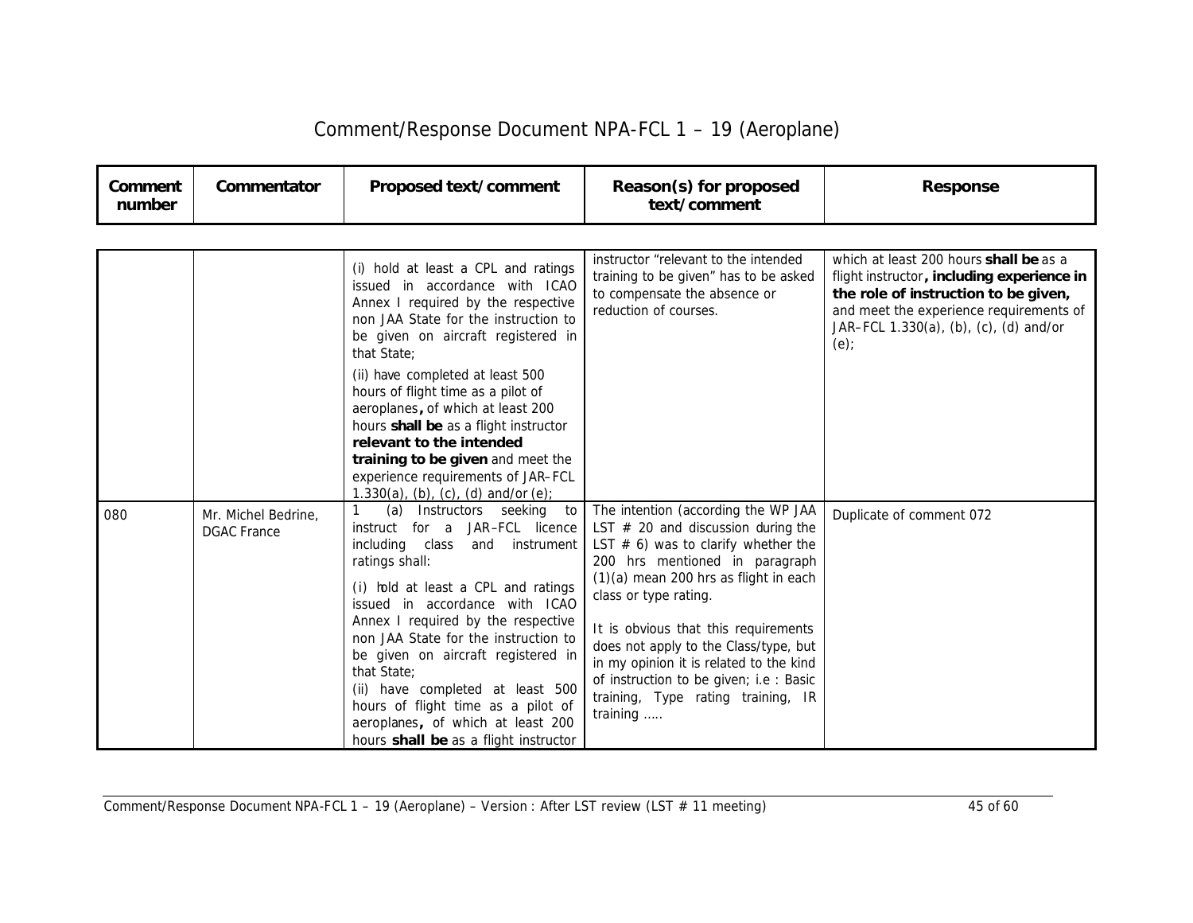# Comment/Response Document NPA-FCL 1 – 19 (Aeroplane)

| Comment number | Commentator | Proposed text/comment | Reason(s) for proposed text/comment | Response |
|---|---|---|---|---|
| | | (i) hold at least a CPL and ratings issued in accordance with ICAO Annex I required by the respective non JAA State for the instruction to be given on aircraft registered in that State;<br><br>(ii) have completed at least 500 hours of flight time as a pilot of aeroplanes**,** of which at least 200 hours **shall be** as a flight instructor **relevant to the intended training to be given** and meet the experience requirements of JAR–FCL 1.330(a), (b), (c), (d) and/or (e); | instructor "relevant to the intended training to be given" has to be asked to compensate the absence or reduction of courses. | which at least 200 hours **shall be** as a flight instructor**, including experience in the role of instruction to be given,** and meet the experience requirements of JAR–FCL 1.330(a), (b), (c), (d) and/or (e); |
| 080 | Mr. Michel Bedrine, DGAC France | 1 (a) Instructors seeking to instruct for a JAR–FCL licence including class and instrument ratings shall:<br><br>(i) hold at least a CPL and ratings issued in accordance with ICAO Annex I required by the respective non JAA State for the instruction to be given on aircraft registered in that State;<br>(ii) have completed at least 500 hours of flight time as a pilot of aeroplanes**,** of which at least 200 hours **shall be** as a flight instructor | The intention (according the WP JAA LST # 20 and discussion during the LST # 6) was to clarify whether the 200 hrs mentioned in paragraph (1)(a) mean 200 hrs as flight in each class or type rating.<br><br>It is obvious that this requirements does not apply to the Class/type, but in my opinion it is related to the kind of instruction to be given; i.e : Basic training, Type rating training, IR training ….. | Duplicate of comment 072 |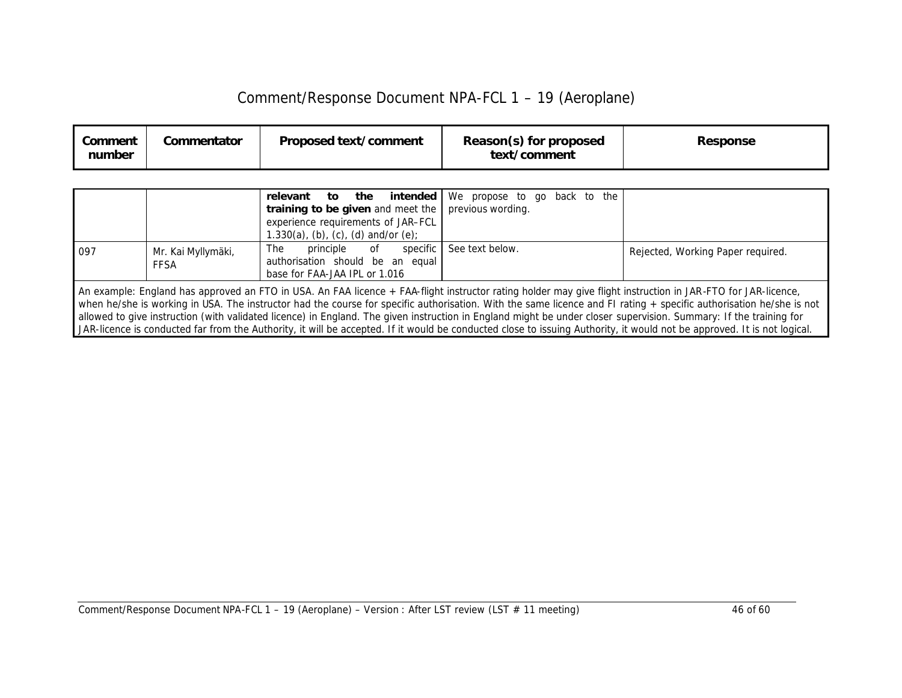# Comment/Response Document NPA-FCL 1 – 19 (Aeroplane)

| Comment number | Commentator | Proposed text/comment | Reason(s) for proposed text/comment | Response |
|---|---|---|---|---|
| | | **relevant to the intended training to be given** and meet the experience requirements of JAR–FCL 1.330(a), (b), (c), (d) and/or (e); | We propose to go back to the previous wording. | |
| 097 | Mr. Kai Myllymäki, FFSA | The principle of specific authorisation should be an equal base for FAA-JAA IPL or 1.016 | See text below. | Rejected, Working Paper required. |
| An example: England has approved an FTO in USA. An FAA licence + FAA-flight instructor rating holder may give flight instruction in JAR-FTO for JAR-licence, when he/she is working in USA. The instructor had the course for specific authorisation. With the same licence and FI rating + specific authorisation he/she is not allowed to give instruction (with validated licence) in England. The given instruction in England might be under closer supervision. Summary: If the training for JAR-licence is conducted far from the Authority, it will be accepted. If it would be conducted close to issuing Authority, it would not be approved. It is not logical. | | | | |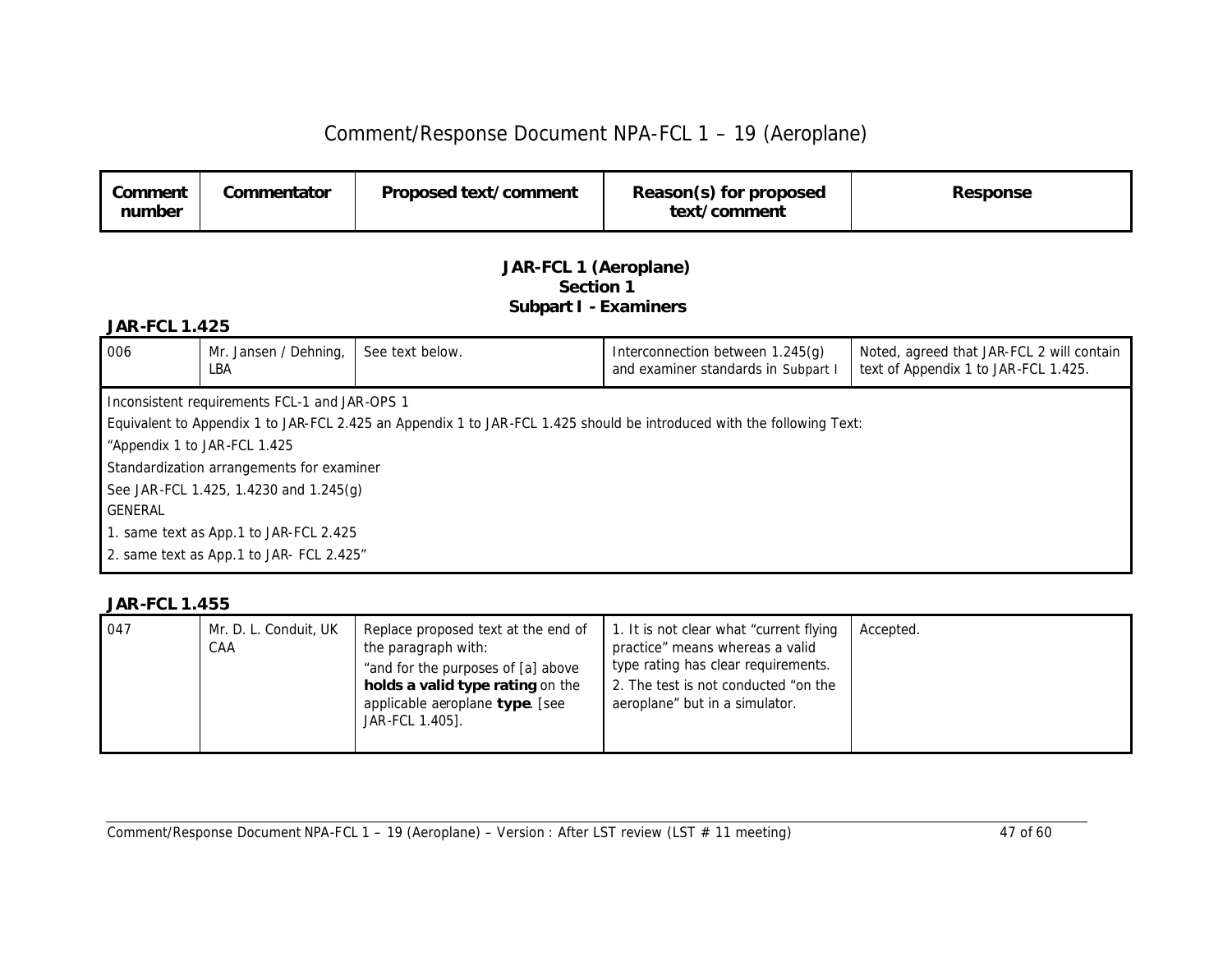| Comment number | Commentator | Proposed text/comment | Reason(s) for proposed text/comment | Response |
|---|---|---|---|---|

**JAR-FCL 1 (Aeroplane)**
**Section 1**
**Subpart I - Examiners**

### JAR-FCL 1.425

| Comment number | Commentator | Proposed text/comment | Reason(s) for proposed text/comment | Response |
|---|---|---|---|---|
| 006 | Mr. Jansen / Dehning, LBA | See text below. | Interconnection between 1.245(g) and examiner standards in Subpart I | Noted, agreed that JAR-FCL 2 will contain text of Appendix 1 to JAR-FCL 1.425. |

Inconsistent requirements FCL-1 and JAR-OPS 1

Equivalent to Appendix 1 to JAR-FCL 2.425 an Appendix 1 to JAR-FCL 1.425 should be introduced with the following Text:

"Appendix 1 to JAR-FCL 1.425

Standardization arrangements for examiner

See JAR-FCL 1.425, 1.4230 and 1.245(g)

GENERAL

1. same text as App.1 to JAR-FCL 2.425

2. same text as App.1 to JAR- FCL 2.425"

### JAR-FCL 1.455

| Comment number | Commentator | Proposed text/comment | Reason(s) for proposed text/comment | Response |
|---|---|---|---|---|
| 047 | Mr. D. L. Conduit, UK CAA | Replace proposed text at the end of the paragraph with: "and for the purposes of [a] above **holds a valid type rating** on the applicable aeroplane **type**. [see JAR-FCL 1.405]. | 1. It is not clear what "current flying practice" means whereas a valid type rating has clear requirements. 2. The test is not conducted "on the aeroplane" but in a simulator. | Accepted. |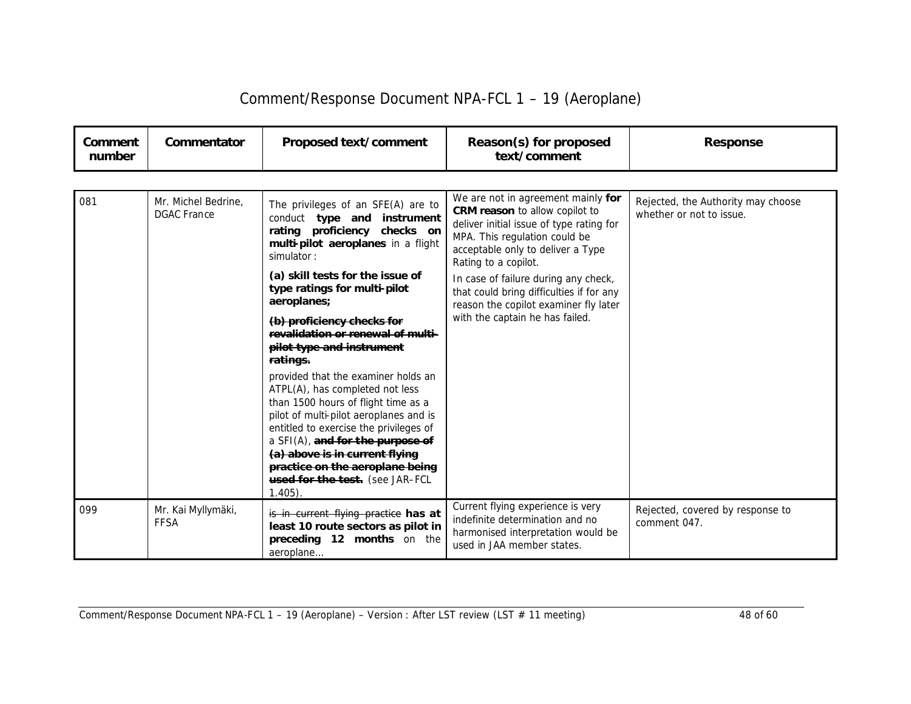# Comment/Response Document NPA-FCL 1 – 19 (Aeroplane)

| Comment number | Commentator | Proposed text/comment | Reason(s) for proposed text/comment | Response |
|---|---|---|---|---|
| 081 | Mr. Michel Bedrine, DGAC France | The privileges of an SFE(A) are to conduct **type and instrument rating proficiency checks on multi-pilot aeroplanes** in a flight simulator :<br><br>**(a) skill tests for the issue of type ratings for multi-pilot aeroplanes;**<br><br>~~**(b) proficiency checks for revalidation or renewal of multi-pilot type and instrument ratings.**~~<br><br>provided that the examiner holds an ATPL(A), has completed not less than 1500 hours of flight time as a pilot of multi-pilot aeroplanes and is entitled to exercise the privileges of a SFI(A), ~~**and for the purpose of (a) above is in current flying practice on the aeroplane being used for the test.**~~ (see JAR–FCL 1.405). | We are not in agreement mainly **for CRM reason** to allow copilot to deliver initial issue of type rating for MPA. This regulation could be acceptable only to deliver a Type Rating to a copilot.<br><br>In case of failure during any check, that could bring difficulties if for any reason the copilot examiner fly later with the captain he has failed. | Rejected, the Authority may choose whether or not to issue. |
| 099 | Mr. Kai Myllymäki, FFSA | ~~is in current flying practice~~ **has at least 10 route sectors as pilot in preceding 12 months** on the aeroplane… | Current flying experience is very indefinite determination and no harmonised interpretation would be used in JAA member states. | Rejected, covered by response to comment 047. |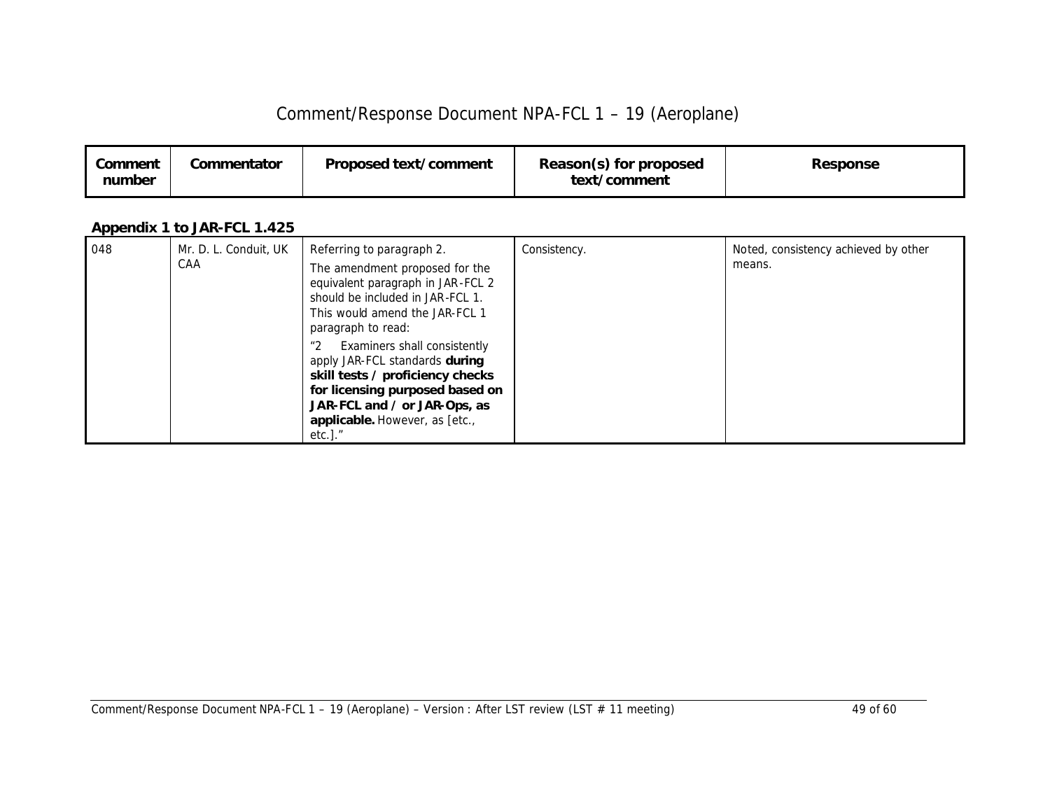| Comment number | Commentator | Proposed text/comment | Reason(s) for proposed text/comment | Response |
|---|---|---|---|---|

**Appendix 1 to JAR-FCL 1.425**

| Comment number | Commentator | Proposed text/comment | Reason(s) for proposed text/comment | Response |
|---|---|---|---|---|
| 048 | Mr. D. L. Conduit, UK CAA | Referring to paragraph 2.<br>The amendment proposed for the equivalent paragraph in JAR-FCL 2 should be included in JAR-FCL 1. This would amend the JAR-FCL 1 paragraph to read:<br>"2 Examiners shall consistently apply JAR-FCL standards **during skill tests / proficiency checks for licensing purposed based on JAR-FCL and / or JAR-Ops, as applicable.** However, as [etc., etc.]." | Consistency. | Noted, consistency achieved by other means. |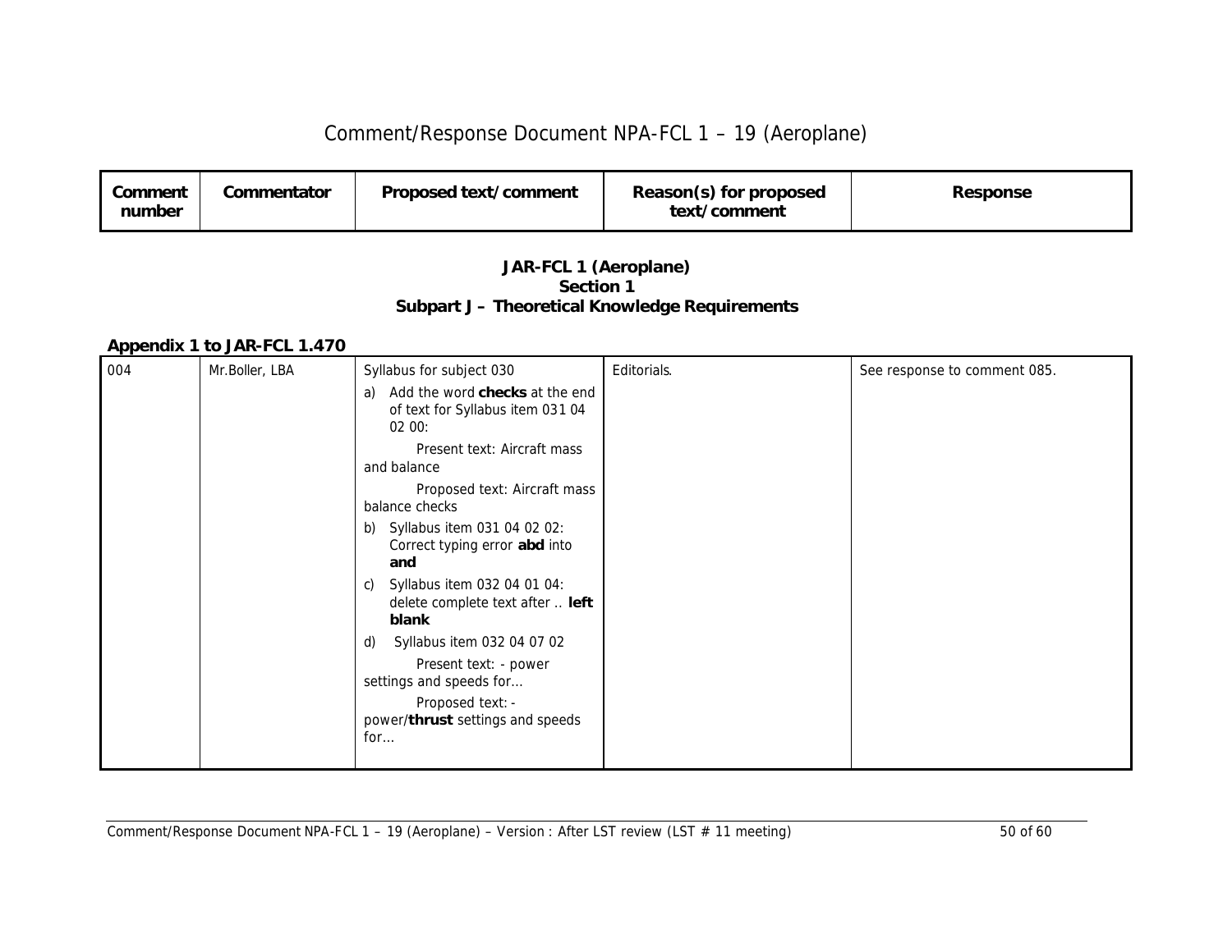| Comment number | Commentator | Proposed text/comment | Reason(s) for proposed text/comment | Response |
|---|---|---|---|---|

### JAR-FCL 1 (Aeroplane)
### Section 1
### Subpart J – Theoretical Knowledge Requirements

**Appendix 1 to JAR-FCL 1.470**

| Comment number | Commentator | Proposed text/comment | Reason(s) for proposed text/comment | Response |
|---|---|---|---|---|
| 004 | Mr.Boller, LBA | Syllabus for subject 030<br>a) Add the word **checks** at the end of text for Syllabus item 031 04 02 00:<br>Present text: Aircraft mass and balance<br>Proposed text: Aircraft mass balance checks<br>b) Syllabus item 031 04 02 02: Correct typing error **abd** into **and**<br>c) Syllabus item 032 04 01 04: delete complete text after .. **left blank**<br>d) Syllabus item 032 04 07 02<br>Present text: - power settings and speeds for…<br>Proposed text: - power/**thrust** settings and speeds for… | Editorials. | See response to comment 085. |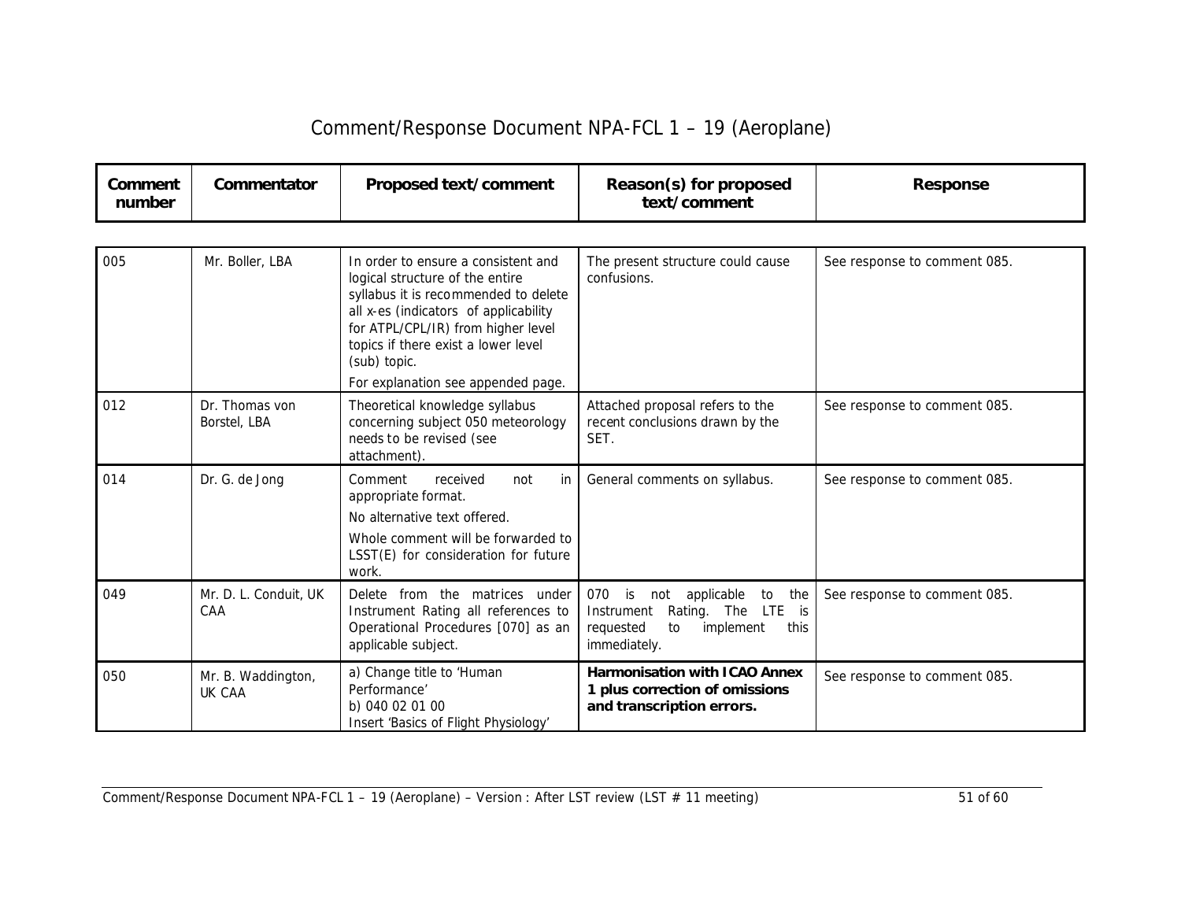# Comment/Response Document NPA-FCL 1 – 19 (Aeroplane)

| Comment number | Commentator | Proposed text/comment | Reason(s) for proposed text/comment | Response |
|---|---|---|---|---|
| 005 | Mr. Boller, LBA | In order to ensure a consistent and logical structure of the entire syllabus it is recommended to delete all x-es (indicators of applicability for ATPL/CPL/IR) from higher level topics if there exist a lower level (sub) topic.<br>For explanation see appended page. | The present structure could cause confusions. | See response to comment 085. |
| 012 | Dr. Thomas von Borstel, LBA | Theoretical knowledge syllabus concerning subject 050 meteorology needs to be revised (see attachment). | Attached proposal refers to the recent conclusions drawn by the SET. | See response to comment 085. |
| 014 | Dr. G. de Jong | Comment received not in appropriate format.<br>No alternative text offered.<br>Whole comment will be forwarded to LSST(E) for consideration for future work. | General comments on syllabus. | See response to comment 085. |
| 049 | Mr. D. L. Conduit, UK CAA | Delete from the matrices under Instrument Rating all references to Operational Procedures [070] as an applicable subject. | 070 is not applicable to the Instrument Rating. The LTE is requested to implement this immediately. | See response to comment 085. |
| 050 | Mr. B. Waddington, UK CAA | a) Change title to 'Human Performance'<br>b) 040 02 01 00<br>Insert 'Basics of Flight Physiology' | **Harmonisation with ICAO Annex 1 plus correction of omissions and transcription errors.** | See response to comment 085. |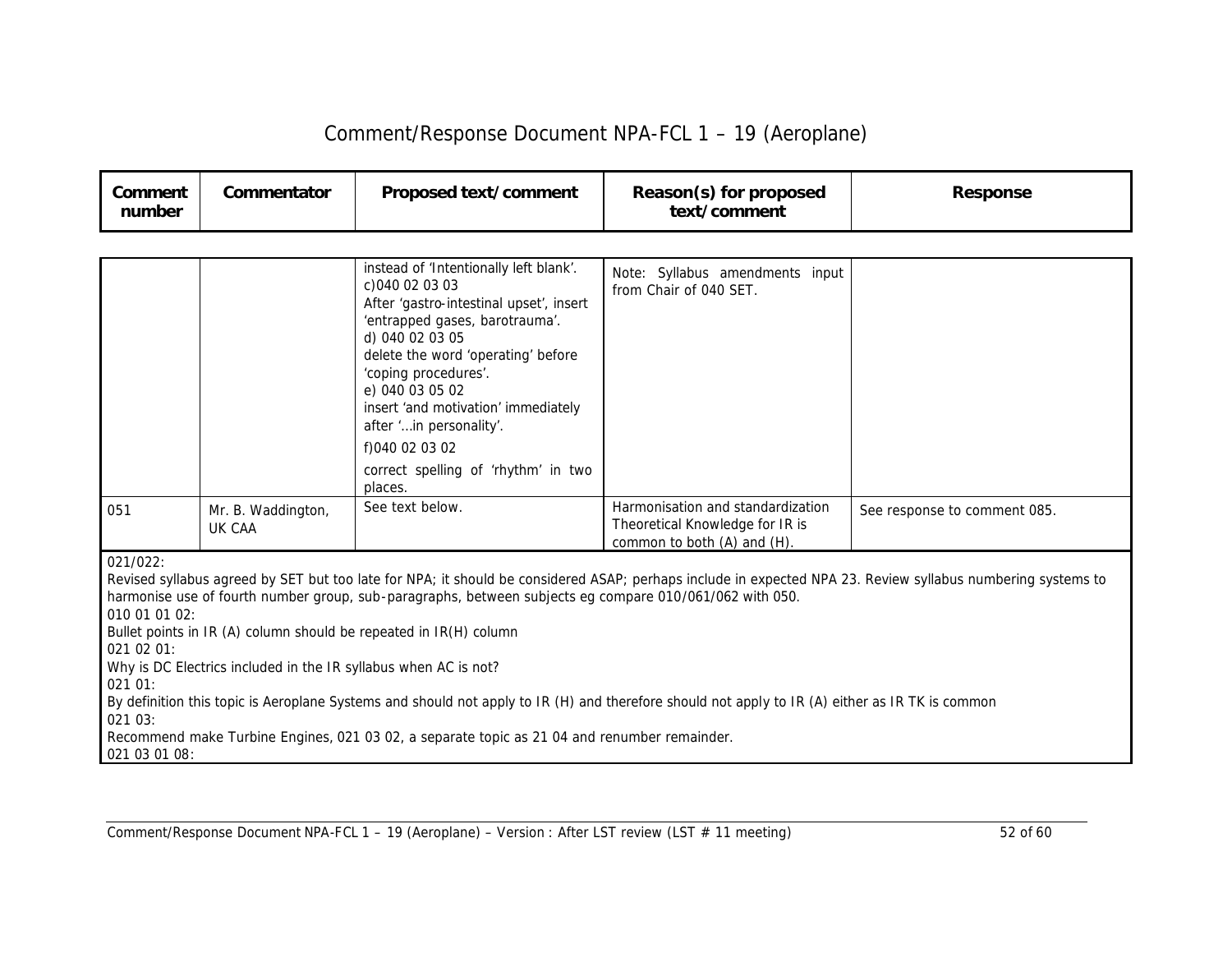# Comment/Response Document NPA-FCL 1 – 19 (Aeroplane)

| Comment number | Commentator | Proposed text/comment | Reason(s) for proposed text/comment | Response |
|---|---|---|---|---|
| | | instead of 'Intentionally left blank'.<br>c)040 02 03 03<br>After 'gastro-intestinal upset', insert 'entrapped gases, barotrauma'.<br>d) 040 02 03 05<br>delete the word 'operating' before 'coping procedures'.<br>e) 040 03 05 02<br>insert 'and motivation' immediately after '...in personality'.<br>f)040 02 03 02<br>correct spelling of 'rhythm' in two places. | Note: Syllabus amendments input from Chair of 040 SET. | |
| 051 | Mr. B. Waddington, UK CAA | See text below. | Harmonisation and standardization Theoretical Knowledge for IR is common to both (A) and (H). | See response to comment 085. |

021/022:
Revised syllabus agreed by SET but too late for NPA; it should be considered ASAP; perhaps include in expected NPA 23. Review syllabus numbering systems to harmonise use of fourth number group, sub-paragraphs, between subjects eg compare 010/061/062 with 050.
010 01 01 02:
Bullet points in IR (A) column should be repeated in IR(H) column
021 02 01:
Why is DC Electrics included in the IR syllabus when AC is not?
021 01:
By definition this topic is Aeroplane Systems and should not apply to IR (H) and therefore should not apply to IR (A) either as IR TK is common
021 03:
Recommend make Turbine Engines, 021 03 02, a separate topic as 21 04 and renumber remainder.
021 03 01 08: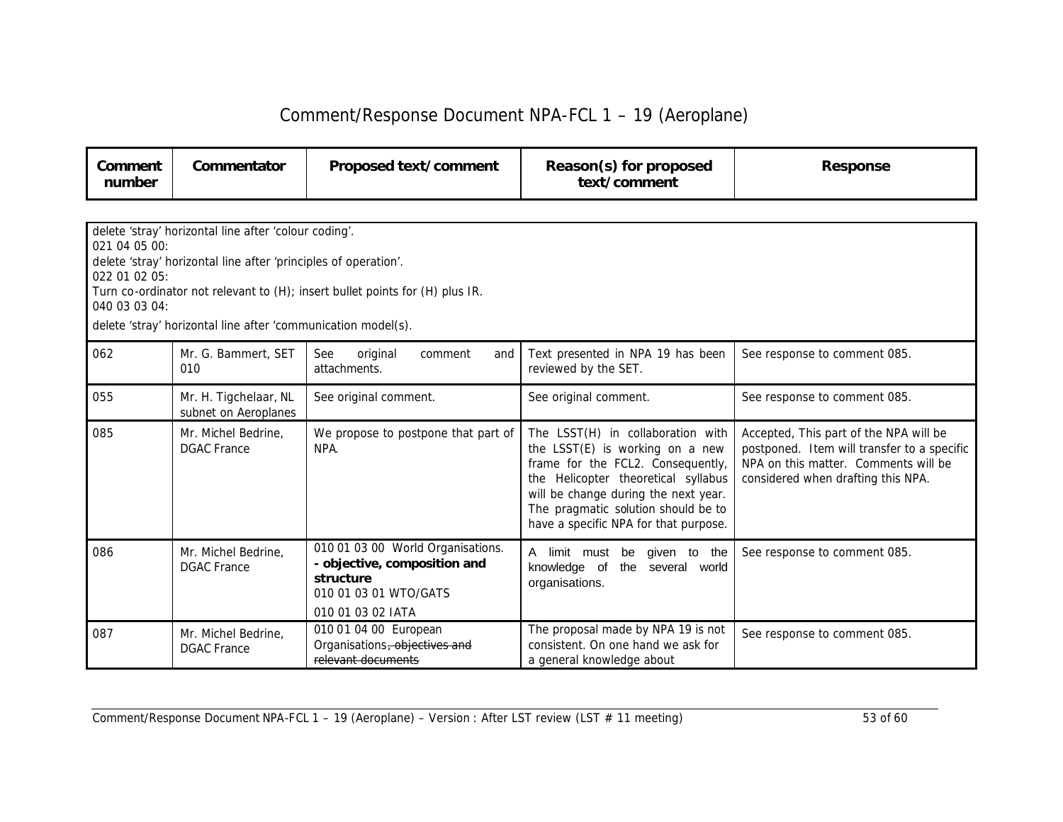| Comment number | Commentator | Proposed text/comment | Reason(s) for proposed text/comment | Response |
|---|---|---|---|---|
| delete 'stray' horizontal line after 'colour coding'.<br>021 04 05 00:<br>delete 'stray' horizontal line after 'principles of operation'.<br>022 01 02 05:<br>Turn co-ordinator not relevant to (H); insert bullet points for (H) plus IR.<br>040 03 03 04:<br>delete 'stray' horizontal line after 'communication model(s). | | | | |
| 062 | Mr. G. Bammert, SET 010 | See original comment and attachments. | Text presented in NPA 19 has been reviewed by the SET. | See response to comment 085. |
| 055 | Mr. H. Tigchelaar, NL subnet on Aeroplanes | See original comment. | See original comment. | See response to comment 085. |
| 085 | Mr. Michel Bedrine, DGAC France | We propose to postpone that part of NPA. | The LSST(H) in collaboration with the LSST(E) is working on a new frame for the FCL2. Consequently, the Helicopter theoretical syllabus will be change during the next year. The pragmatic solution should be to have a specific NPA for that purpose. | Accepted, This part of the NPA will be postponed. Item will transfer to a specific NPA on this matter. Comments will be considered when drafting this NPA. |
| 086 | Mr. Michel Bedrine, DGAC France | 010 01 03 00 World Organisations. **- objective, composition and structure**<br>010 01 03 01 WTO/GATS<br>010 01 03 02 IATA | A limit must be given to the knowledge of the several world organisations. | See response to comment 085. |
| 087 | Mr. Michel Bedrine, DGAC France | 010 01 04 00 European Organisations~~, objectives and relevant documents~~ | The proposal made by NPA 19 is not consistent. On one hand we ask for a general knowledge about | See response to comment 085. |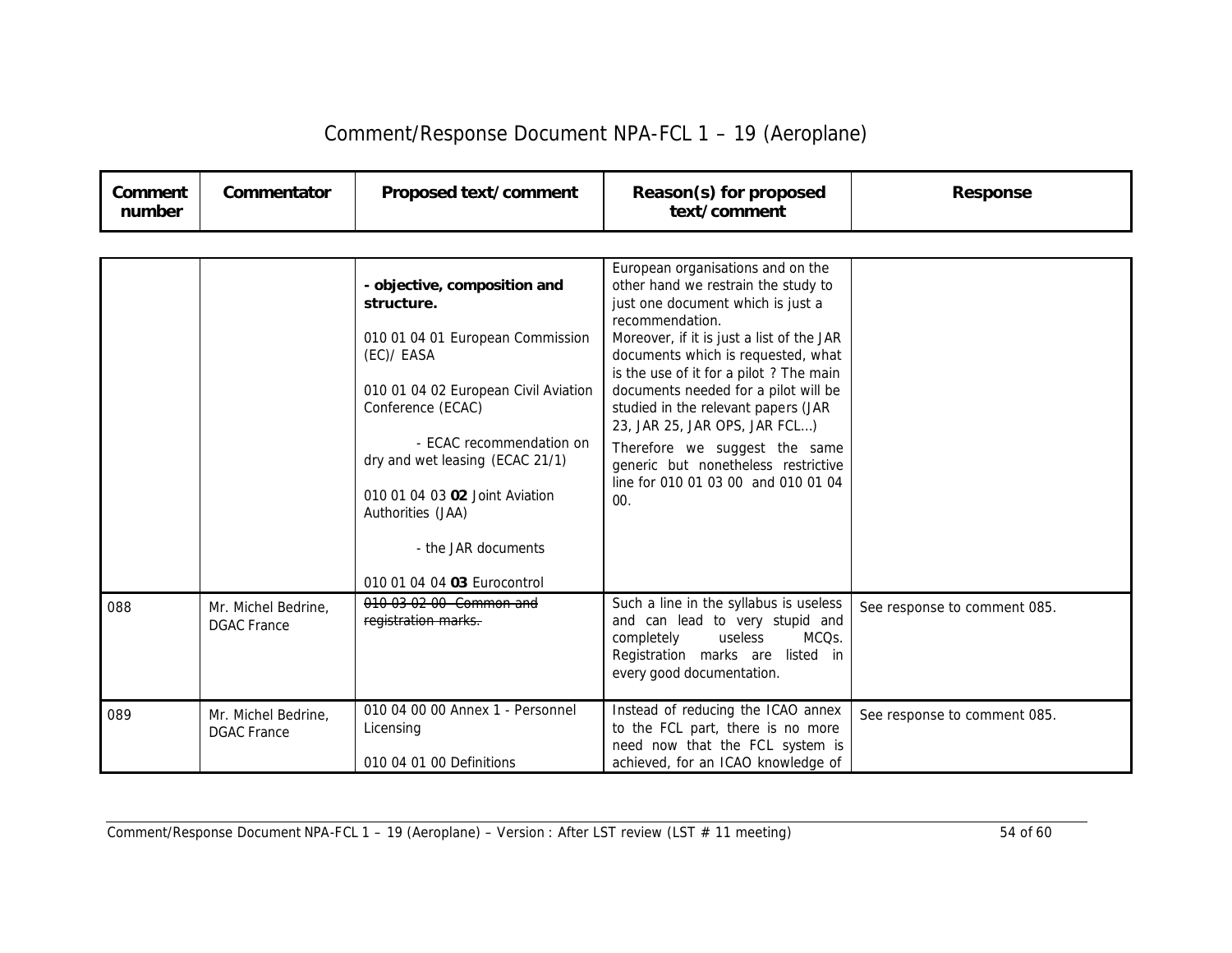# Comment/Response Document NPA-FCL 1 – 19 (Aeroplane)

| Comment number | Commentator | Proposed text/comment | Reason(s) for proposed text/comment | Response |
|---|---|---|---|---|
| | | **- objective, composition and structure.**<br><br>010 01 04 01 European Commission (EC)/ EASA<br><br>010 01 04 02 European Civil Aviation Conference (ECAC)<br><br>- ECAC recommendation on dry and wet leasing (ECAC 21/1)<br><br>010 01 04 03 **02** Joint Aviation Authorities (JAA)<br><br>- the JAR documents<br><br>010 01 04 04 **03** Eurocontrol | European organisations and on the other hand we restrain the study to just one document which is just a recommendation.<br>Moreover, if it is just a list of the JAR documents which is requested, what is the use of it for a pilot ? The main documents needed for a pilot will be studied in the relevant papers (JAR 23, JAR 25, JAR OPS, JAR FCL…)<br>Therefore we suggest the same generic but nonetheless restrictive line for 010 01 03 00 and 010 01 04 00. | |
| 088 | Mr. Michel Bedrine, DGAC France | ~~010 03 02 00 Common and registration marks.~~ | Such a line in the syllabus is useless and can lead to very stupid and completely useless MCQs. Registration marks are listed in every good documentation. | See response to comment 085. |
| 089 | Mr. Michel Bedrine, DGAC France | 010 04 00 00 Annex 1 - Personnel Licensing<br><br>010 04 01 00 Definitions | Instead of reducing the ICAO annex to the FCL part, there is no more need now that the FCL system is achieved, for an ICAO knowledge of | See response to comment 085. |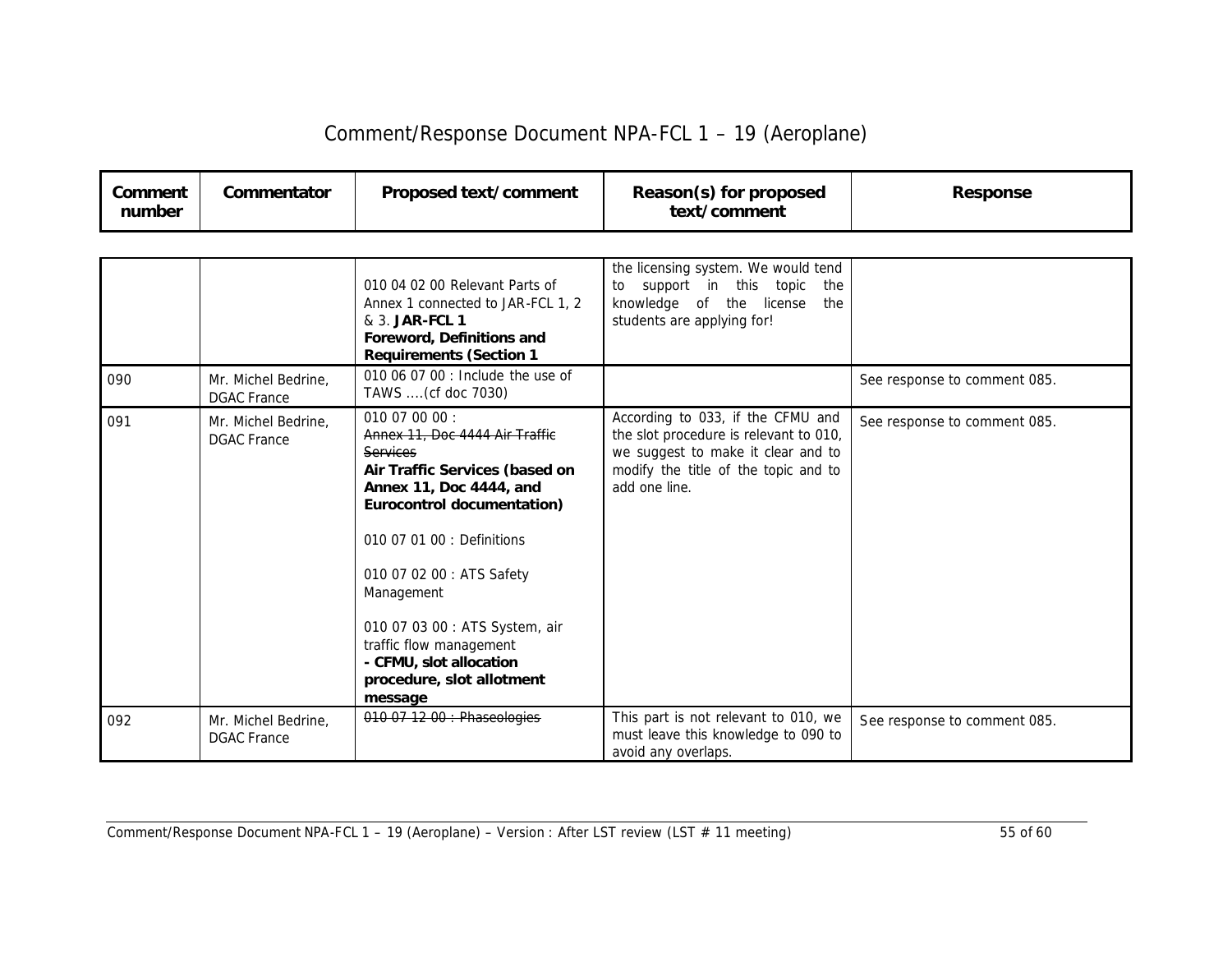| Comment number | Commentator | Proposed text/comment | Reason(s) for proposed text/comment | Response |
|---|---|---|---|---|
| | | 010 04 02 00 Relevant Parts of Annex 1 connected to JAR-FCL 1, 2 & 3. **JAR-FCL 1 Foreword, Definitions and Requirements (Section 1** | the licensing system. We would tend to support in this topic the knowledge of the license the students are applying for! | |
| 090 | Mr. Michel Bedrine, DGAC France | 010 06 07 00 : Include the use of TAWS ....(cf doc 7030) | | See response to comment 085. |
| 091 | Mr. Michel Bedrine, DGAC France | 010 07 00 00 :<br>~~Annex 11, Doc 4444 Air Traffic Services~~<br>**Air Traffic Services (based on Annex 11, Doc 4444, and Eurocontrol documentation)**<br><br>010 07 01 00 : Definitions<br><br>010 07 02 00 : ATS Safety Management<br><br>010 07 03 00 : ATS System, air traffic flow management<br>**- CFMU, slot allocation procedure, slot allotment message** | According to 033, if the CFMU and the slot procedure is relevant to 010, we suggest to make it clear and to modify the title of the topic and to add one line. | See response to comment 085. |
| 092 | Mr. Michel Bedrine, DGAC France | ~~010 07 12 00 : Phaseologies~~ | This part is not relevant to 010, we must leave this knowledge to 090 to avoid any overlaps. | See response to comment 085. |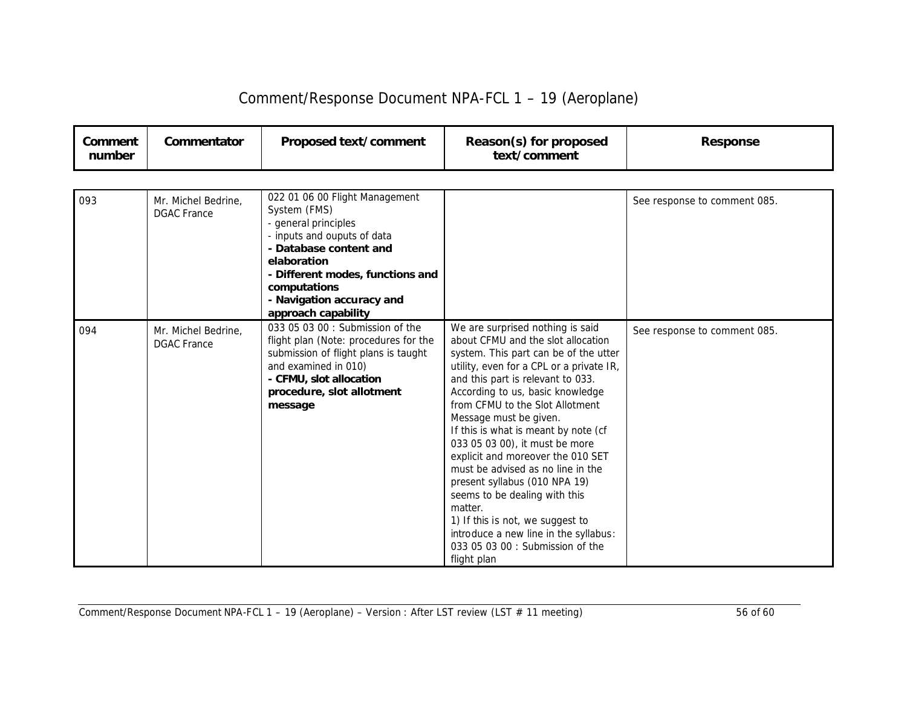| Comment number | Commentator | Proposed text/comment | Reason(s) for proposed text/comment | Response |
|---|---|---|---|---|
| 093 | Mr. Michel Bedrine, DGAC France | 022 01 06 00 Flight Management System (FMS)<br>- general principles<br>- inputs and ouputs of data<br>**- Database content and elaboration**<br>**- Different modes, functions and computations**<br>**- Navigation accuracy and approach capability** | | See response to comment 085. |
| 094 | Mr. Michel Bedrine, DGAC France | 033 05 03 00 : Submission of the flight plan (Note: procedures for the submission of flight plans is taught and examined in 010)<br>**- CFMU, slot allocation procedure, slot allotment message** | We are surprised nothing is said about CFMU and the slot allocation system. This part can be of the utter utility, even for a CPL or a private IR, and this part is relevant to 033. According to us, basic knowledge from CFMU to the Slot Allotment Message must be given.<br>If this is what is meant by note (cf 033 05 03 00), it must be more explicit and moreover the 010 SET must be advised as no line in the present syllabus (010 NPA 19) seems to be dealing with this matter.<br>1) If this is not, we suggest to introduce a new line in the syllabus: 033 05 03 00 : Submission of the flight plan | See response to comment 085. |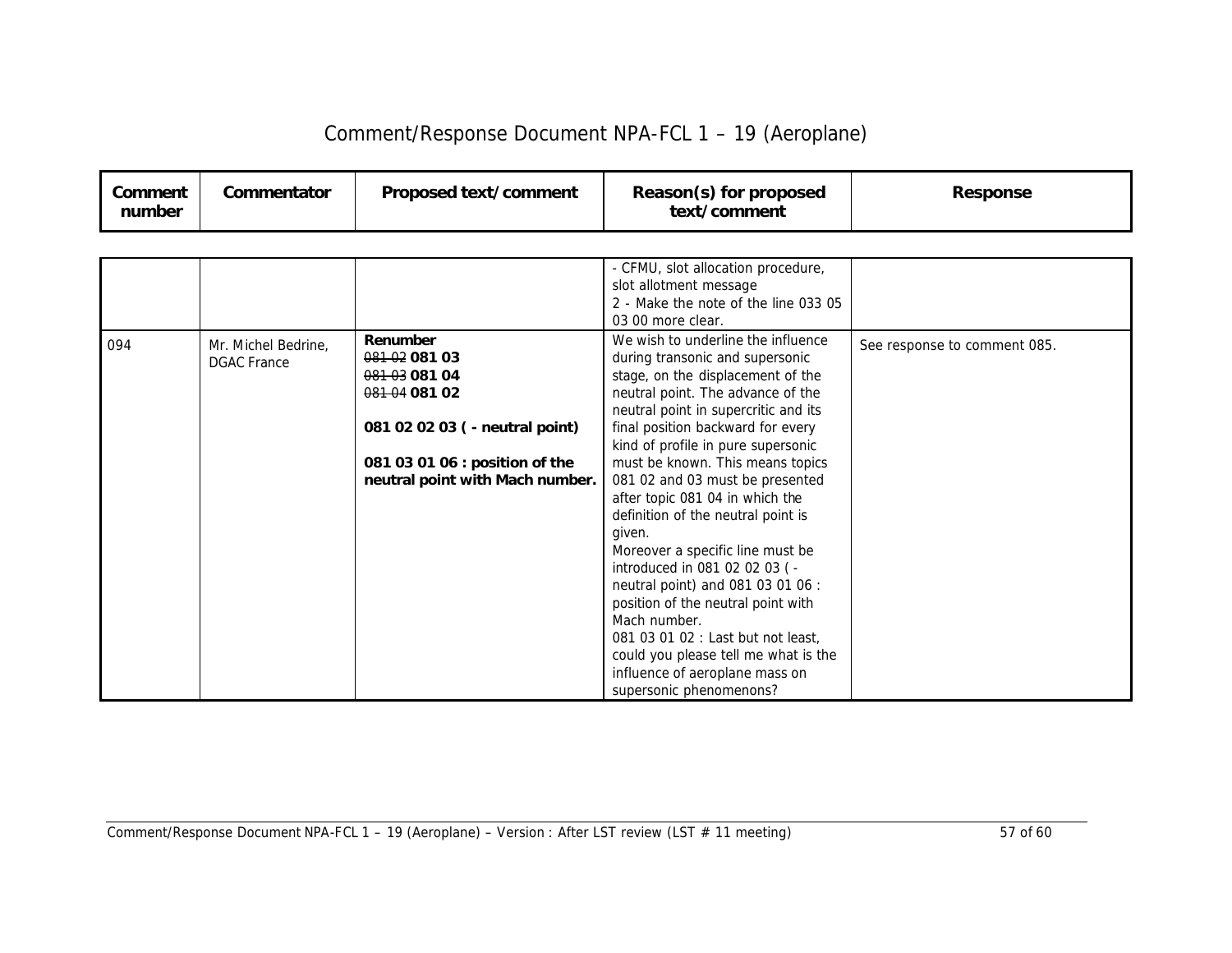| Comment number | Commentator | Proposed text/comment | Reason(s) for proposed text/comment | Response |
|---|---|---|---|---|
| | | | - CFMU, slot allocation procedure, slot allotment message<br>2 - Make the note of the line 033 05 03 00 more clear. | |
| 094 | Mr. Michel Bedrine, DGAC France | **Renumber**<br>~~081 02~~ **081 03**<br>~~081 03~~ **081 04**<br>~~081 04~~ **081 02**<br><br>**081 02 02 03 ( - neutral point)**<br><br>**081 03 01 06 : position of the neutral point with Mach number.** | We wish to underline the influence during transonic and supersonic stage, on the displacement of the neutral point. The advance of the neutral point in supercritic and its final position backward for every kind of profile in pure supersonic must be known. This means topics 081 02 and 03 must be presented after topic 081 04 in which the definition of the neutral point is given.<br>Moreover a specific line must be introduced in 081 02 02 03 ( - neutral point) and 081 03 01 06 : position of the neutral point with Mach number.<br>081 03 01 02 : Last but not least, could you please tell me what is the influence of aeroplane mass on supersonic phenomenons? | See response to comment 085. |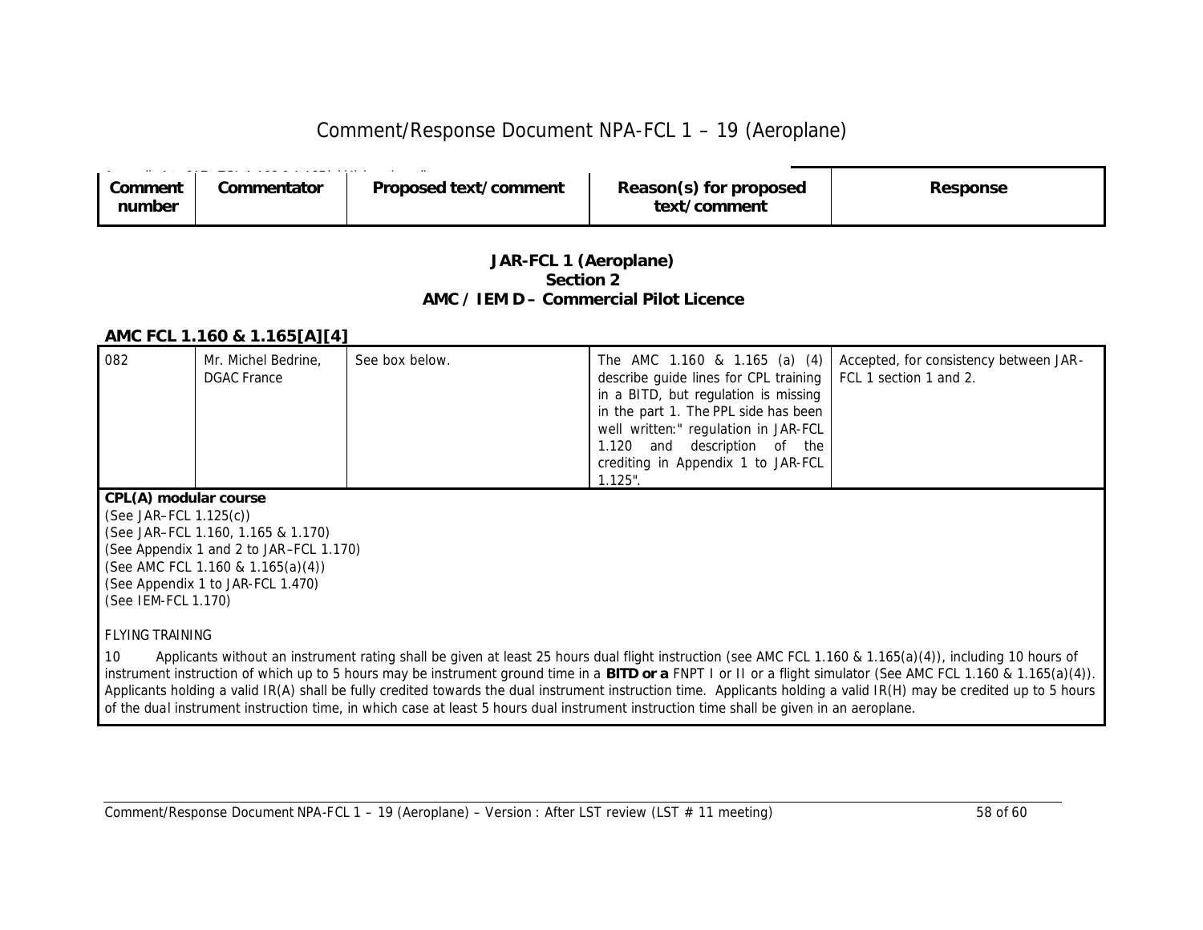| Comment number | Commentator | Proposed text/comment | Reason(s) for proposed text/comment | Response |
|---|---|---|---|---|

**JAR-FCL 1 (Aeroplane)**
**Section 2**
**AMC / IEM D – Commercial Pilot Licence**

## AMC FCL 1.160 & 1.165[A][4]

| Comment number | Commentator | Proposed text/comment | Reason(s) for proposed text/comment | Response |
|---|---|---|---|---|
| 082 | Mr. Michel Bedrine, DGAC France | See box below. | The AMC 1.160 & 1.165 (a) (4) describe guide lines for CPL training in a BITD, but regulation is missing in the part 1. The PPL side has been well written:" regulation in JAR-FCL 1.120 and description of the crediting in Appendix 1 to JAR-FCL 1.125". | Accepted, for consistency between JAR-FCL 1 section 1 and 2. |

**CPL(A) modular course**

(See JAR–FCL 1.125(c))
(See JAR–FCL 1.160, 1.165 & 1.170)
(See Appendix 1 and 2 to JAR–FCL 1.170)
(See AMC FCL 1.160 & 1.165(a)(4))
(See Appendix 1 to JAR-FCL 1.470)
(See IEM-FCL 1.170)

FLYING TRAINING

10 Applicants without an instrument rating shall be given at least 25 hours dual flight instruction (see AMC FCL 1.160 & 1.165(a)(4)), including 10 hours of instrument instruction of which up to 5 hours may be instrument ground time in a **BITD or a** FNPT I or II or a flight simulator (See AMC FCL 1.160 & 1.165(a)(4)). Applicants holding a valid IR(A) shall be fully credited towards the dual instrument instruction time. Applicants holding a valid IR(H) may be credited up to 5 hours of the dual instrument instruction time, in which case at least 5 hours dual instrument instruction time shall be given in an aeroplane.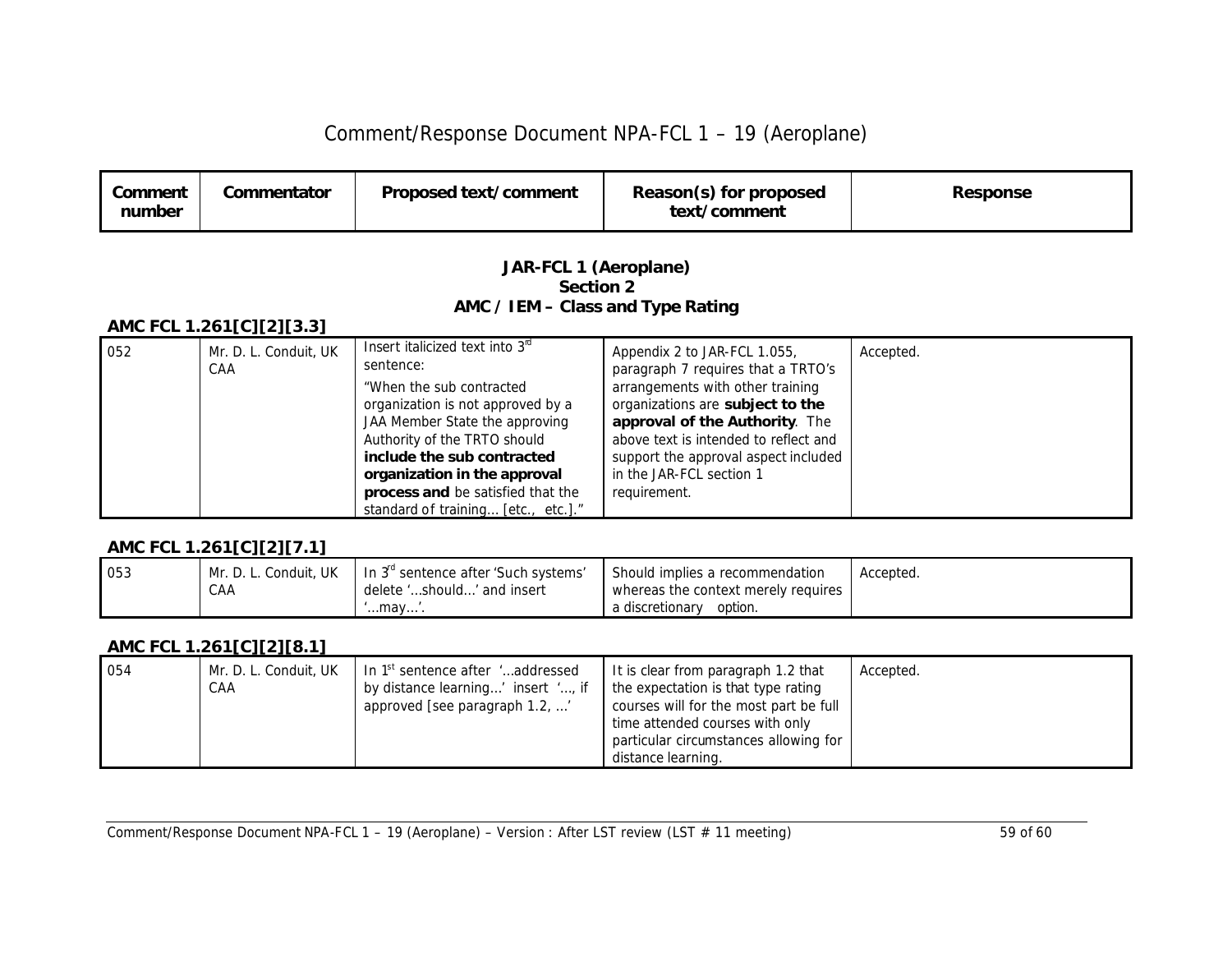# Comment/Response Document NPA-FCL 1 – 19 (Aeroplane)

| Comment number | Commentator | Proposed text/comment | Reason(s) for proposed text/comment | Response |
|---|---|---|---|---|

## JAR-FCL 1 (Aeroplane)
## Section 2
## AMC / IEM – Class and Type Rating

### AMC FCL 1.261[C][2][3.3]

| Comment number | Commentator | Proposed text/comment | Reason(s) for proposed text/comment | Response |
|---|---|---|---|---|
| 052 | Mr. D. L. Conduit, UK CAA | Insert italicized text into 3rd sentence: "When the sub contracted organization is not approved by a JAA Member State the approving Authority of the TRTO should **include the sub contracted organization in the approval process and** be satisfied that the standard of training… [etc., etc.]." | Appendix 2 to JAR-FCL 1.055, paragraph 7 requires that a TRTO's arrangements with other training organizations are **subject to the approval of the Authority**. The above text is intended to reflect and support the approval aspect included in the JAR-FCL section 1 requirement. | Accepted. |

### AMC FCL 1.261[C][2][7.1]

| Comment number | Commentator | Proposed text/comment | Reason(s) for proposed text/comment | Response |
|---|---|---|---|---|
| 053 | Mr. D. L. Conduit, UK CAA | In 3rd sentence after 'Such systems' delete '…should…' and insert '…may…'. | Should implies a recommendation whereas the context merely requires a discretionary option. | Accepted. |

### AMC FCL 1.261[C][2][8.1]

| Comment number | Commentator | Proposed text/comment | Reason(s) for proposed text/comment | Response |
|---|---|---|---|---|
| 054 | Mr. D. L. Conduit, UK CAA | In 1st sentence after '…addressed by distance learning…' insert '…, if approved [see paragraph 1.2, …' | It is clear from paragraph 1.2 that the expectation is that type rating courses will for the most part be full time attended courses with only particular circumstances allowing for distance learning. | Accepted. |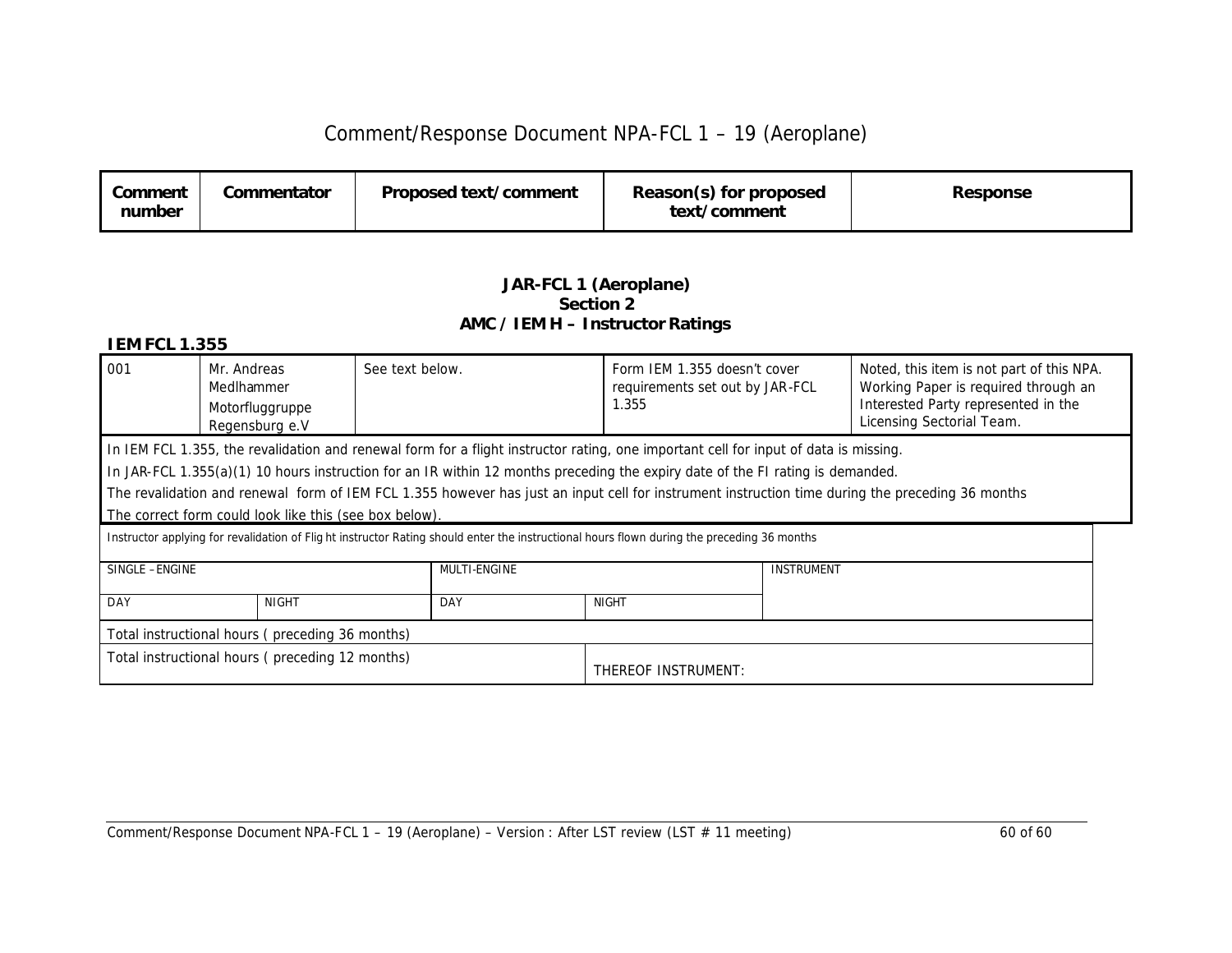# Comment/Response Document NPA-FCL 1 – 19 (Aeroplane)

| Comment number | Commentator | Proposed text/comment | Reason(s) for proposed text/comment | Response |
|---|---|---|---|---|

### JAR-FCL 1 (Aeroplane)
### Section 2
### AMC / IEM H – Instructor Ratings

**IEM FCL 1.355**

| Comment number | Commentator | Proposed text/comment | Reason(s) for proposed text/comment | Response |
|---|---|---|---|---|
| 001 | Mr. Andreas Medlhammer<br>Motorfluggruppe Regensburg e.V | See text below. | Form IEM 1.355 doesn't cover requirements set out by JAR-FCL 1.355 | Noted, this item is not part of this NPA. Working Paper is required through an Interested Party represented in the Licensing Sectorial Team. |

In IEM FCL 1.355, the revalidation and renewal form for a flight instructor rating, one important cell for input of data is missing.

In JAR-FCL 1.355(a)(1) 10 hours instruction for an IR within 12 months preceding the expiry date of the FI rating is demanded.

The revalidation and renewal form of IEM FCL 1.355 however has just an input cell for instrument instruction time during the preceding 36 months

The correct form could look like this (see box below).

| Instructor applying for revalidation of Flight instructor Rating should enter the instructional hours flown during the preceding 36 months | | | | |
|---|---|---|---|---|
| SINGLE –ENGINE | | MULTI-ENGINE | | INSTRUMENT |
| DAY | NIGHT | DAY | NIGHT | |
| Total instructional hours ( preceding 36 months) | | | | |
| Total instructional hours ( preceding 12 months) | | | THEREOF INSTRUMENT: | |